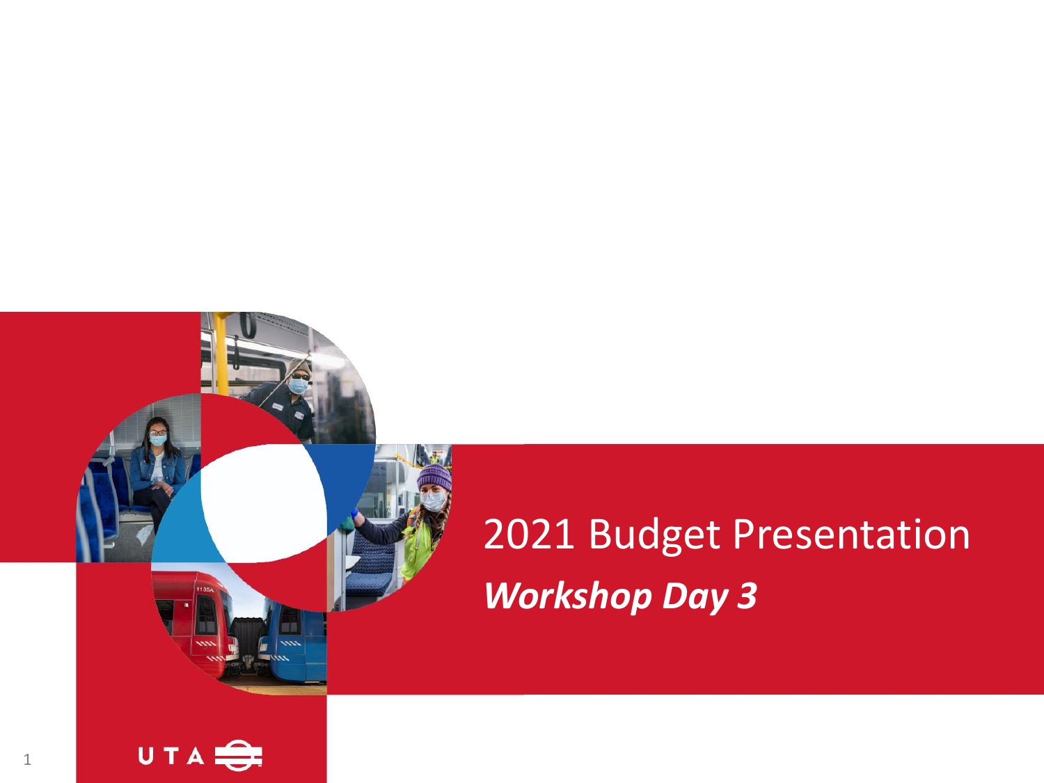# 2021 Budget Presentation

***Workshop Day 3***

UTA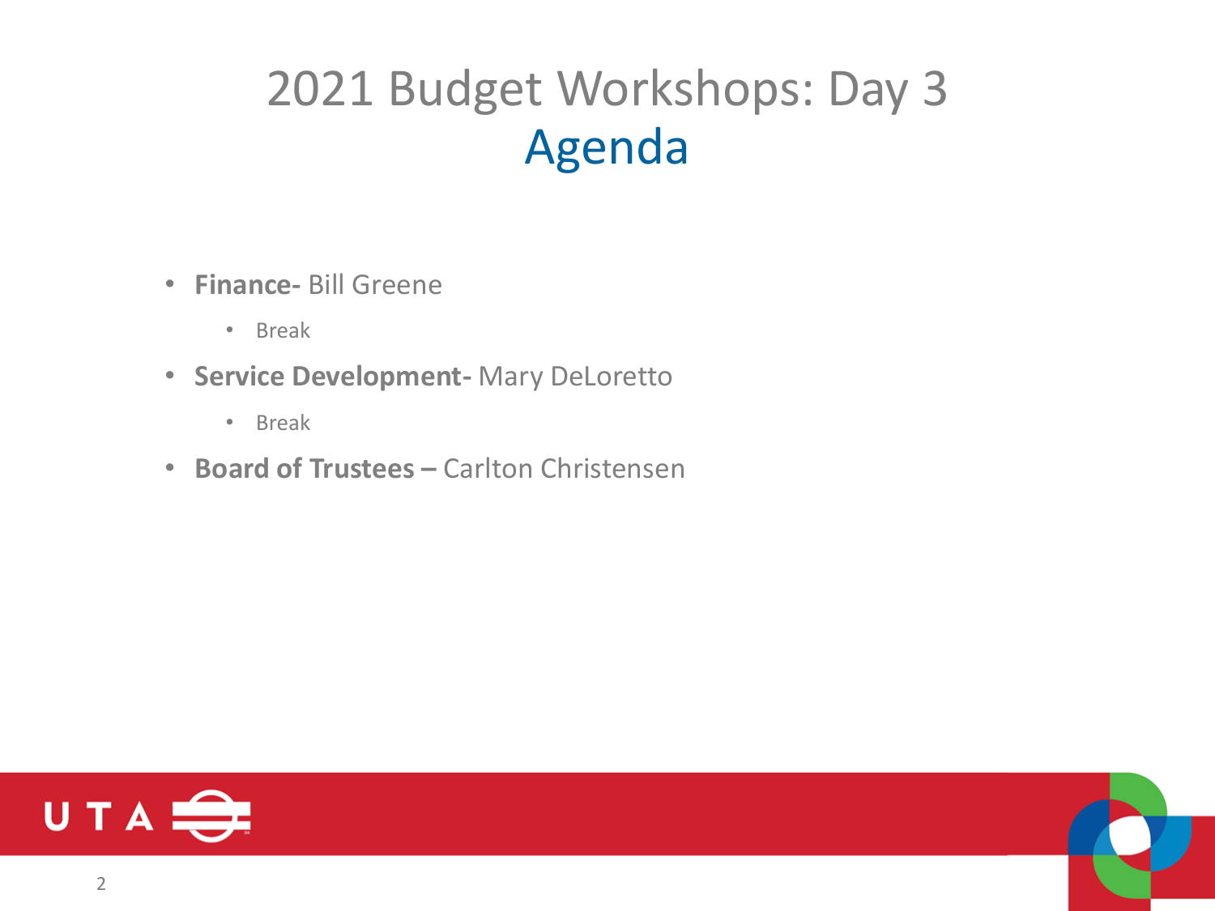# 2021 Budget Workshops: Day 3

## Agenda

- **Finance-** Bill Greene
  - Break
- **Service Development-** Mary DeLoretto
  - Break
- **Board of Trustees –** Carlton Christensen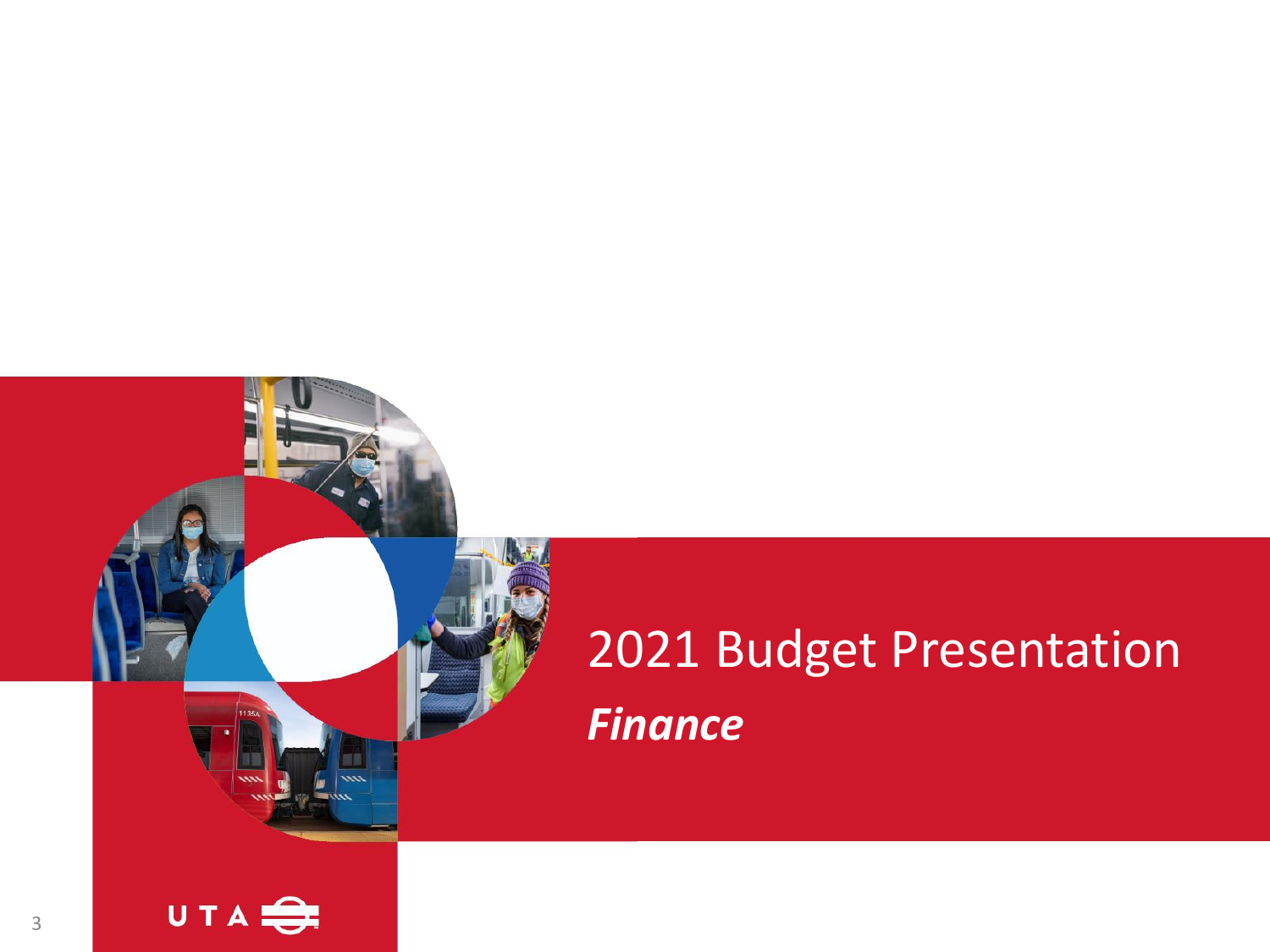# 2021 Budget Presentation

## *Finance*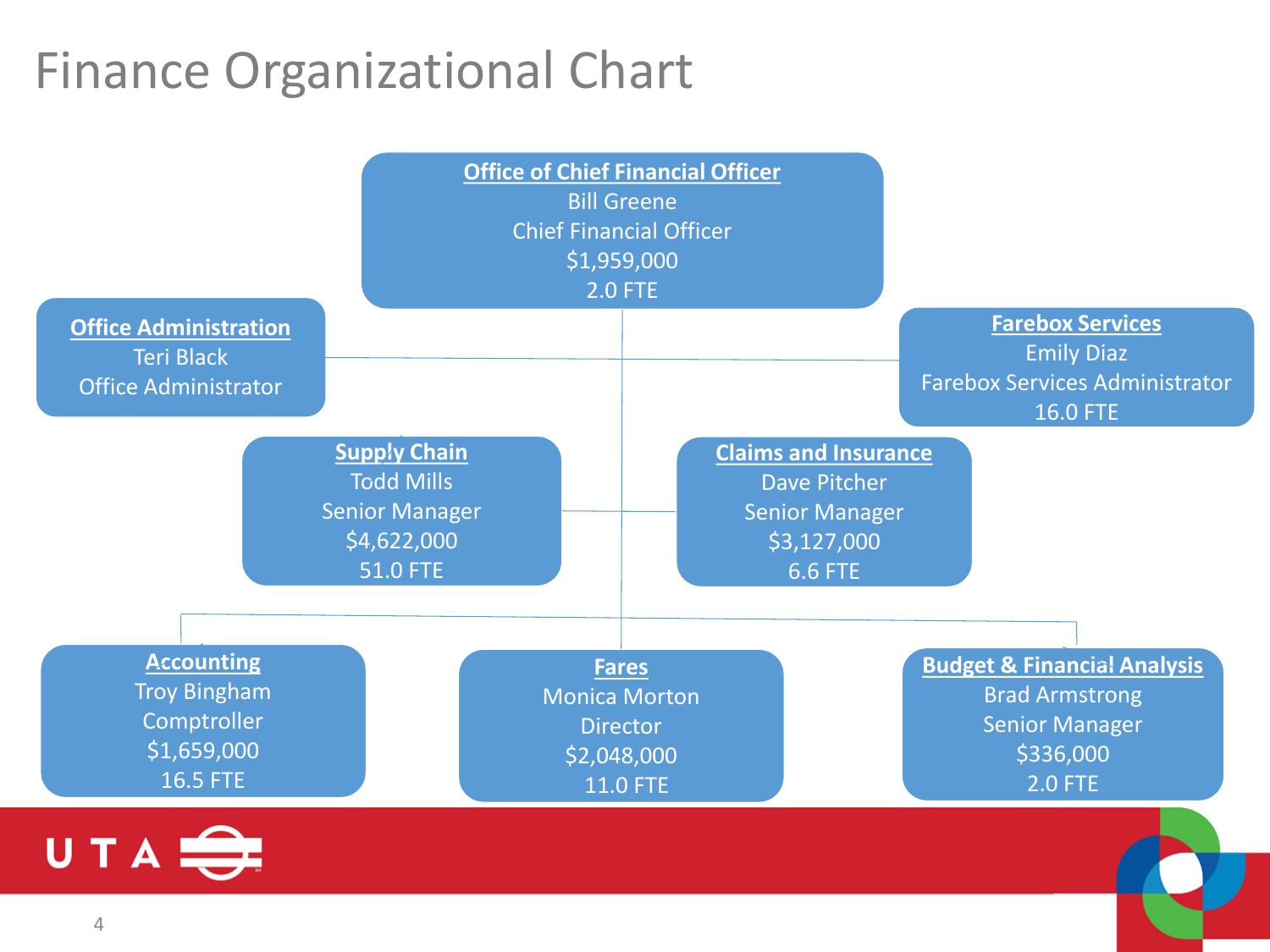# Finance Organizational Chart

**Office of Chief Financial Officer**
Bill Greene
Chief Financial Officer
$1,959,000
2.0 FTE

**Office Administration**
Teri Black
Office Administrator

**Farebox Services**
Emily Diaz
Farebox Services Administrator
16.0 FTE

**Supply Chain**
Todd Mills
Senior Manager
$4,622,000
51.0 FTE

**Claims and Insurance**
Dave Pitcher
Senior Manager
$3,127,000
6.6 FTE

**Accounting**
Troy Bingham
Comptroller
$1,659,000
16.5 FTE

**Fares**
Monica Morton
Director
$2,048,000
11.0 FTE

**Budget & Financial Analysis**
Brad Armstrong
Senior Manager
$336,000
2.0 FTE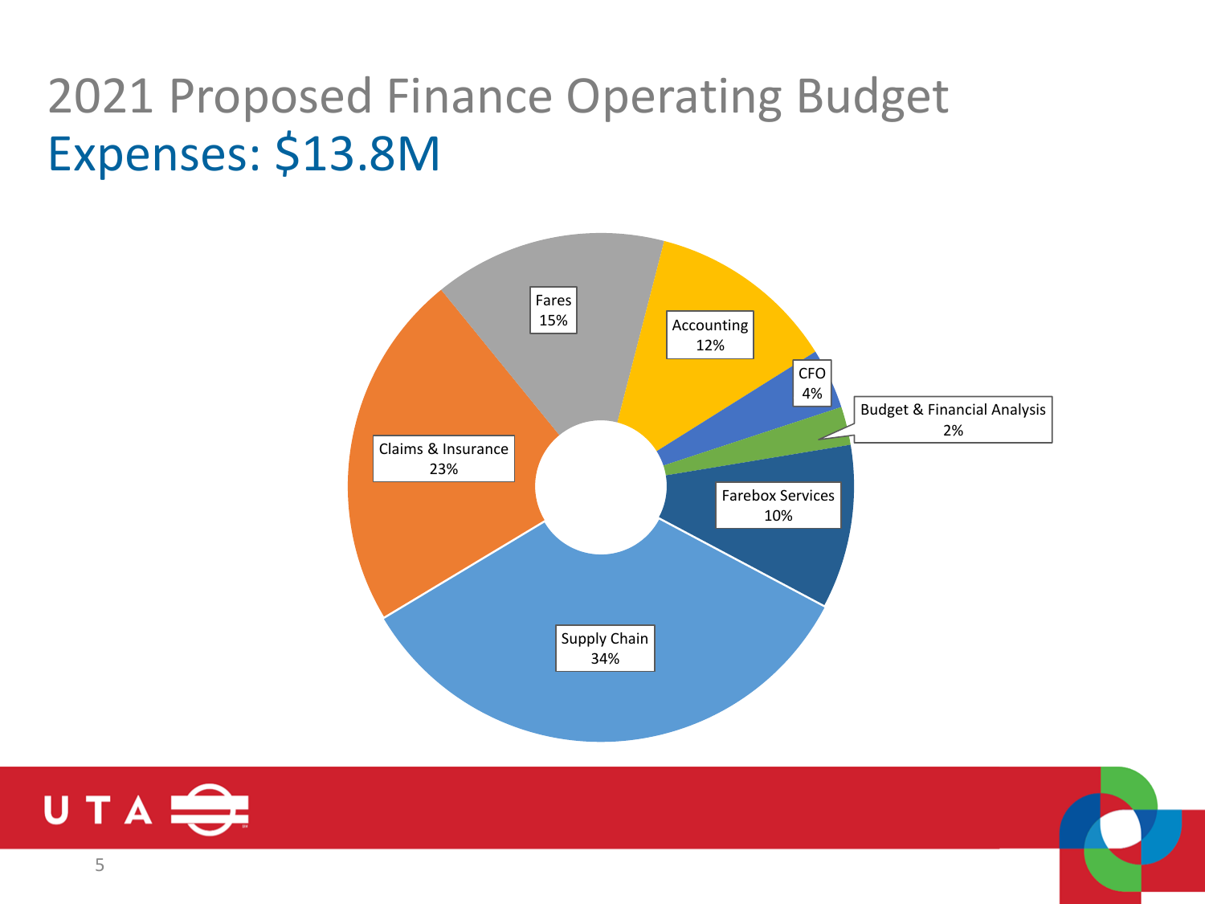# 2021 Proposed Finance Operating Budget

## Expenses: $13.8M

| Category | Percentage |
| --- | --- |
| Supply Chain | 34% |
| Claims & Insurance | 23% |
| Fares | 15% |
| Accounting | 12% |
| Farebox Services | 10% |
| CFO | 4% |
| Budget & Financial Analysis | 2% |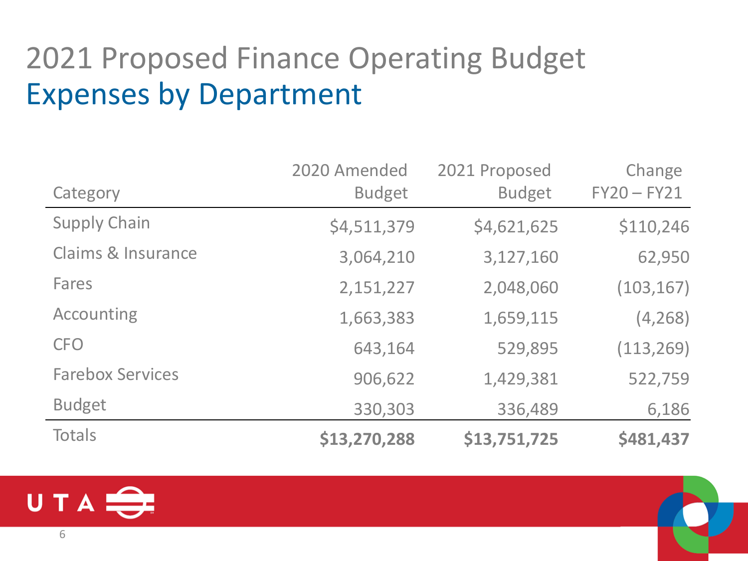# 2021 Proposed Finance Operating Budget

## Expenses by Department

| Category | 2020 Amended Budget | 2021 Proposed Budget | Change FY20 – FY21 |
|---|---:|---:|---:|
| Supply Chain | $4,511,379 | $4,621,625 | $110,246 |
| Claims & Insurance | 3,064,210 | 3,127,160 | 62,950 |
| Fares | 2,151,227 | 2,048,060 | (103,167) |
| Accounting | 1,663,383 | 1,659,115 | (4,268) |
| CFO | 643,164 | 529,895 | (113,269) |
| Farebox Services | 906,622 | 1,429,381 | 522,759 |
| Budget | 330,303 | 336,489 | 6,186 |
| Totals | **$13,270,288** | **$13,751,725** | **$481,437** |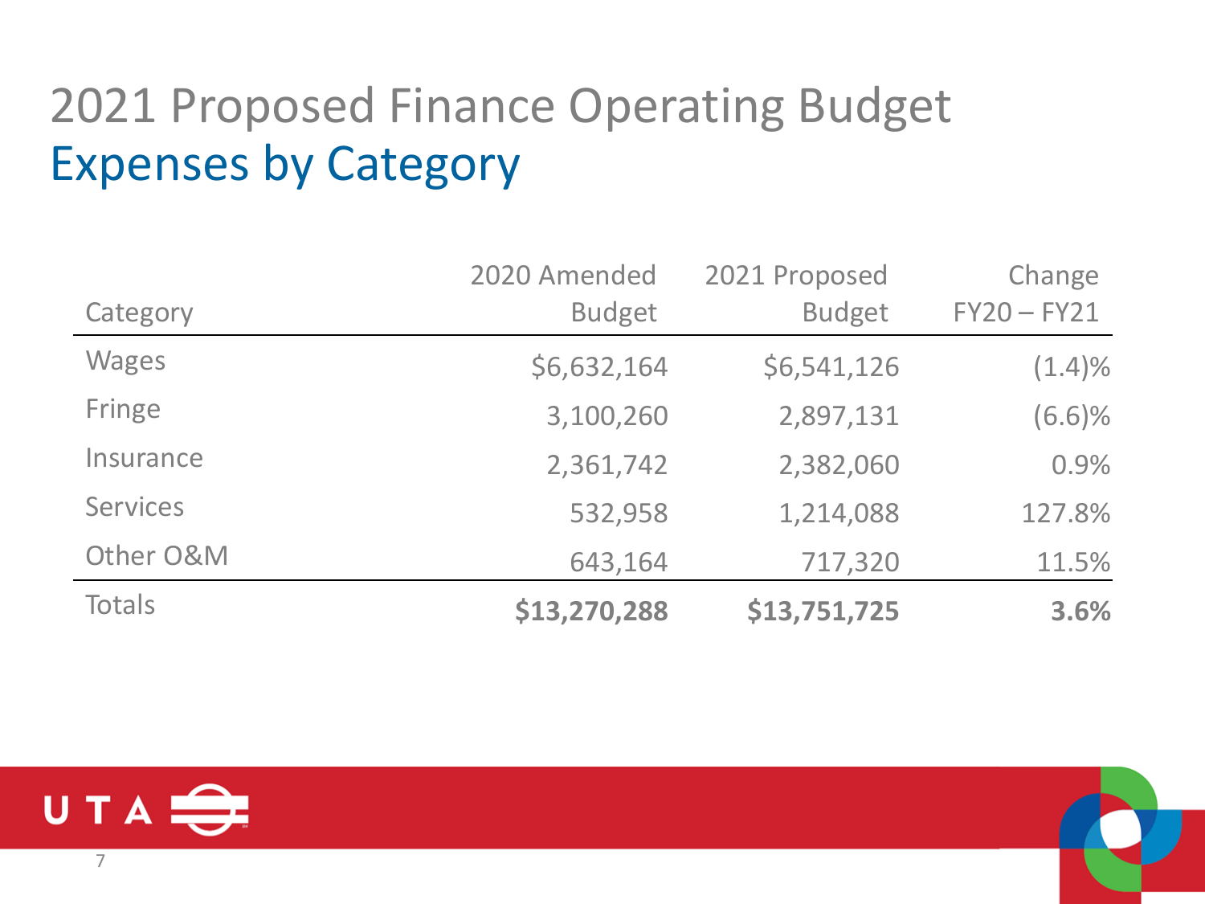# 2021 Proposed Finance Operating Budget

## Expenses by Category

| Category | 2020 Amended Budget | 2021 Proposed Budget | Change FY20 – FY21 |
|---|---:|---:|---:|
| Wages | $6,632,164 | $6,541,126 | (1.4)% |
| Fringe | 3,100,260 | 2,897,131 | (6.6)% |
| Insurance | 2,361,742 | 2,382,060 | 0.9% |
| Services | 532,958 | 1,214,088 | 127.8% |
| Other O&M | 643,164 | 717,320 | 11.5% |
| Totals | **$13,270,288** | **$13,751,725** | **3.6%** |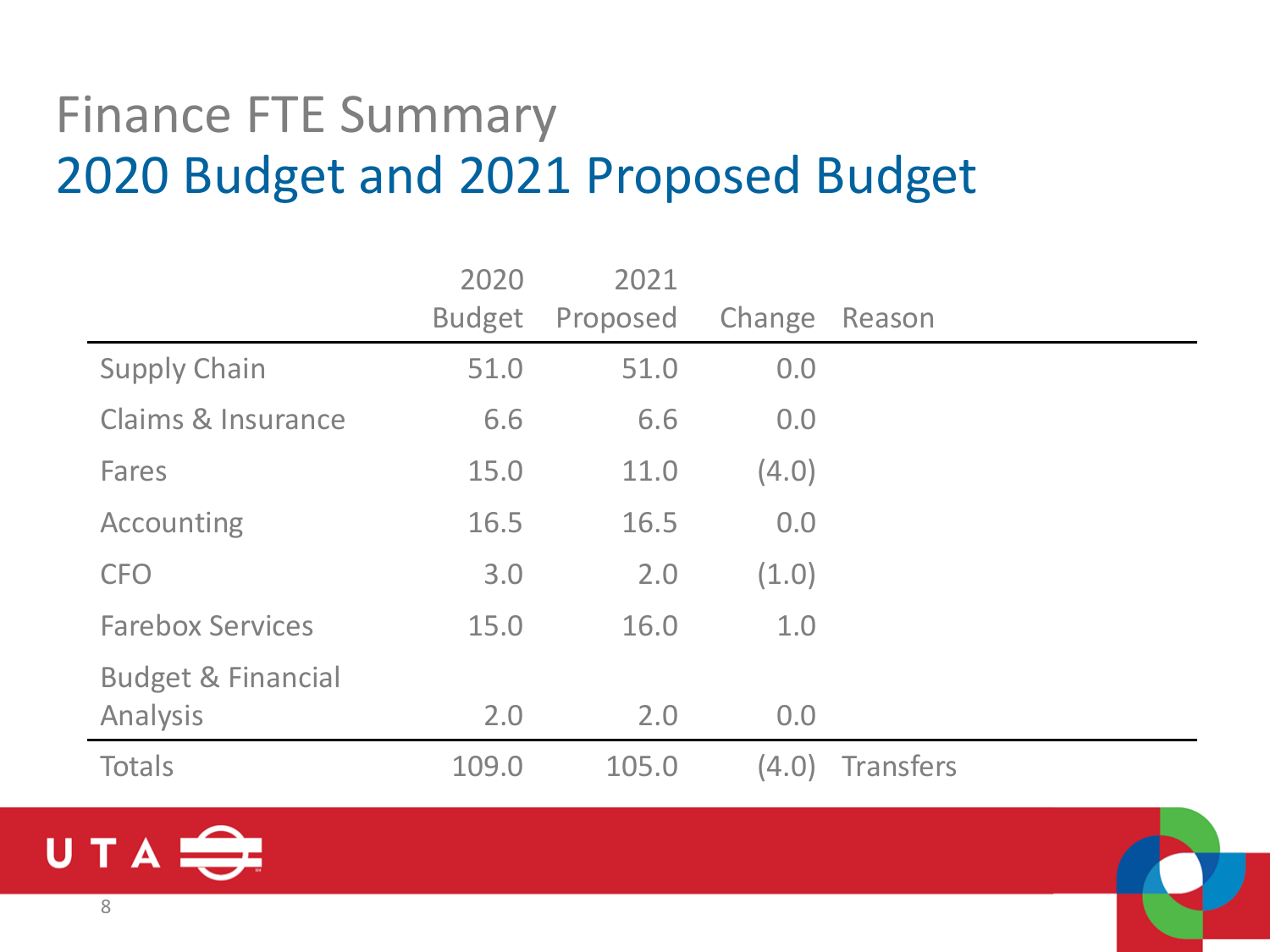# Finance FTE Summary
## 2020 Budget and 2021 Proposed Budget

| | 2020 Budget | 2021 Proposed | Change | Reason |
|---|---|---|---|---|
| Supply Chain | 51.0 | 51.0 | 0.0 | |
| Claims & Insurance | 6.6 | 6.6 | 0.0 | |
| Fares | 15.0 | 11.0 | (4.0) | |
| Accounting | 16.5 | 16.5 | 0.0 | |
| CFO | 3.0 | 2.0 | (1.0) | |
| Farebox Services | 15.0 | 16.0 | 1.0 | |
| Budget & Financial Analysis | 2.0 | 2.0 | 0.0 | |
| Totals | 109.0 | 105.0 | (4.0) | Transfers |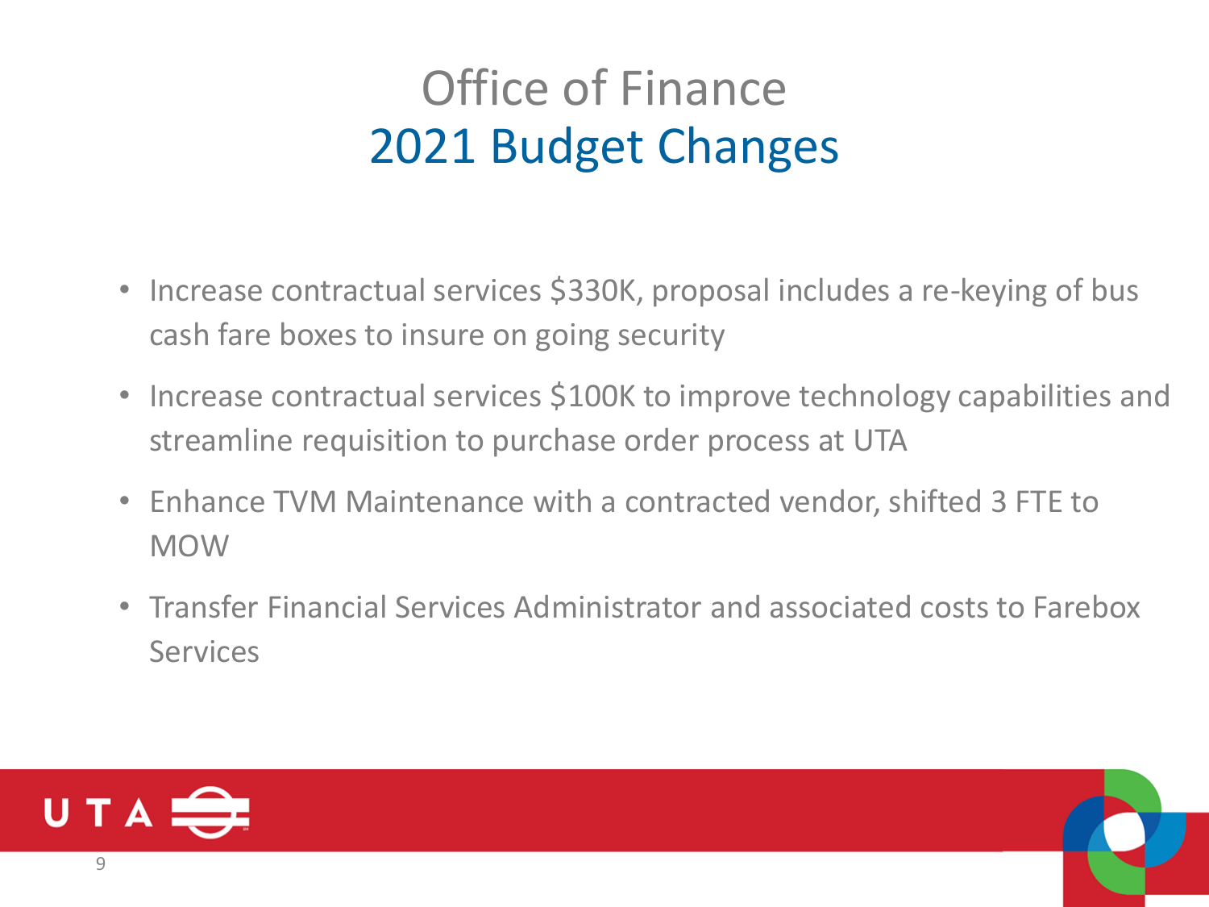# Office of Finance
## 2021 Budget Changes

- Increase contractual services $330K, proposal includes a re-keying of bus cash fare boxes to insure on going security
- Increase contractual services $100K to improve technology capabilities and streamline requisition to purchase order process at UTA
- Enhance TVM Maintenance with a contracted vendor, shifted 3 FTE to MOW
- Transfer Financial Services Administrator and associated costs to Farebox Services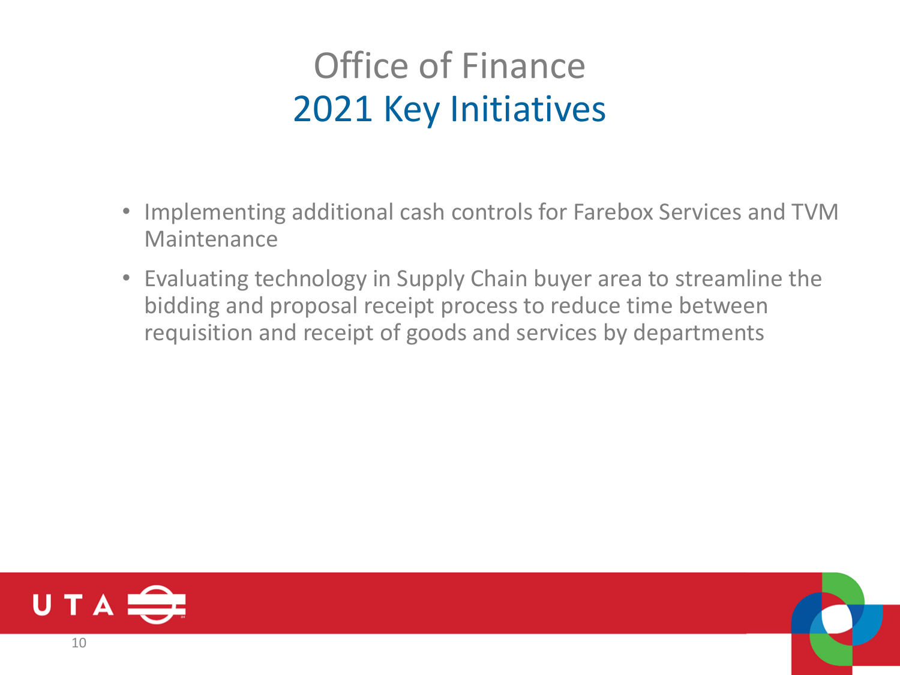# Office of Finance
## 2021 Key Initiatives

- Implementing additional cash controls for Farebox Services and TVM Maintenance
- Evaluating technology in Supply Chain buyer area to streamline the bidding and proposal receipt process to reduce time between requisition and receipt of goods and services by departments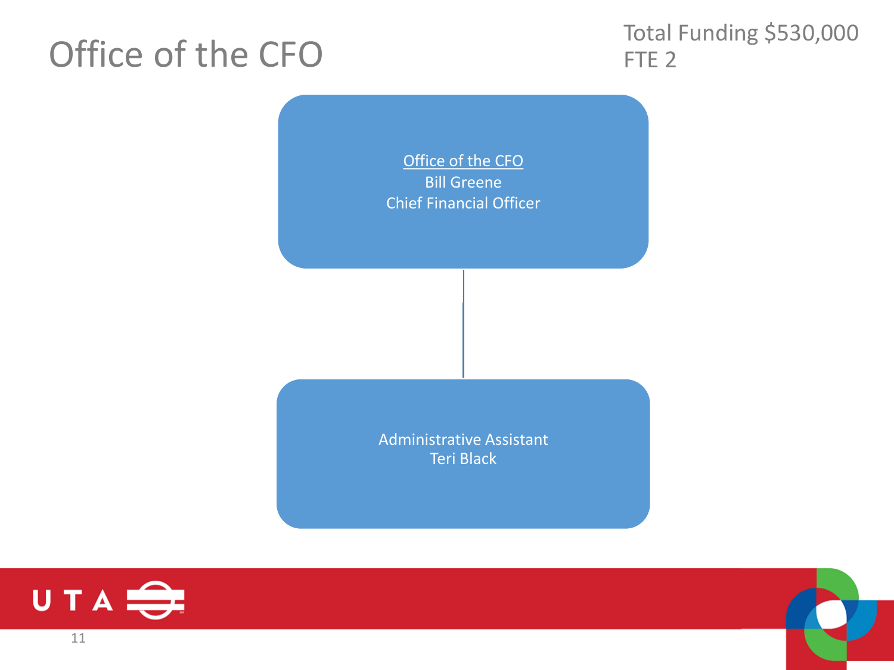# Office of the CFO

Total Funding $530,000
FTE 2

Office of the CFO
Bill Greene
Chief Financial Officer

Administrative Assistant
Teri Black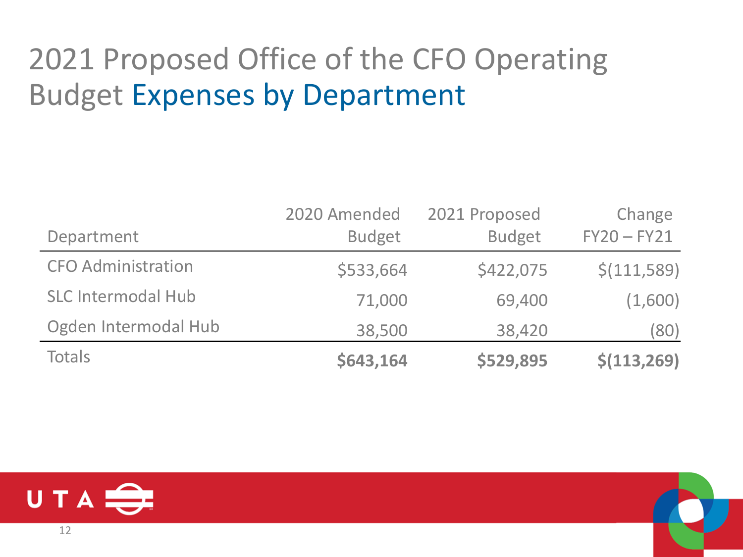# 2021 Proposed Office of the CFO Operating Budget Expenses by Department

| Department | 2020 Amended Budget | 2021 Proposed Budget | Change FY20 – FY21 |
|---|---|---|---|
| CFO Administration | $533,664 | $422,075 | $(111,589) |
| SLC Intermodal Hub | 71,000 | 69,400 | (1,600) |
| Ogden Intermodal Hub | 38,500 | 38,420 | (80) |
| Totals | **$643,164** | **$529,895** | **$(113,269)** |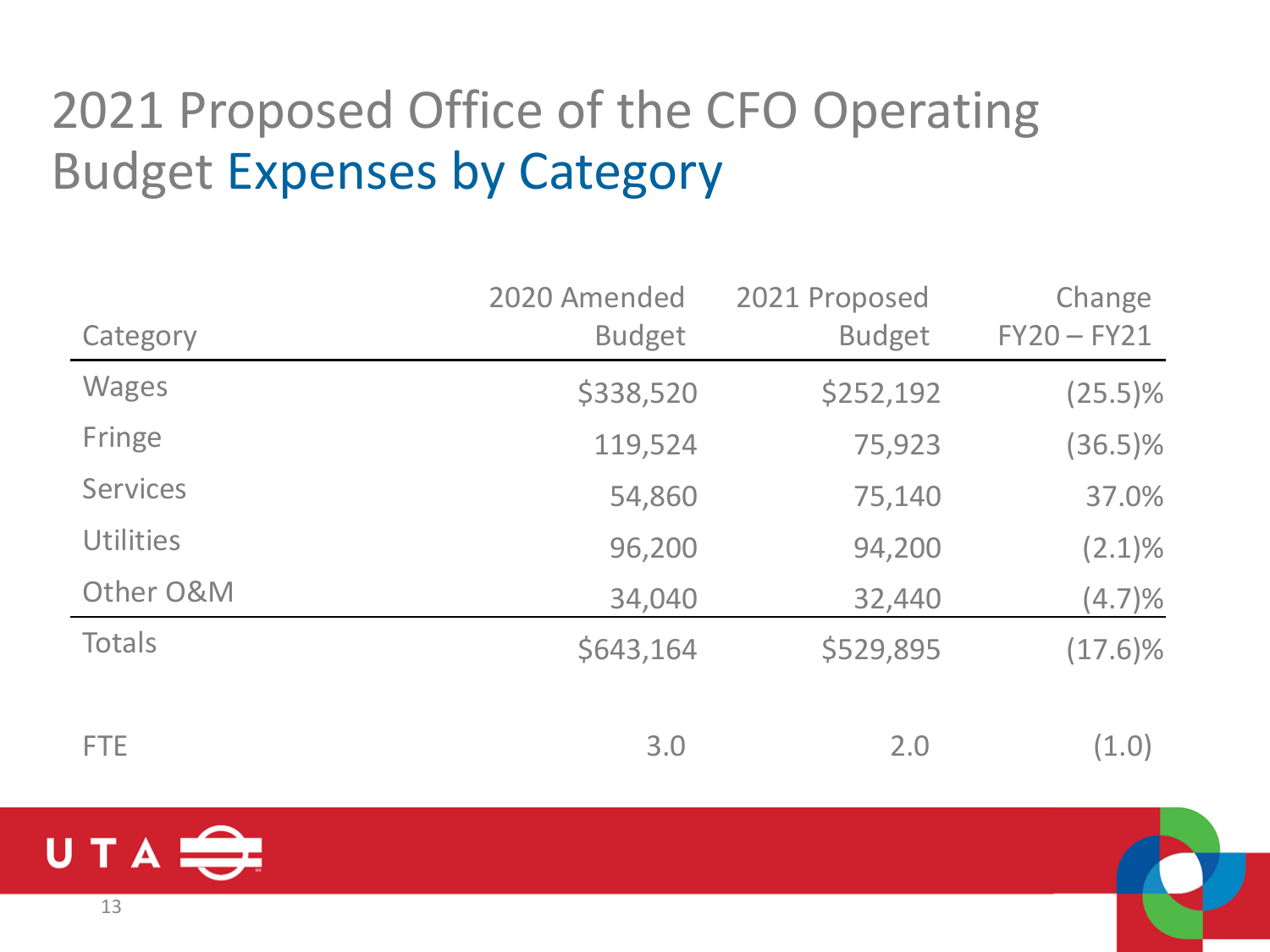# 2021 Proposed Office of the CFO Operating Budget Expenses by Category

| Category | 2020 Amended Budget | 2021 Proposed Budget | Change FY20 – FY21 |
|---|---|---|---|
| Wages | $338,520 | $252,192 | (25.5)% |
| Fringe | 119,524 | 75,923 | (36.5)% |
| Services | 54,860 | 75,140 | 37.0% |
| Utilities | 96,200 | 94,200 | (2.1)% |
| Other O&M | 34,040 | 32,440 | (4.7)% |
| Totals | $643,164 | $529,895 | (17.6)% |
| | | | |
| FTE | 3.0 | 2.0 | (1.0) |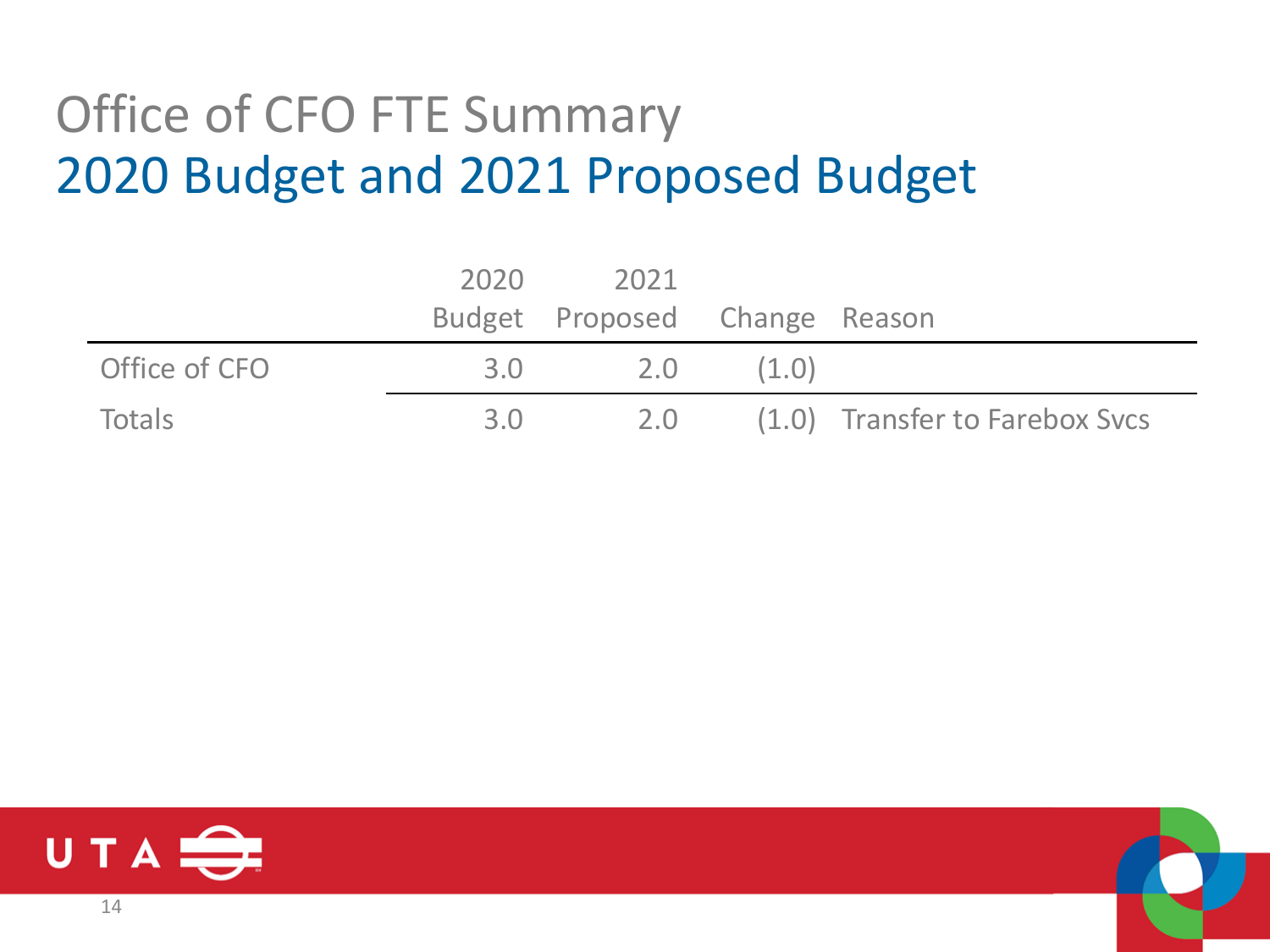# Office of CFO FTE Summary

## 2020 Budget and 2021 Proposed Budget

| | 2020 Budget | 2021 Proposed | Change | Reason |
|---|---|---|---|---|
| Office of CFO | 3.0 | 2.0 | (1.0) | |
| Totals | 3.0 | 2.0 | (1.0) | Transfer to Farebox Svcs |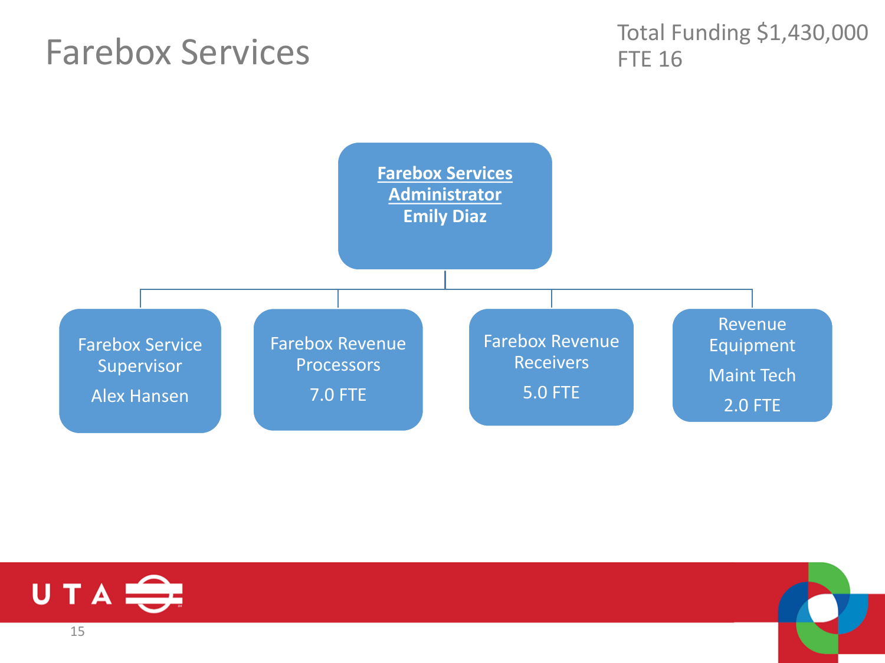# Farebox Services

Total Funding $1,430,000
FTE 16

**Farebox Services Administrator**
**Emily Diaz**

- Farebox Service Supervisor
  Alex Hansen
- Farebox Revenue Processors
  7.0 FTE
- Farebox Revenue Receivers
  5.0 FTE
- Revenue Equipment Maint Tech
  2.0 FTE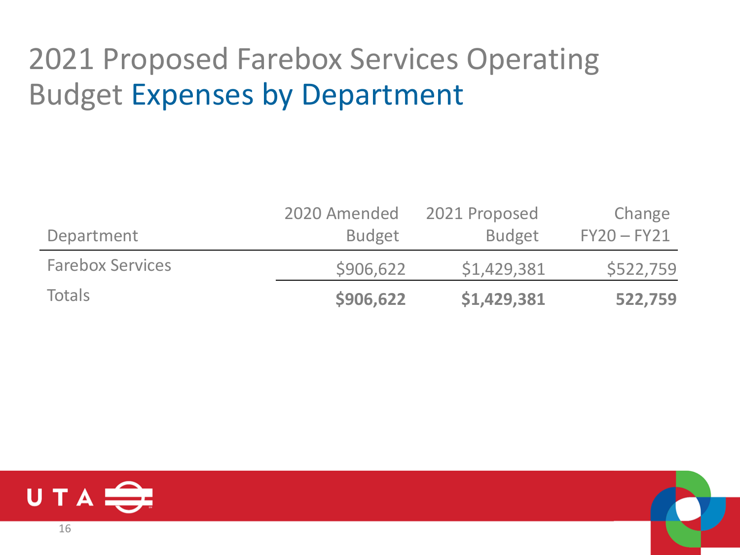# 2021 Proposed Farebox Services Operating Budget Expenses by Department

| Department | 2020 Amended Budget | 2021 Proposed Budget | Change FY20 – FY21 |
|---|---|---|---|
| Farebox Services | $906,622 | $1,429,381 | $522,759 |
| Totals | **$906,622** | **$1,429,381** | **522,759** |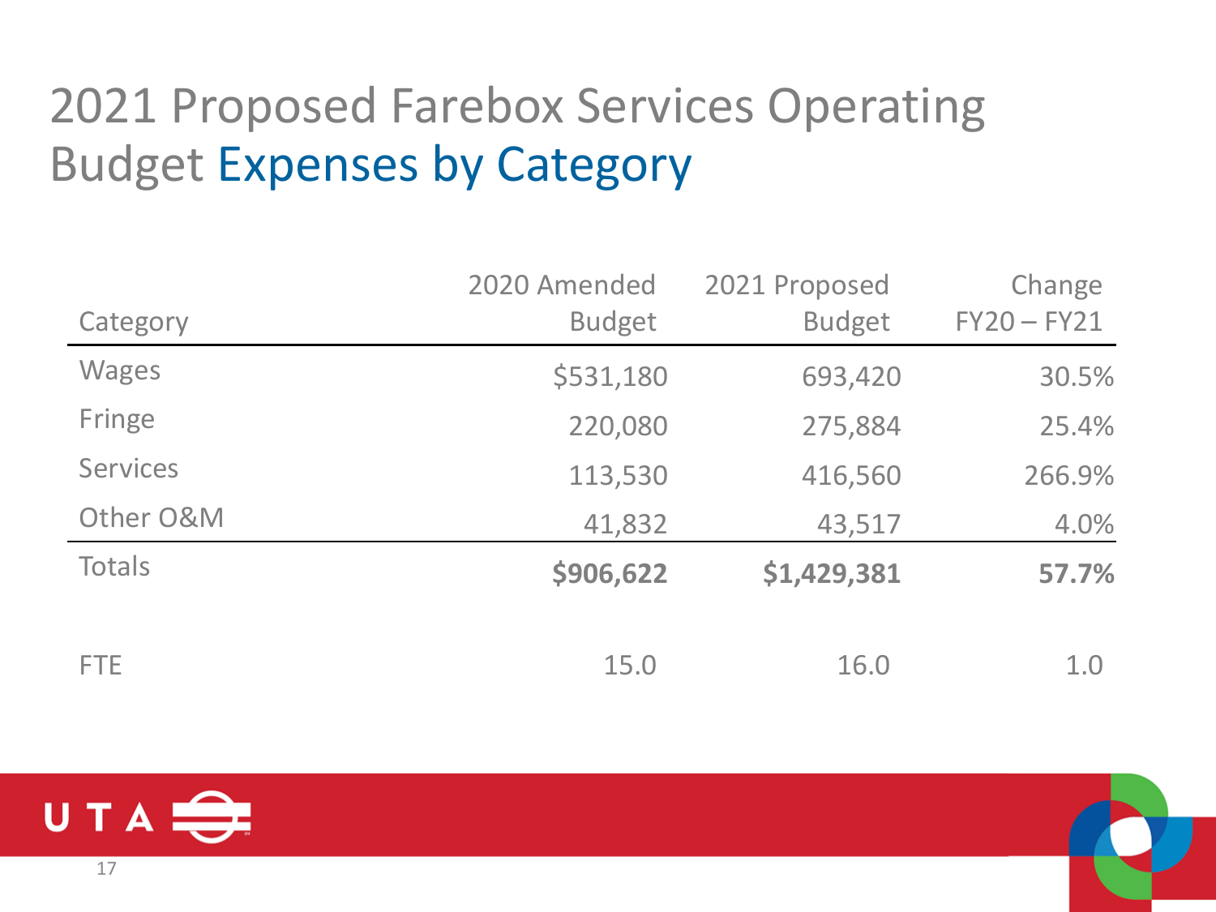# 2021 Proposed Farebox Services Operating Budget Expenses by Category

| Category | 2020 Amended Budget | 2021 Proposed Budget | Change FY20 – FY21 |
|---|---|---|---|
| Wages | $531,180 | 693,420 | 30.5% |
| Fringe | 220,080 | 275,884 | 25.4% |
| Services | 113,530 | 416,560 | 266.9% |
| Other O&M | 41,832 | 43,517 | 4.0% |
| Totals | **$906,622** | **$1,429,381** | **57.7%** |
| | | | |
| FTE | 15.0 | 16.0 | 1.0 |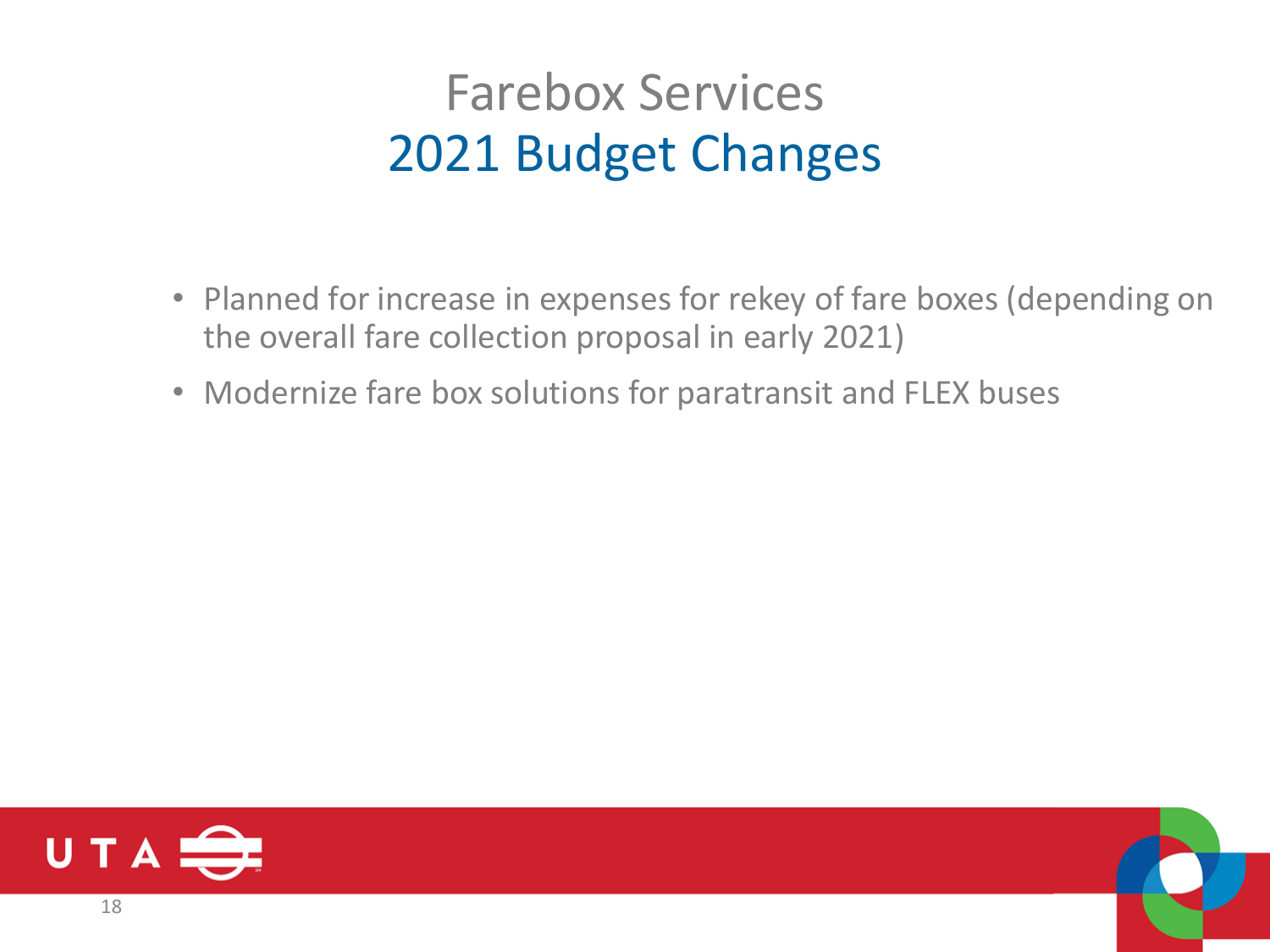# Farebox Services
## 2021 Budget Changes

- Planned for increase in expenses for rekey of fare boxes (depending on the overall fare collection proposal in early 2021)
- Modernize fare box solutions for paratransit and FLEX buses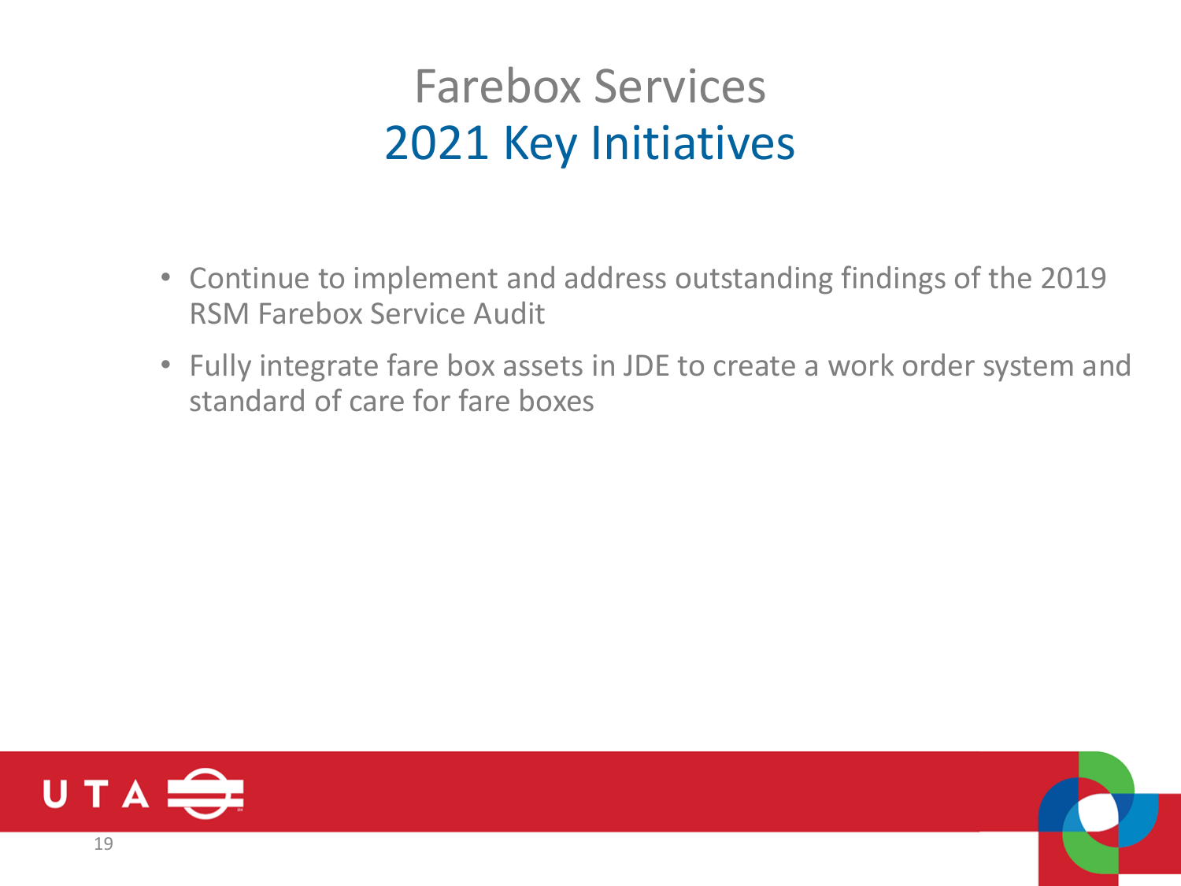# Farebox Services
## 2021 Key Initiatives

- Continue to implement and address outstanding findings of the 2019 RSM Farebox Service Audit
- Fully integrate fare box assets in JDE to create a work order system and standard of care for fare boxes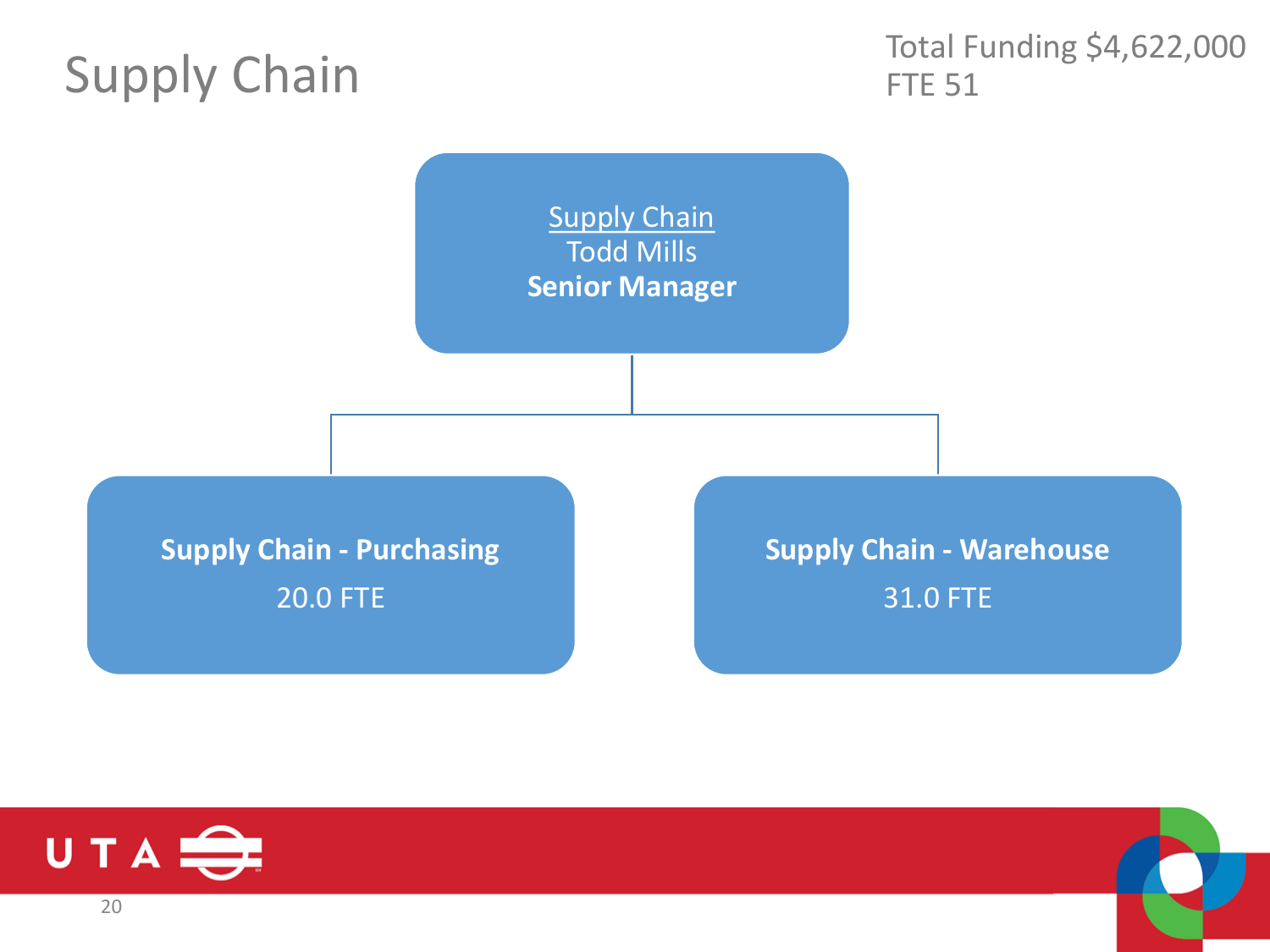# Supply Chain

Total Funding $4,622,000
FTE 51

**Supply Chain**
Todd Mills
**Senior Manager**

- **Supply Chain - Purchasing**
  20.0 FTE
- **Supply Chain - Warehouse**
  31.0 FTE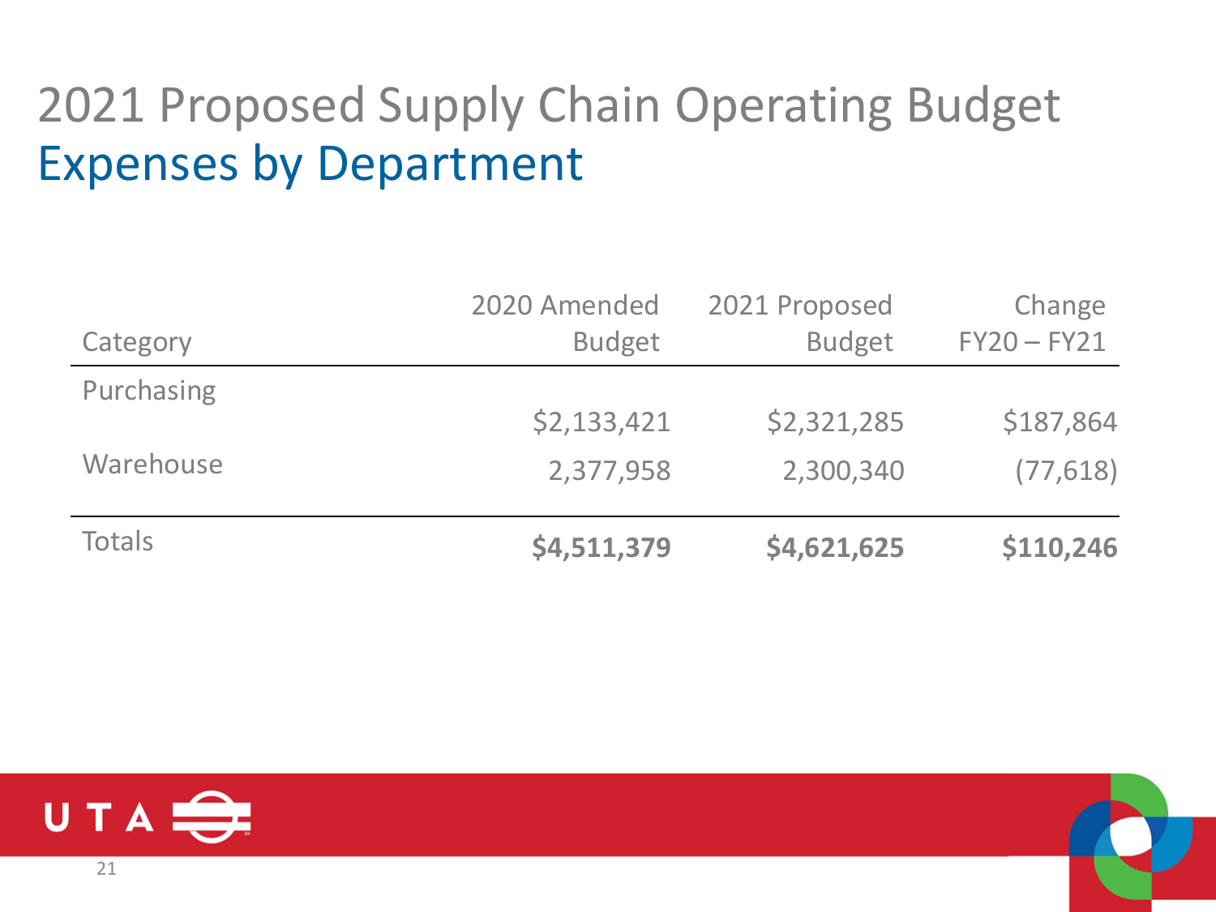# 2021 Proposed Supply Chain Operating Budget

## Expenses by Department

| Category | 2020 Amended Budget | 2021 Proposed Budget | Change FY20 – FY21 |
|---|---|---|---|
| Purchasing | $2,133,421 | $2,321,285 | $187,864 |
| Warehouse | 2,377,958 | 2,300,340 | (77,618) |
| Totals | **$4,511,379** | **$4,621,625** | **$110,246** |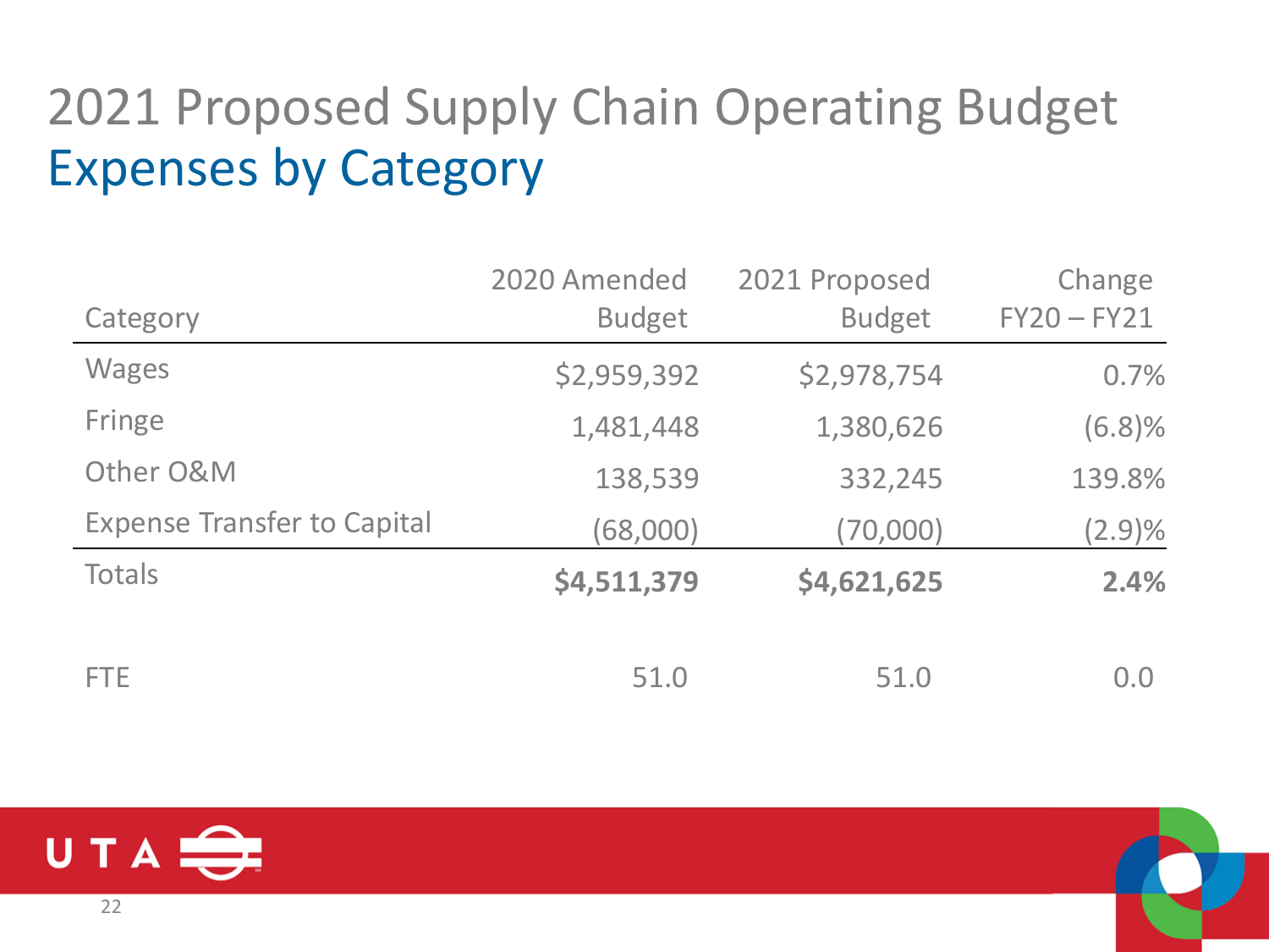# 2021 Proposed Supply Chain Operating Budget

## Expenses by Category

| Category | 2020 Amended Budget | 2021 Proposed Budget | Change FY20 – FY21 |
|---|---|---|---|
| Wages | $2,959,392 | $2,978,754 | 0.7% |
| Fringe | 1,481,448 | 1,380,626 | (6.8)% |
| Other O&M | 138,539 | 332,245 | 139.8% |
| Expense Transfer to Capital | (68,000) | (70,000) | (2.9)% |
| Totals | **$4,511,379** | **$4,621,625** | **2.4%** |
| | | | |
| FTE | 51.0 | 51.0 | 0.0 |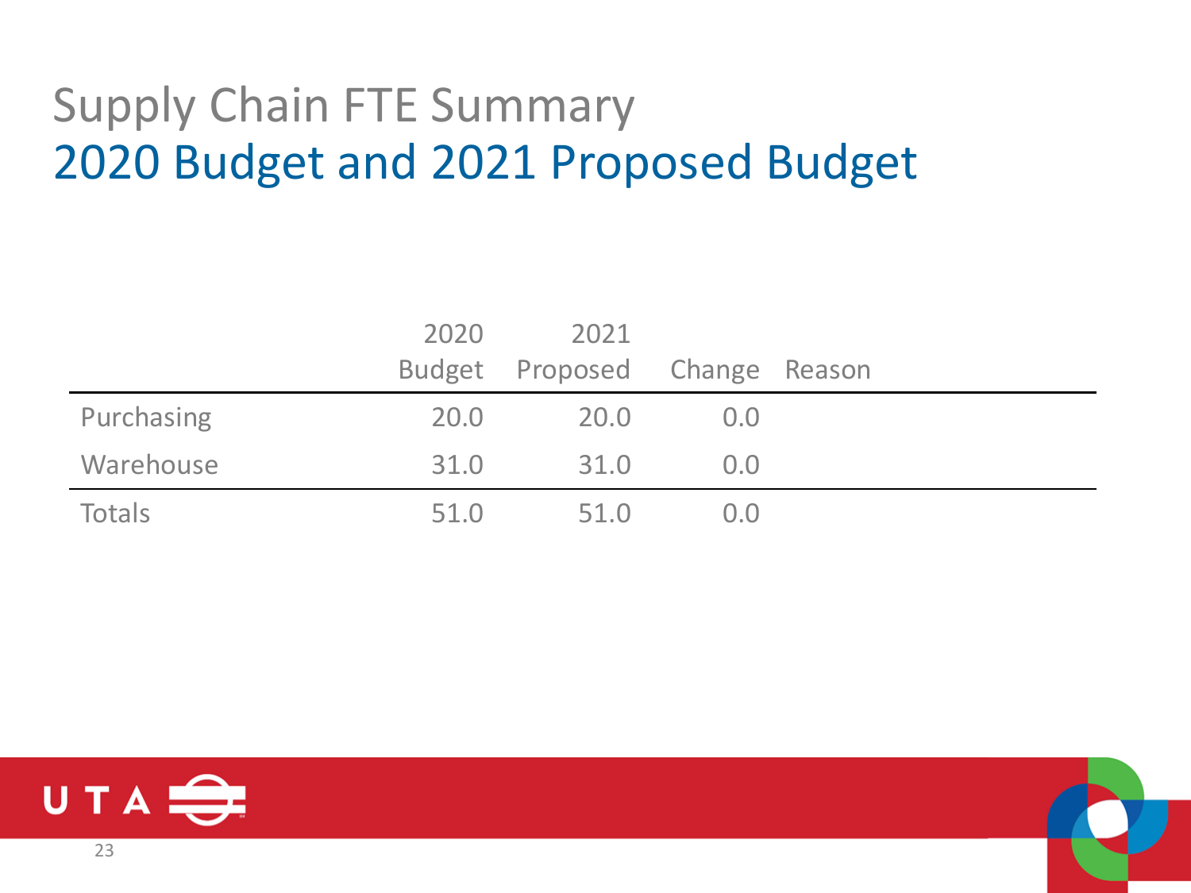# Supply Chain FTE Summary

## 2020 Budget and 2021 Proposed Budget

| | 2020 Budget | 2021 Proposed | Change | Reason |
|---|---|---|---|---|
| Purchasing | 20.0 | 20.0 | 0.0 | |
| Warehouse | 31.0 | 31.0 | 0.0 | |
| Totals | 51.0 | 51.0 | 0.0 | |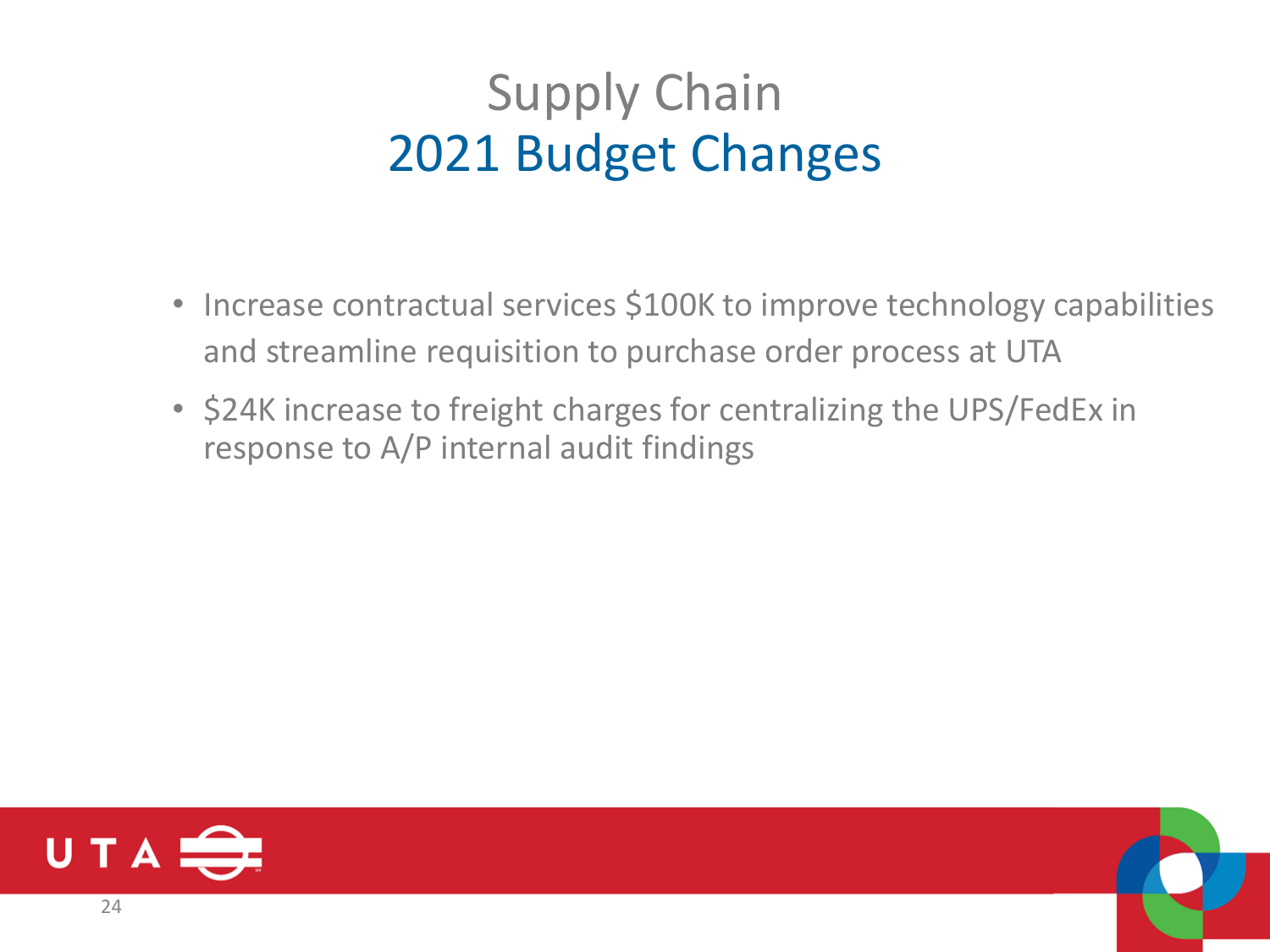# Supply Chain
## 2021 Budget Changes

- Increase contractual services $100K to improve technology capabilities and streamline requisition to purchase order process at UTA
- $24K increase to freight charges for centralizing the UPS/FedEx in response to A/P internal audit findings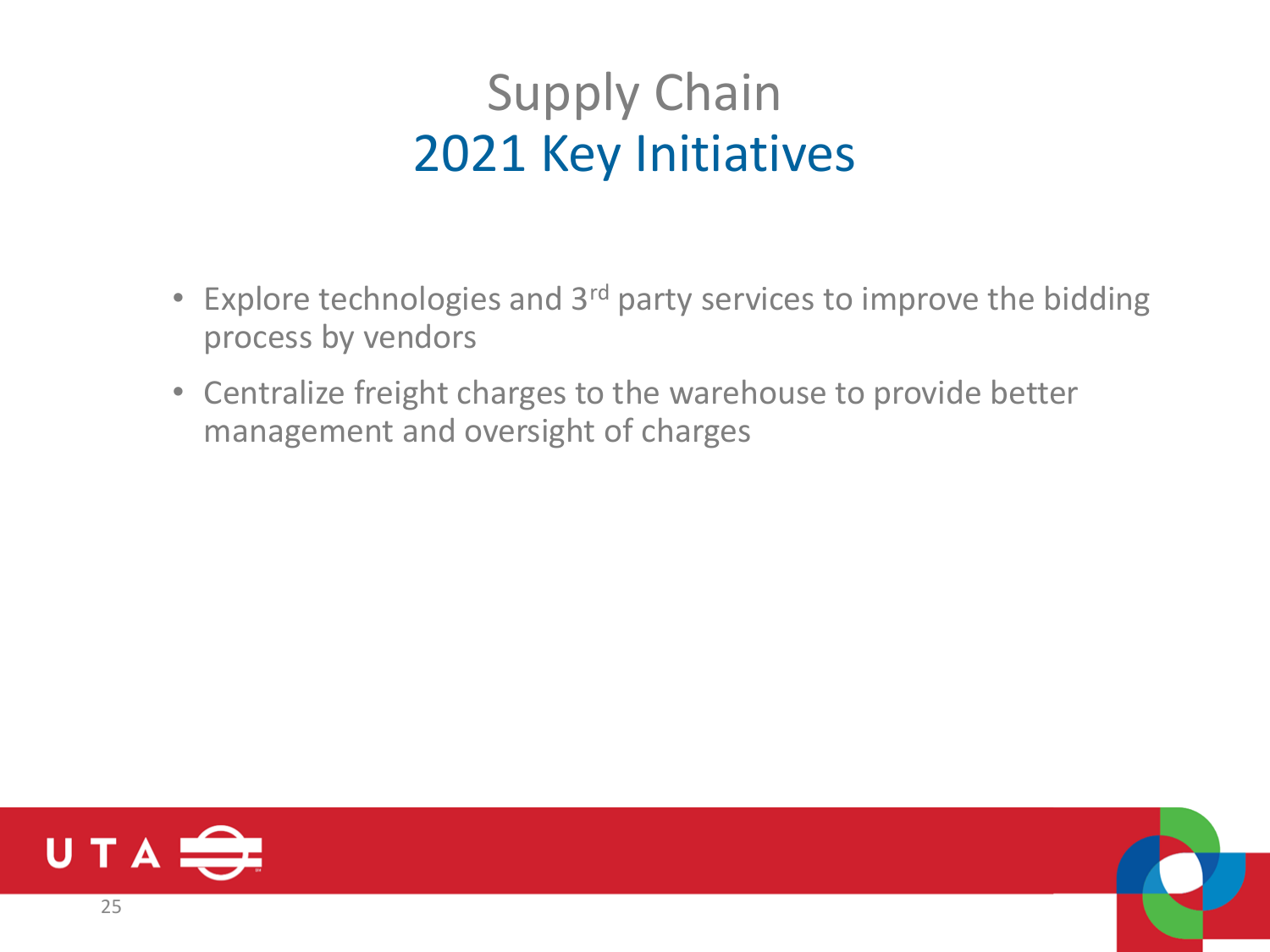# Supply Chain
## 2021 Key Initiatives

- Explore technologies and 3rd party services to improve the bidding process by vendors
- Centralize freight charges to the warehouse to provide better management and oversight of charges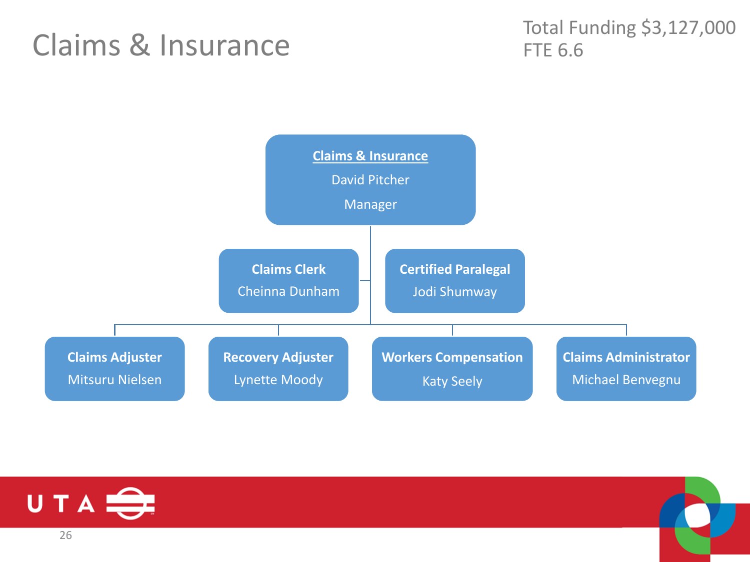# Claims & Insurance

Total Funding $3,127,000
FTE 6.6

**Claims & Insurance**
David Pitcher
Manager

- **Claims Clerk** – Cheinna Dunham
- **Certified Paralegal** – Jodi Shumway
- **Claims Adjuster** – Mitsuru Nielsen
- **Recovery Adjuster** – Lynette Moody
- **Workers Compensation** – Katy Seely
- **Claims Administrator** – Michael Benvegnu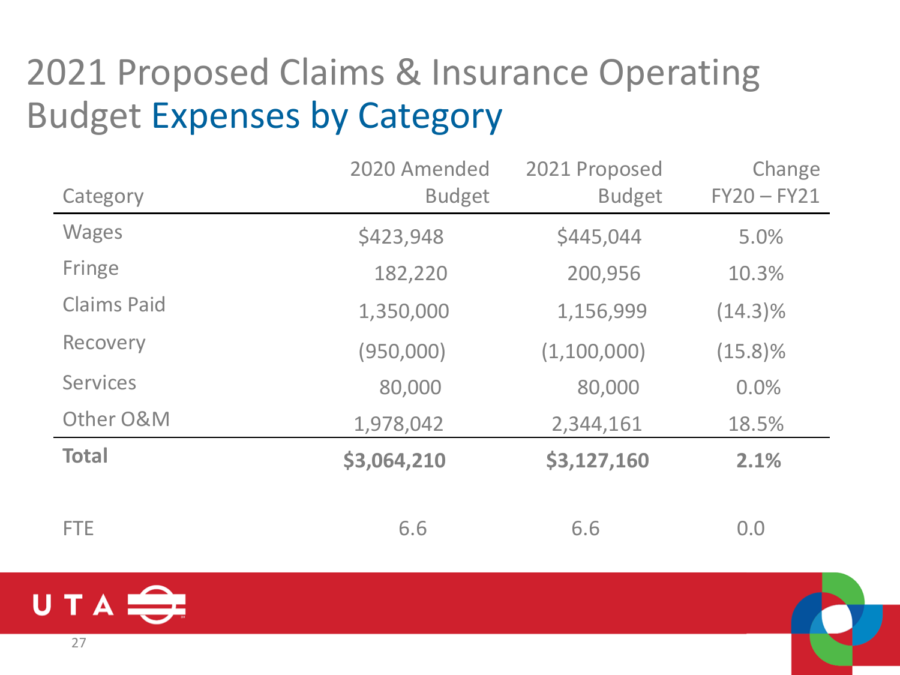# 2021 Proposed Claims & Insurance Operating Budget Expenses by Category

| Category | 2020 Amended Budget | 2021 Proposed Budget | Change FY20 – FY21 |
|---|---|---|---|
| Wages | $423,948 | $445,044 | 5.0% |
| Fringe | 182,220 | 200,956 | 10.3% |
| Claims Paid | 1,350,000 | 1,156,999 | (14.3)% |
| Recovery | (950,000) | (1,100,000) | (15.8)% |
| Services | 80,000 | 80,000 | 0.0% |
| Other O&M | 1,978,042 | 2,344,161 | 18.5% |
| **Total** | **$3,064,210** | **$3,127,160** | **2.1%** |
| | | | |
| FTE | 6.6 | 6.6 | 0.0 |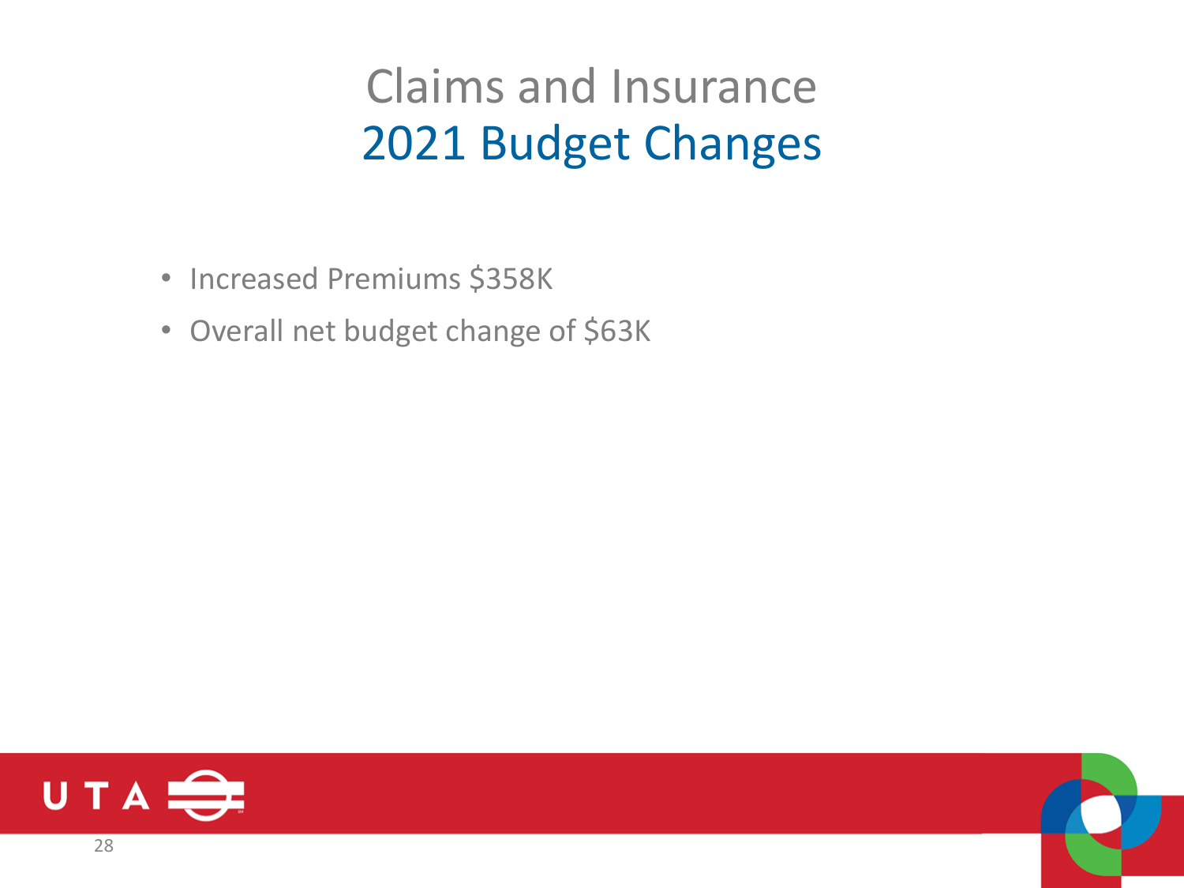# Claims and Insurance
## 2021 Budget Changes

- Increased Premiums $358K
- Overall net budget change of $63K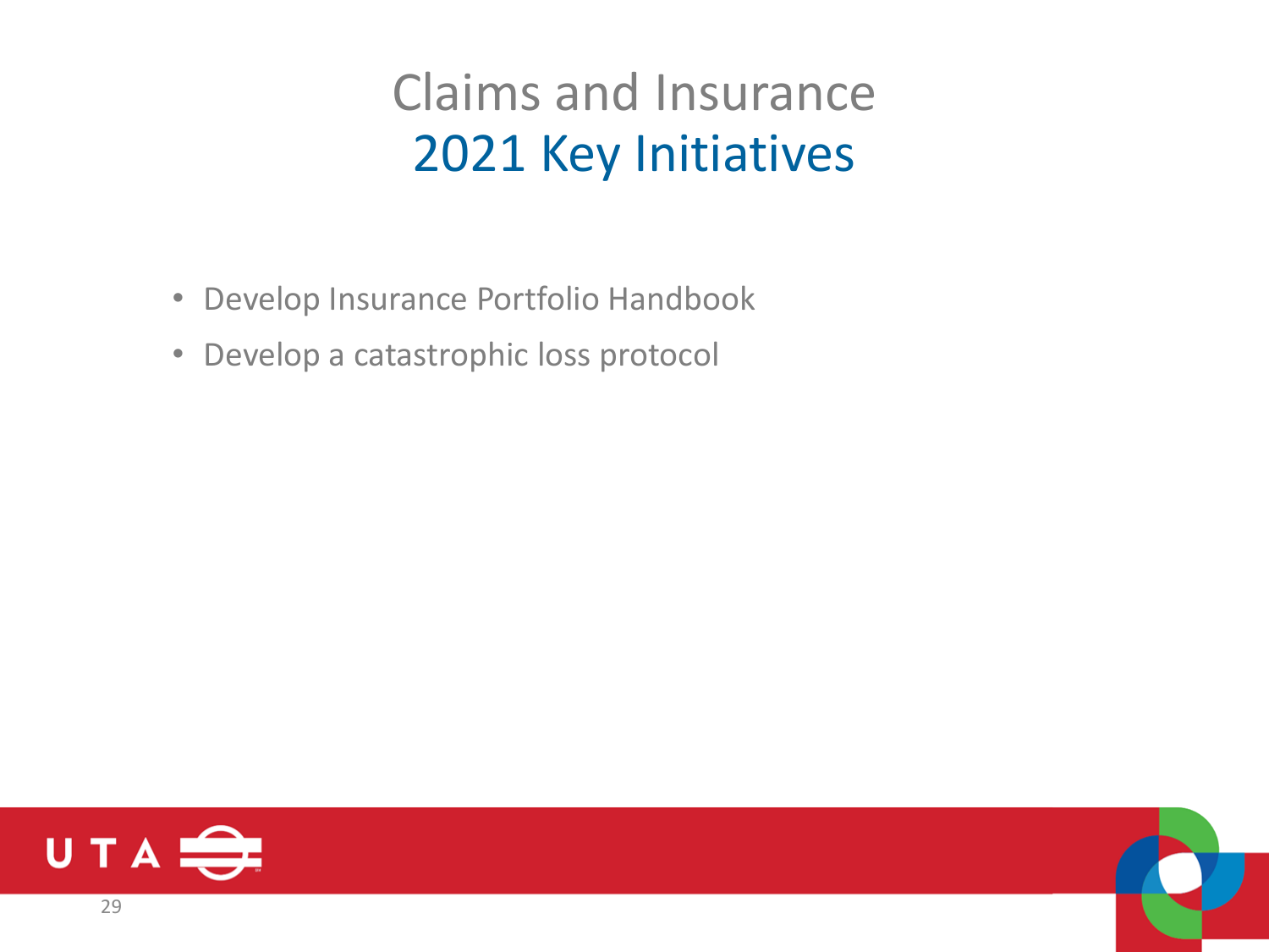# Claims and Insurance
## 2021 Key Initiatives

- Develop Insurance Portfolio Handbook
- Develop a catastrophic loss protocol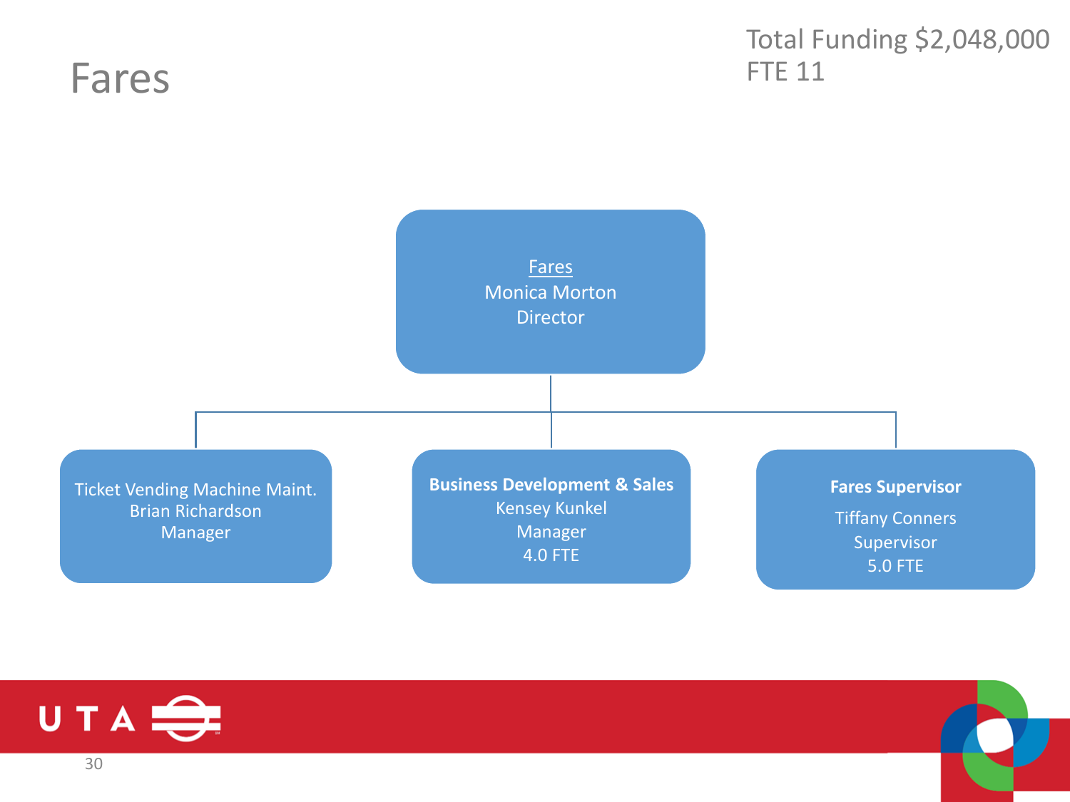# Fares

Total Funding $2,048,000
FTE 11

**Fares**
Monica Morton
Director

- Ticket Vending Machine Maint.
  Brian Richardson
  Manager
- **Business Development & Sales**
  Kensey Kunkel
  Manager
  4.0 FTE
- **Fares Supervisor**
  Tiffany Conners
  Supervisor
  5.0 FTE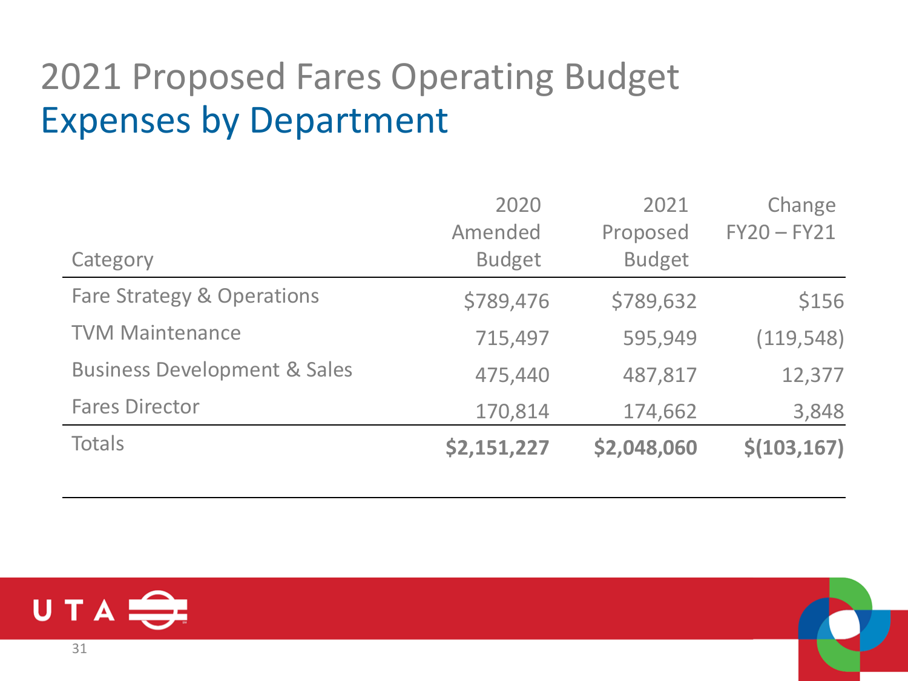# 2021 Proposed Fares Operating Budget

## Expenses by Department

| Category | 2020 Amended Budget | 2021 Proposed Budget | Change FY20 – FY21 |
|---|---|---|---|
| Fare Strategy & Operations | $789,476 | $789,632 | $156 |
| TVM Maintenance | 715,497 | 595,949 | (119,548) |
| Business Development & Sales | 475,440 | 487,817 | 12,377 |
| Fares Director | 170,814 | 174,662 | 3,848 |
| Totals | **$2,151,227** | **$2,048,060** | **$(103,167)** |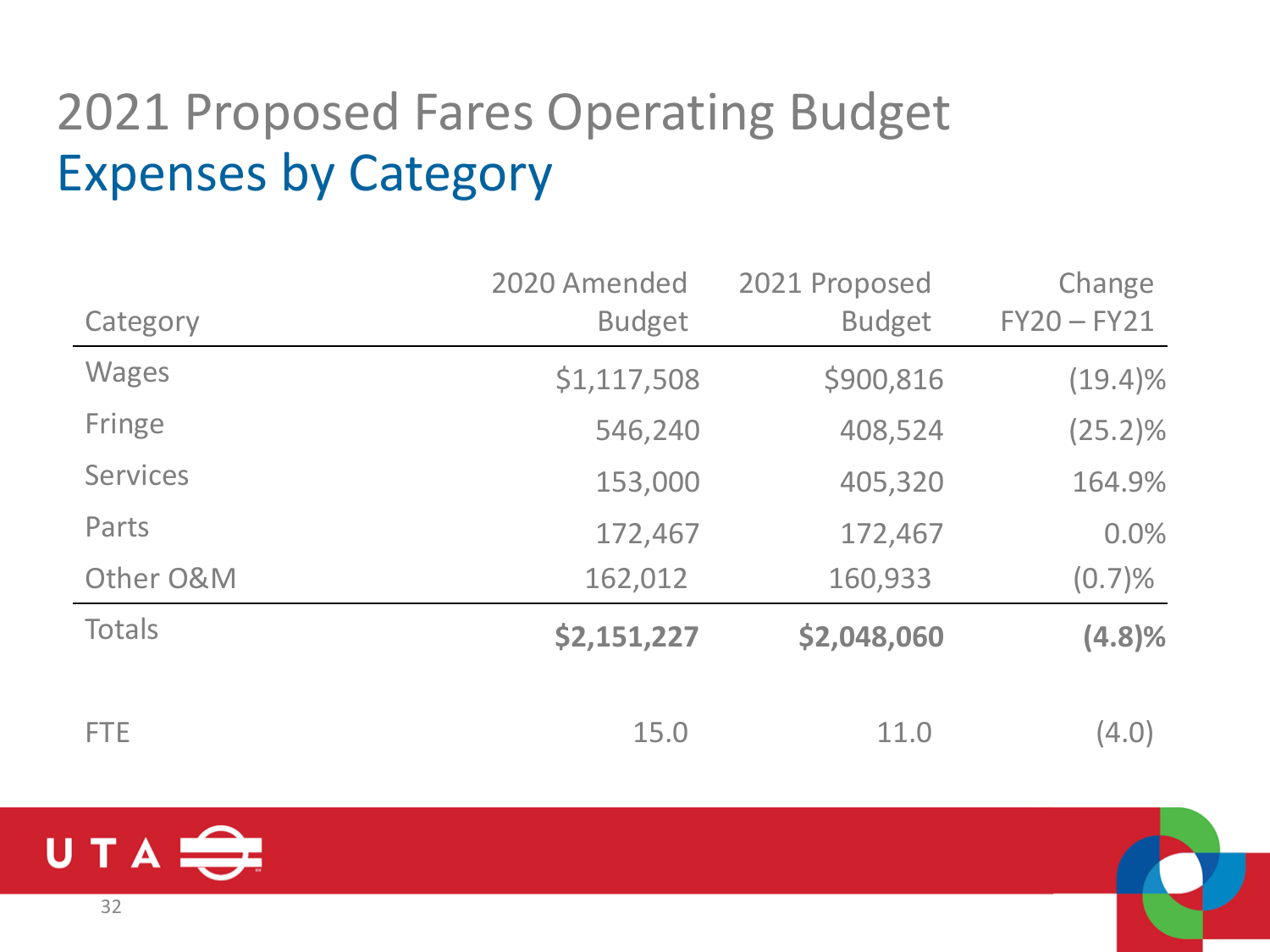# 2021 Proposed Fares Operating Budget

## Expenses by Category

| Category | 2020 Amended Budget | 2021 Proposed Budget | Change FY20 – FY21 |
|---|---|---|---|
| Wages | $1,117,508 | $900,816 | (19.4)% |
| Fringe | 546,240 | 408,524 | (25.2)% |
| Services | 153,000 | 405,320 | 164.9% |
| Parts | 172,467 | 172,467 | 0.0% |
| Other O&M | 162,012 | 160,933 | (0.7)% |
| Totals | **$2,151,227** | **$2,048,060** | **(4.8)%** |
| | | | |
| FTE | 15.0 | 11.0 | (4.0) |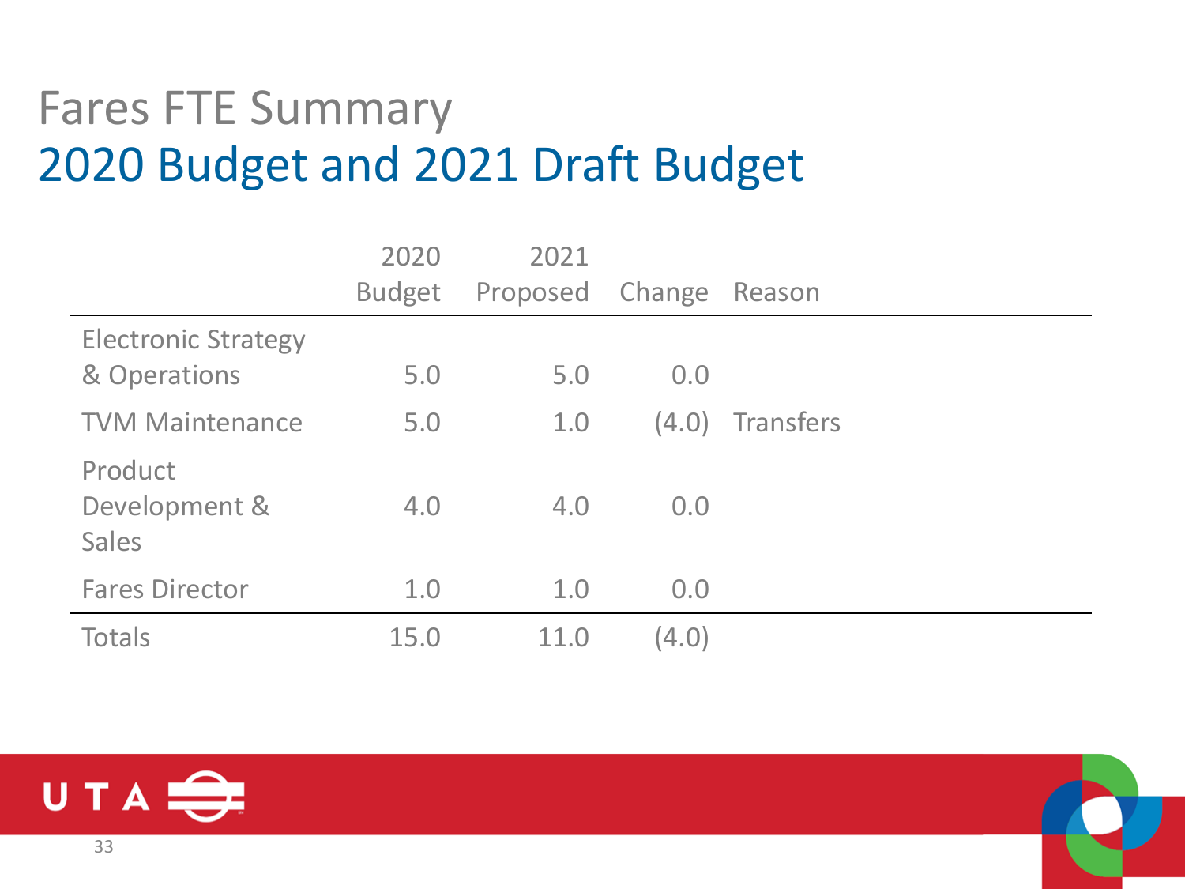# Fares FTE Summary

## 2020 Budget and 2021 Draft Budget

| | 2020 Budget | 2021 Proposed | Change | Reason |
|---|---|---|---|---|
| Electronic Strategy & Operations | 5.0 | 5.0 | 0.0 | |
| TVM Maintenance | 5.0 | 1.0 | (4.0) | Transfers |
| Product Development & Sales | 4.0 | 4.0 | 0.0 | |
| Fares Director | 1.0 | 1.0 | 0.0 | |
| Totals | 15.0 | 11.0 | (4.0) | |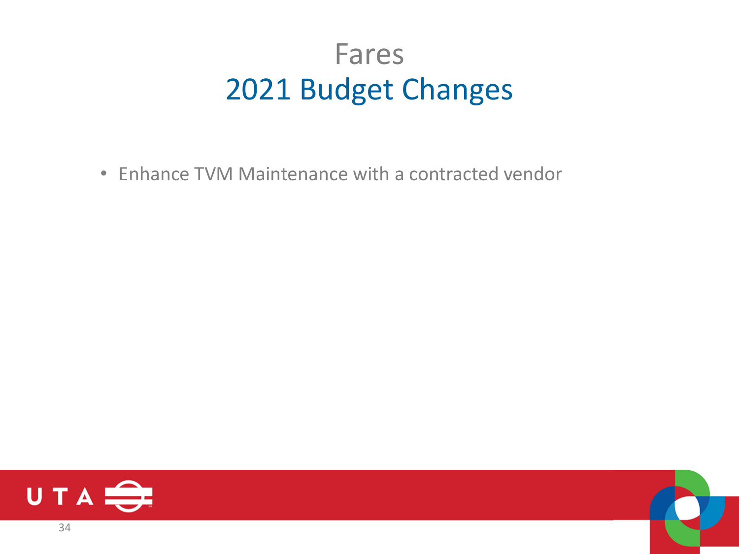# Fares

## 2021 Budget Changes

- Enhance TVM Maintenance with a contracted vendor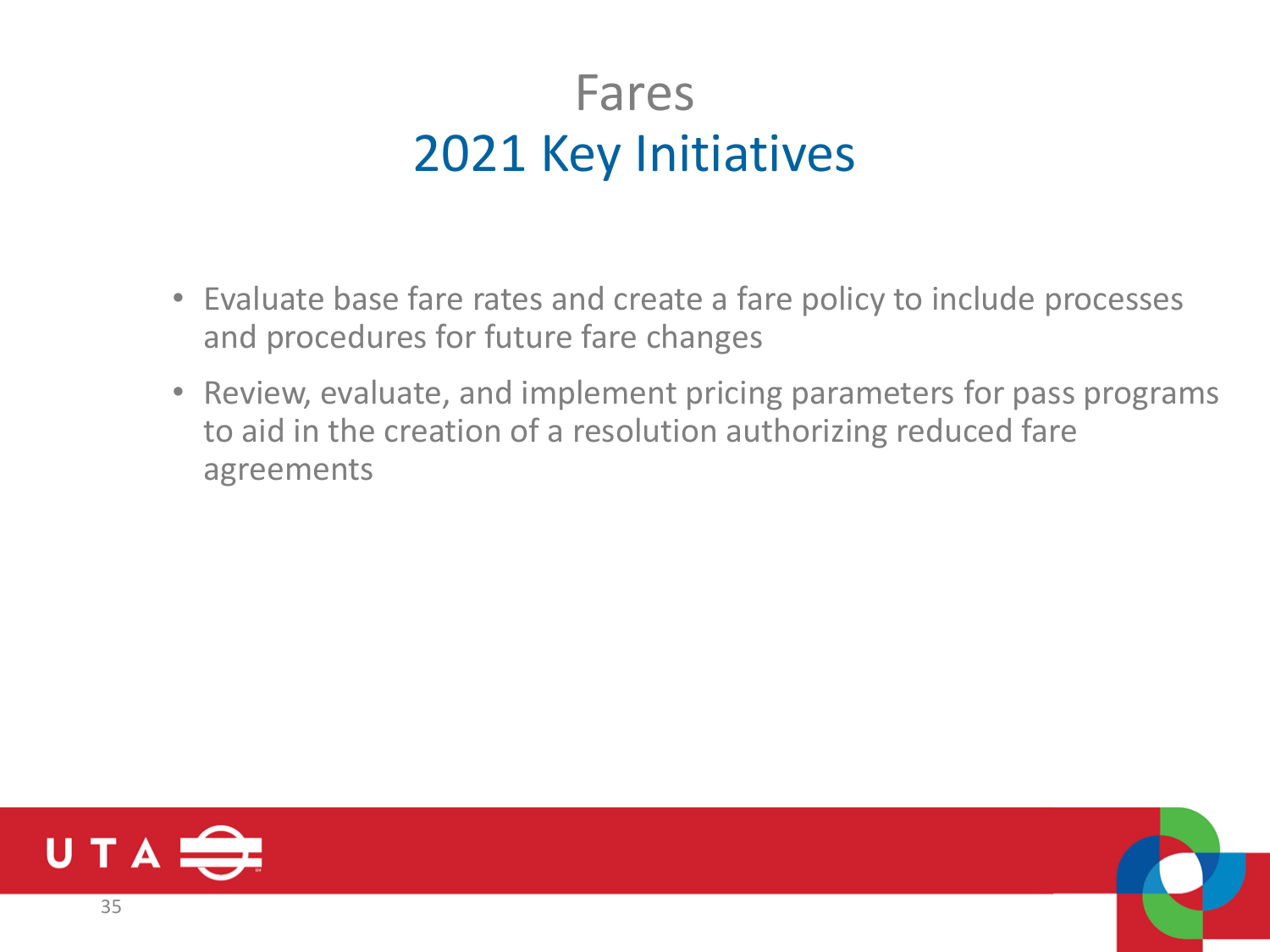# Fares
## 2021 Key Initiatives

- Evaluate base fare rates and create a fare policy to include processes and procedures for future fare changes
- Review, evaluate, and implement pricing parameters for pass programs to aid in the creation of a resolution authorizing reduced fare agreements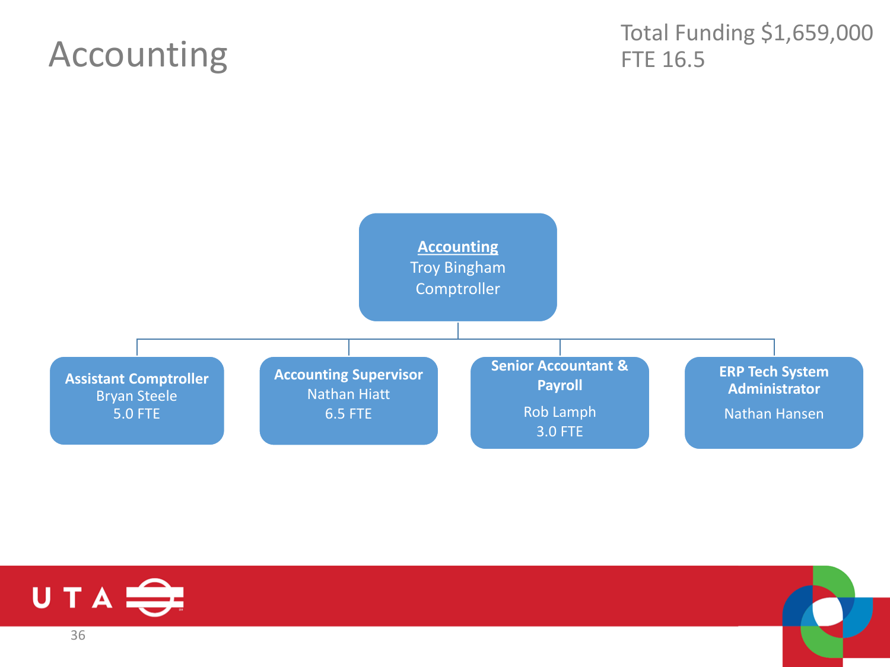# Accounting

Total Funding $1,659,000
FTE 16.5

**Accounting**
Troy Bingham
Comptroller

- **Assistant Comptroller**
  Bryan Steele
  5.0 FTE
- **Accounting Supervisor**
  Nathan Hiatt
  6.5 FTE
- **Senior Accountant & Payroll**
  Rob Lamph
  3.0 FTE
- **ERP Tech System Administrator**
  Nathan Hansen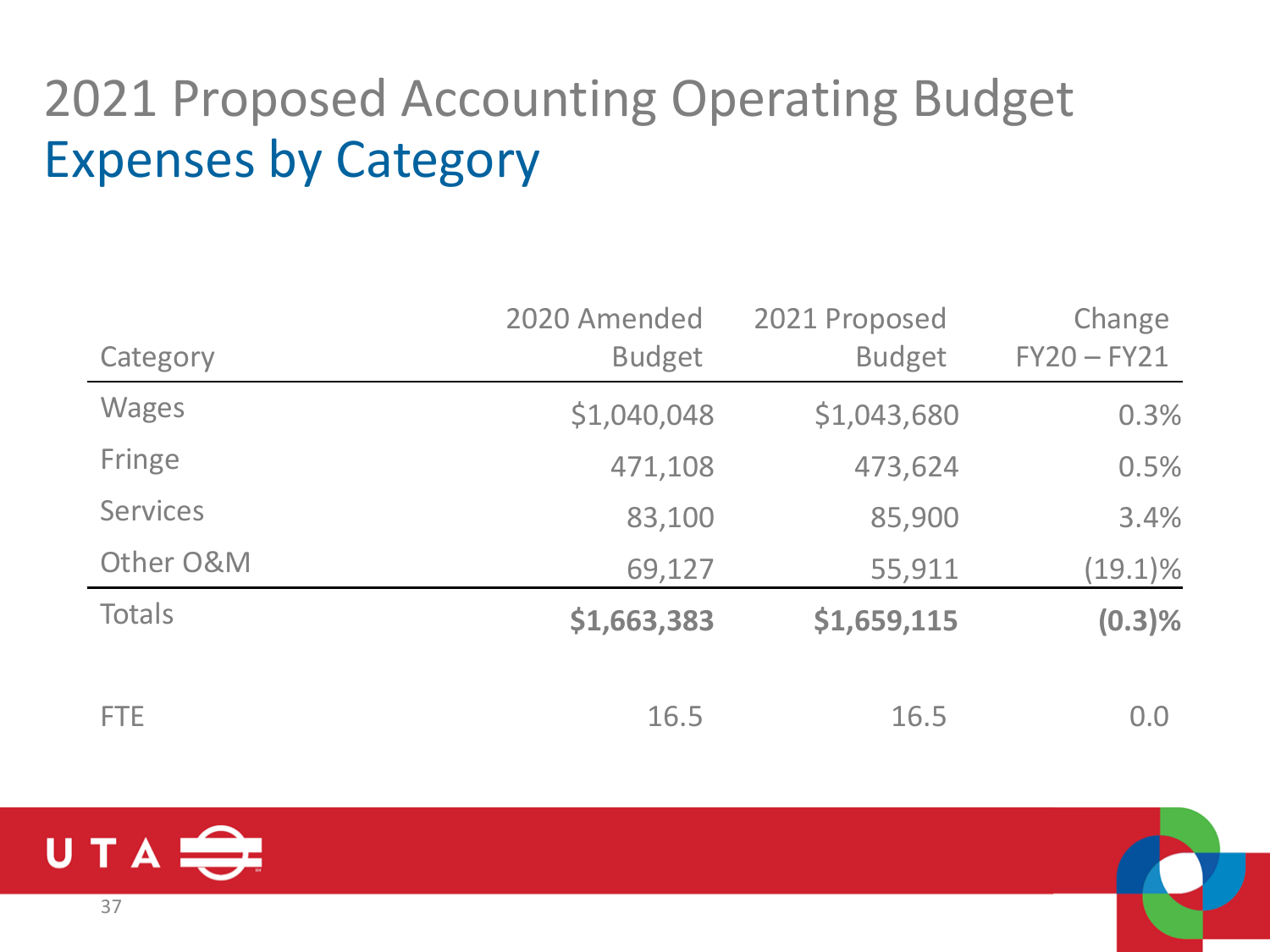# 2021 Proposed Accounting Operating Budget

## Expenses by Category

| Category | 2020 Amended Budget | 2021 Proposed Budget | Change FY20 – FY21 |
|---|---|---|---|
| Wages | $1,040,048 | $1,043,680 | 0.3% |
| Fringe | 471,108 | 473,624 | 0.5% |
| Services | 83,100 | 85,900 | 3.4% |
| Other O&M | 69,127 | 55,911 | (19.1)% |
| Totals | **$1,663,383** | **$1,659,115** | **(0.3)%** |
| | | | |
| FTE | 16.5 | 16.5 | 0.0 |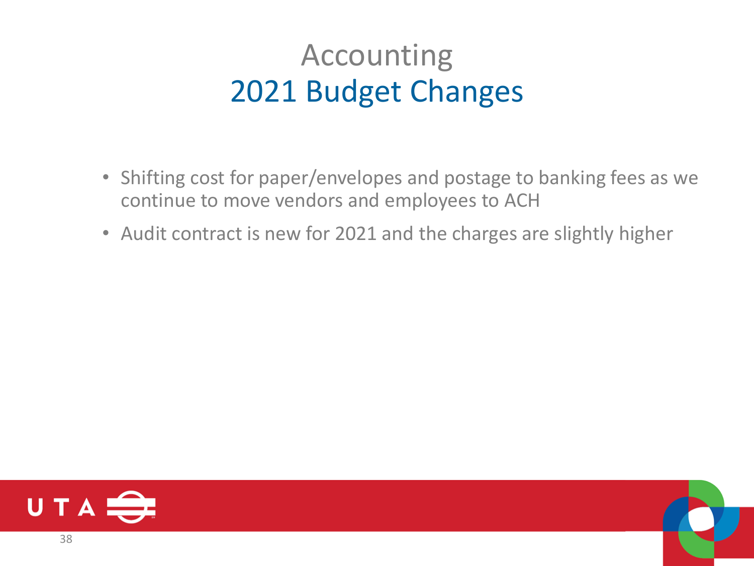# Accounting

## 2021 Budget Changes

- Shifting cost for paper/envelopes and postage to banking fees as we continue to move vendors and employees to ACH
- Audit contract is new for 2021 and the charges are slightly higher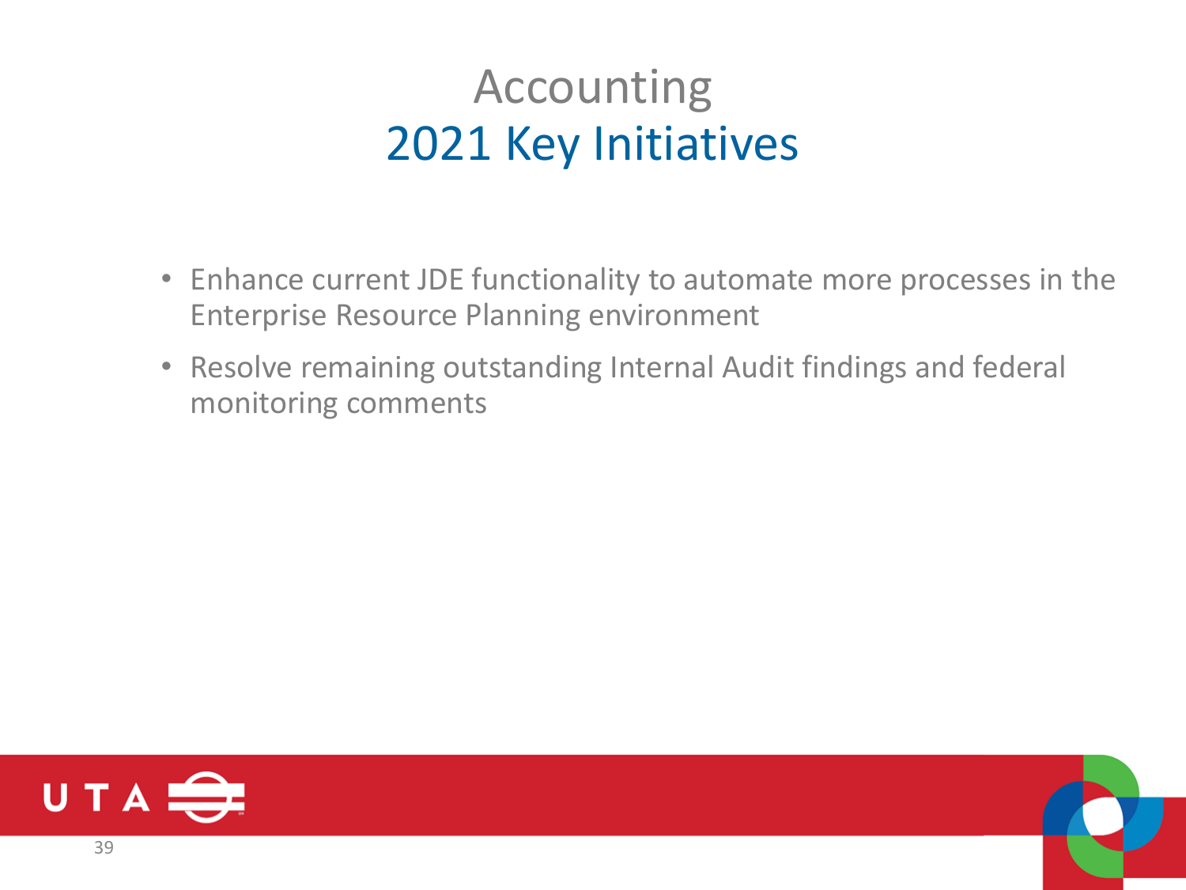# Accounting
## 2021 Key Initiatives

- Enhance current JDE functionality to automate more processes in the Enterprise Resource Planning environment
- Resolve remaining outstanding Internal Audit findings and federal monitoring comments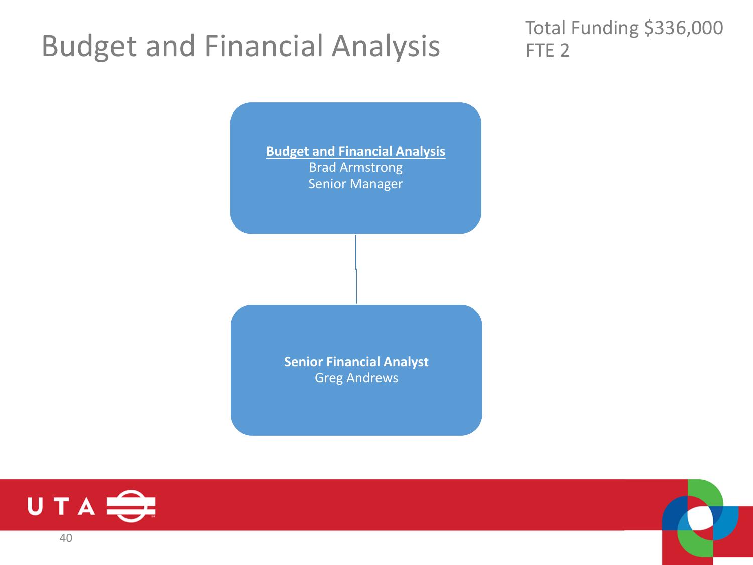# Budget and Financial Analysis

Total Funding $336,000
FTE 2

**Budget and Financial Analysis**
Brad Armstrong
Senior Manager

**Senior Financial Analyst**
Greg Andrews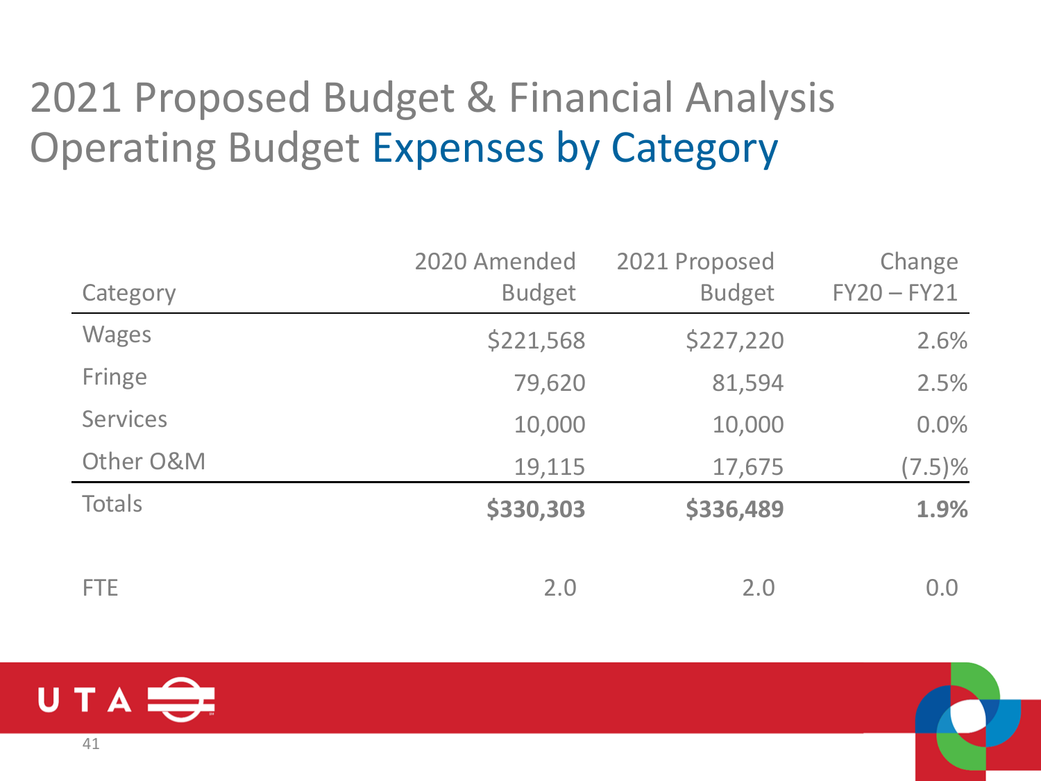# 2021 Proposed Budget & Financial Analysis

## Operating Budget Expenses by Category

| Category | 2020 Amended Budget | 2021 Proposed Budget | Change FY20 – FY21 |
|---|---|---|---|
| Wages | $221,568 | $227,220 | 2.6% |
| Fringe | 79,620 | 81,594 | 2.5% |
| Services | 10,000 | 10,000 | 0.0% |
| Other O&M | 19,115 | 17,675 | (7.5)% |
| Totals | **$330,303** | **$336,489** | **1.9%** |
| | | | |
| FTE | 2.0 | 2.0 | 0.0 |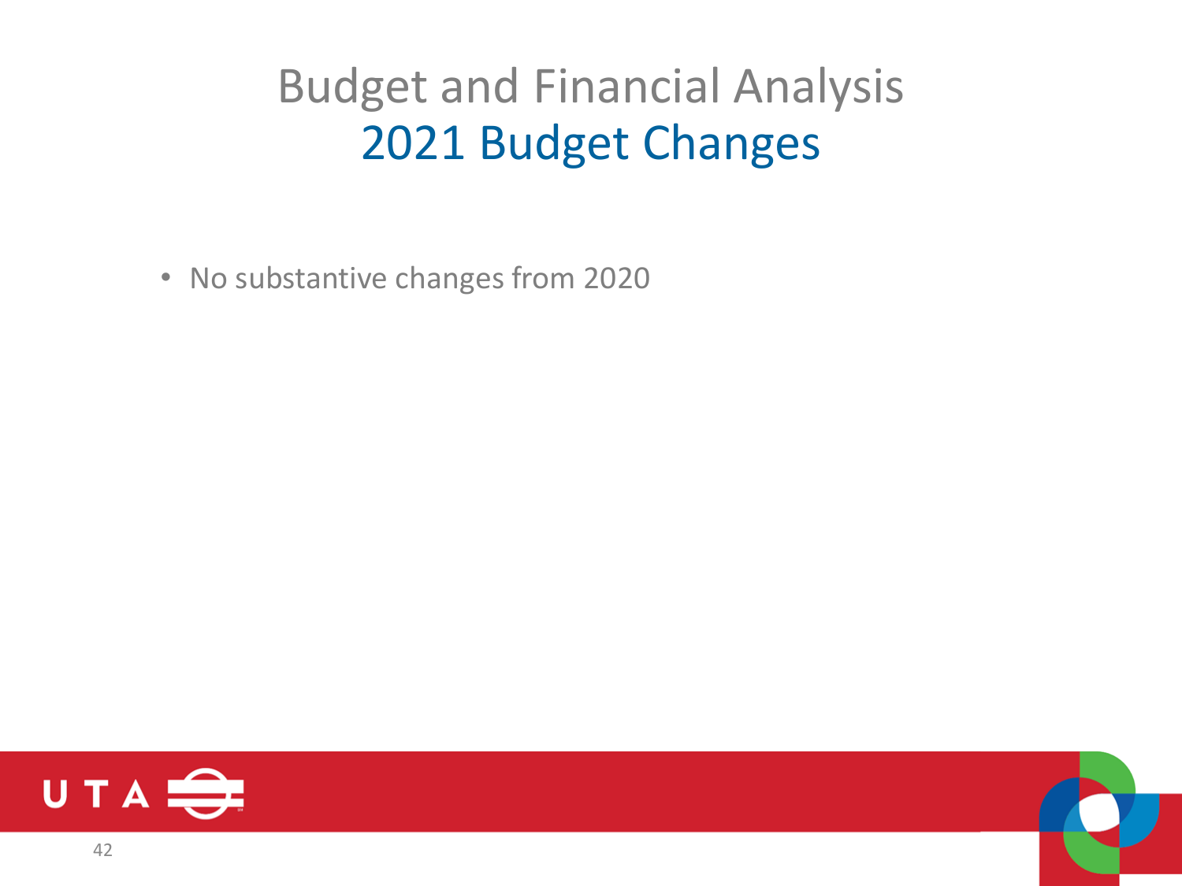# Budget and Financial Analysis
## 2021 Budget Changes

- No substantive changes from 2020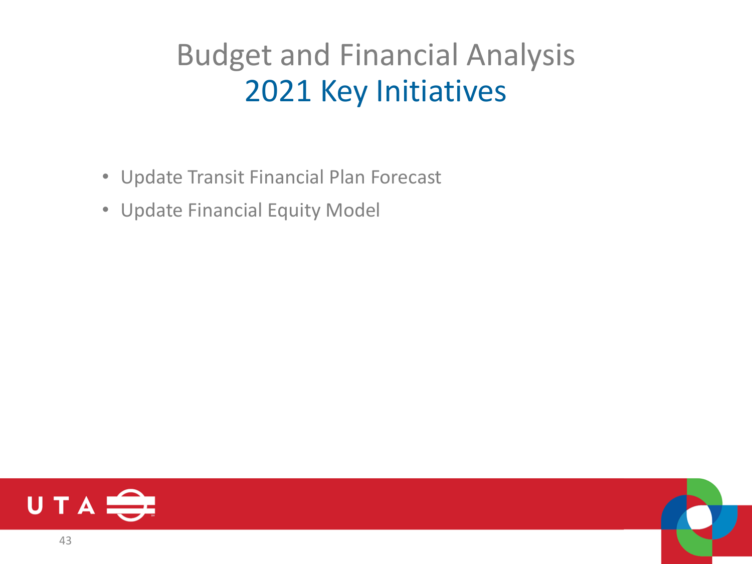# Budget and Financial Analysis
## 2021 Key Initiatives

- Update Transit Financial Plan Forecast
- Update Financial Equity Model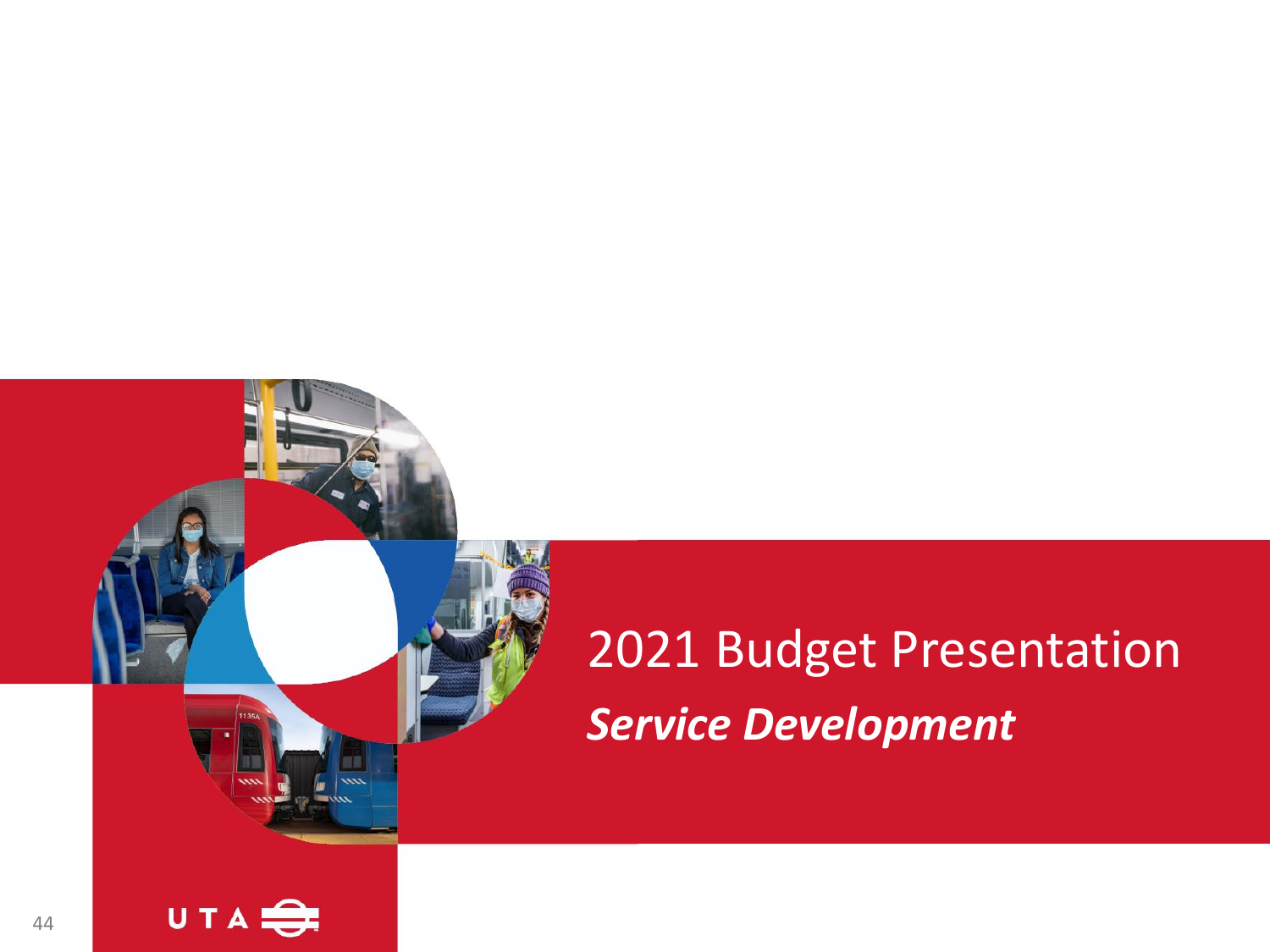# 2021 Budget Presentation

## *Service Development*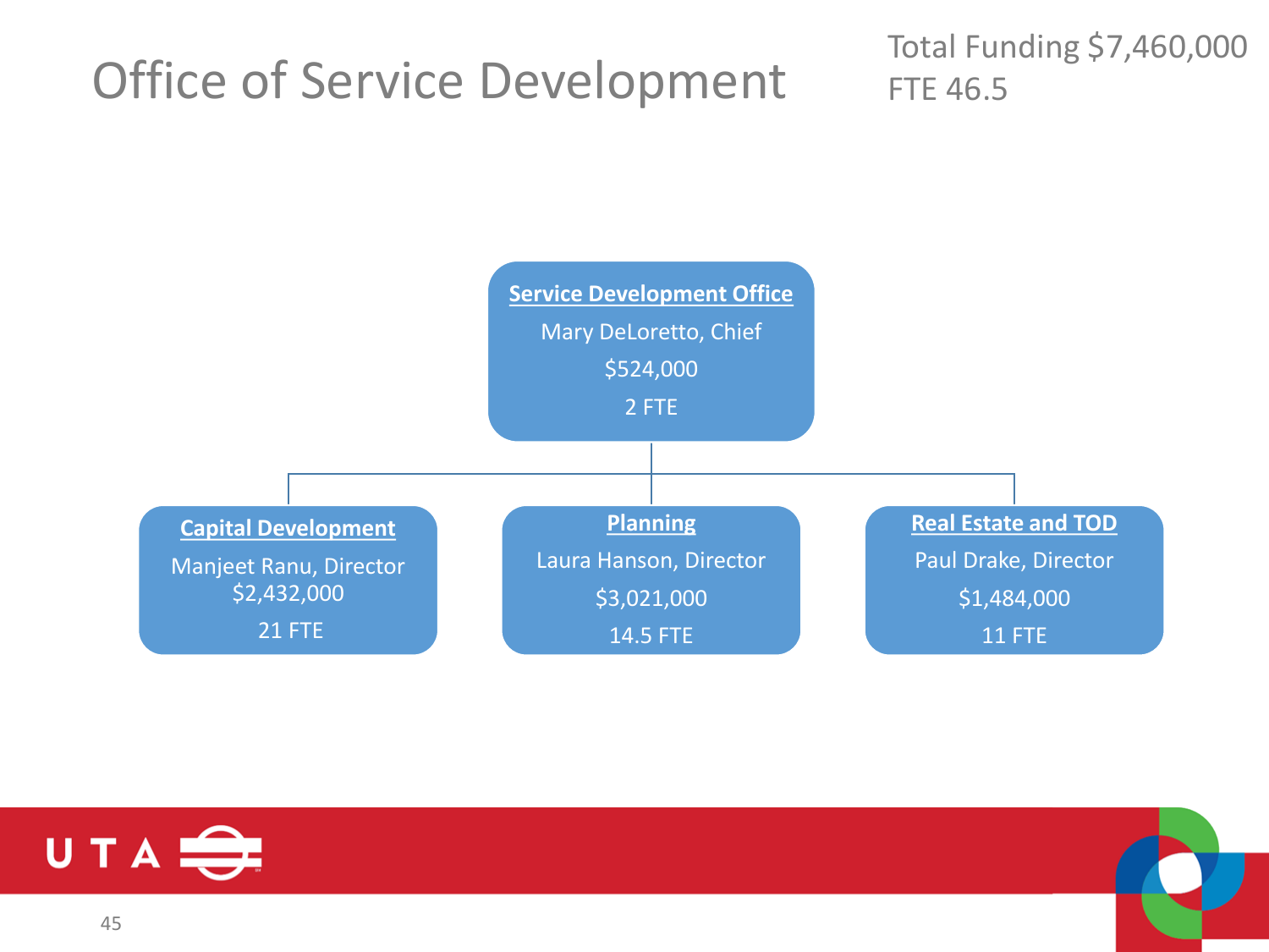# Office of Service Development

Total Funding $7,460,000
FTE 46.5

**Service Development Office**
Mary DeLoretto, Chief
$524,000
2 FTE

**Capital Development**
Manjeet Ranu, Director
$2,432,000
21 FTE

**Planning**
Laura Hanson, Director
$3,021,000
14.5 FTE

**Real Estate and TOD**
Paul Drake, Director
$1,484,000
11 FTE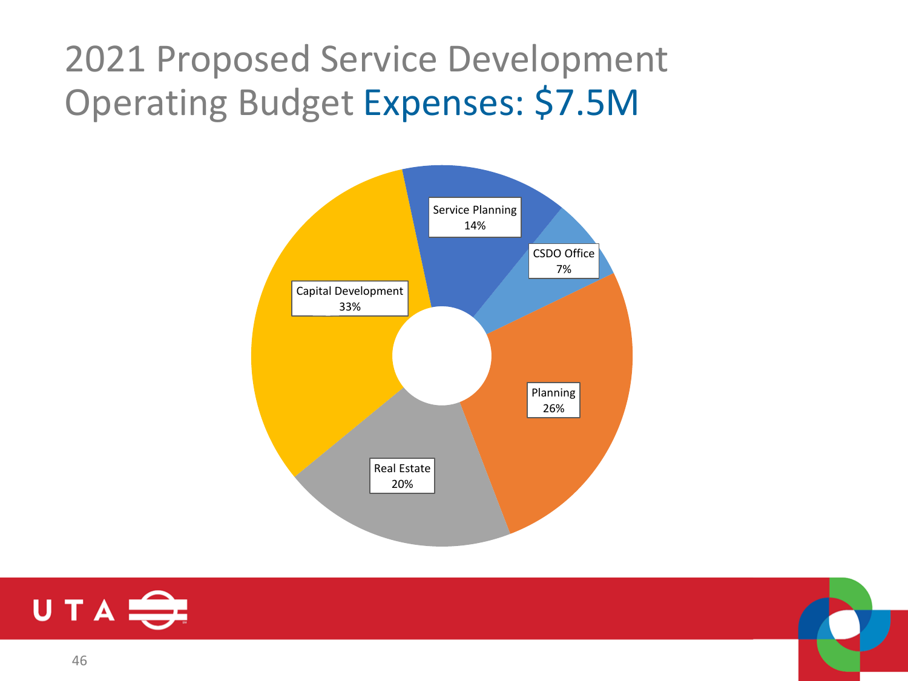# 2021 Proposed Service Development Operating Budget Expenses: $7.5M

Service Planning 14%

CSDO Office 7%

Planning 26%

Real Estate 20%

Capital Development 33%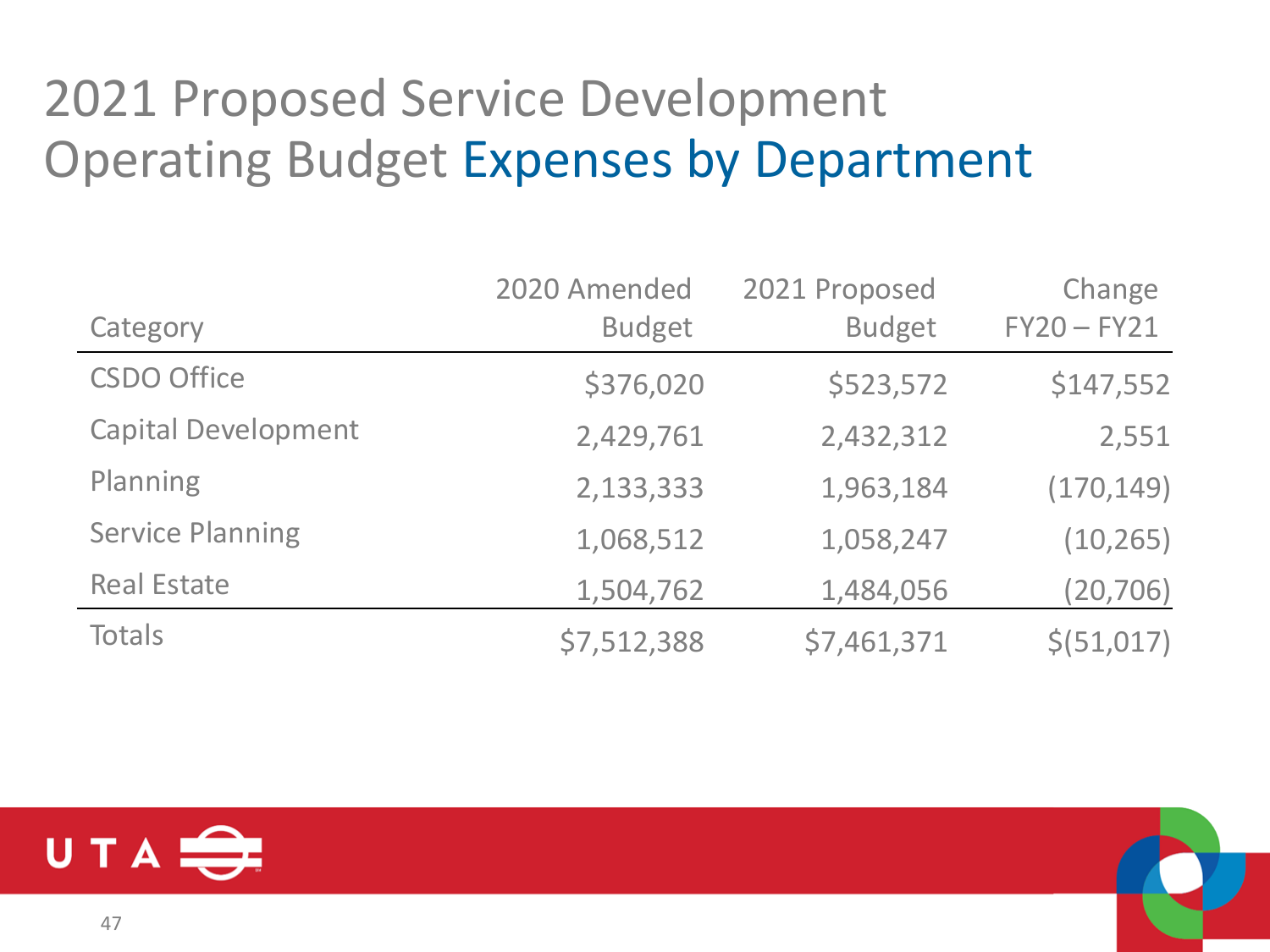# 2021 Proposed Service Development Operating Budget Expenses by Department

| Category | 2020 Amended Budget | 2021 Proposed Budget | Change FY20 – FY21 |
|---|---:|---:|---:|
| CSDO Office | $376,020 | $523,572 | $147,552 |
| Capital Development | 2,429,761 | 2,432,312 | 2,551 |
| Planning | 2,133,333 | 1,963,184 | (170,149) |
| Service Planning | 1,068,512 | 1,058,247 | (10,265) |
| Real Estate | 1,504,762 | 1,484,056 | (20,706) |
| Totals | $7,512,388 | $7,461,371 | $(51,017) |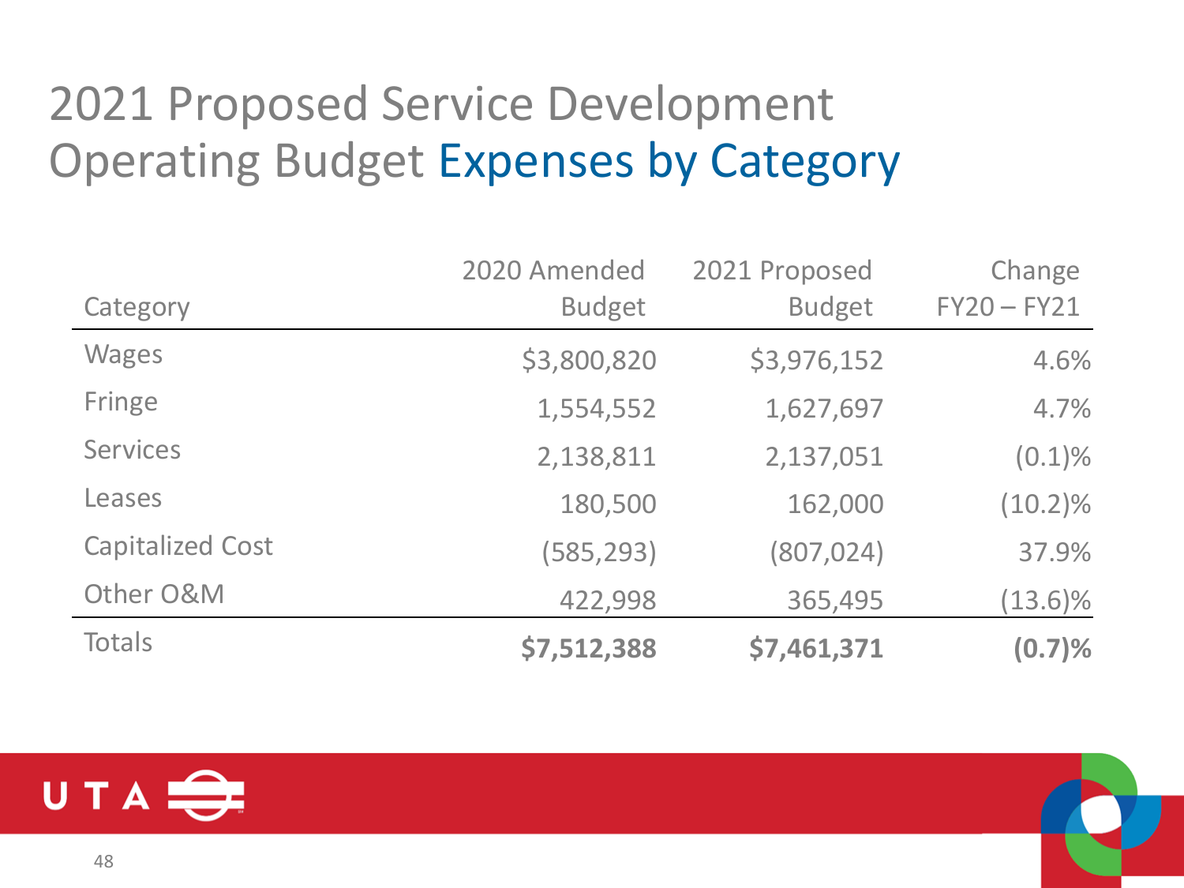# 2021 Proposed Service Development Operating Budget Expenses by Category

| Category | 2020 Amended Budget | 2021 Proposed Budget | Change FY20 – FY21 |
|---|---|---|---|
| Wages | $3,800,820 | $3,976,152 | 4.6% |
| Fringe | 1,554,552 | 1,627,697 | 4.7% |
| Services | 2,138,811 | 2,137,051 | (0.1)% |
| Leases | 180,500 | 162,000 | (10.2)% |
| Capitalized Cost | (585,293) | (807,024) | 37.9% |
| Other O&M | 422,998 | 365,495 | (13.6)% |
| Totals | **$7,512,388** | **$7,461,371** | **(0.7)%** |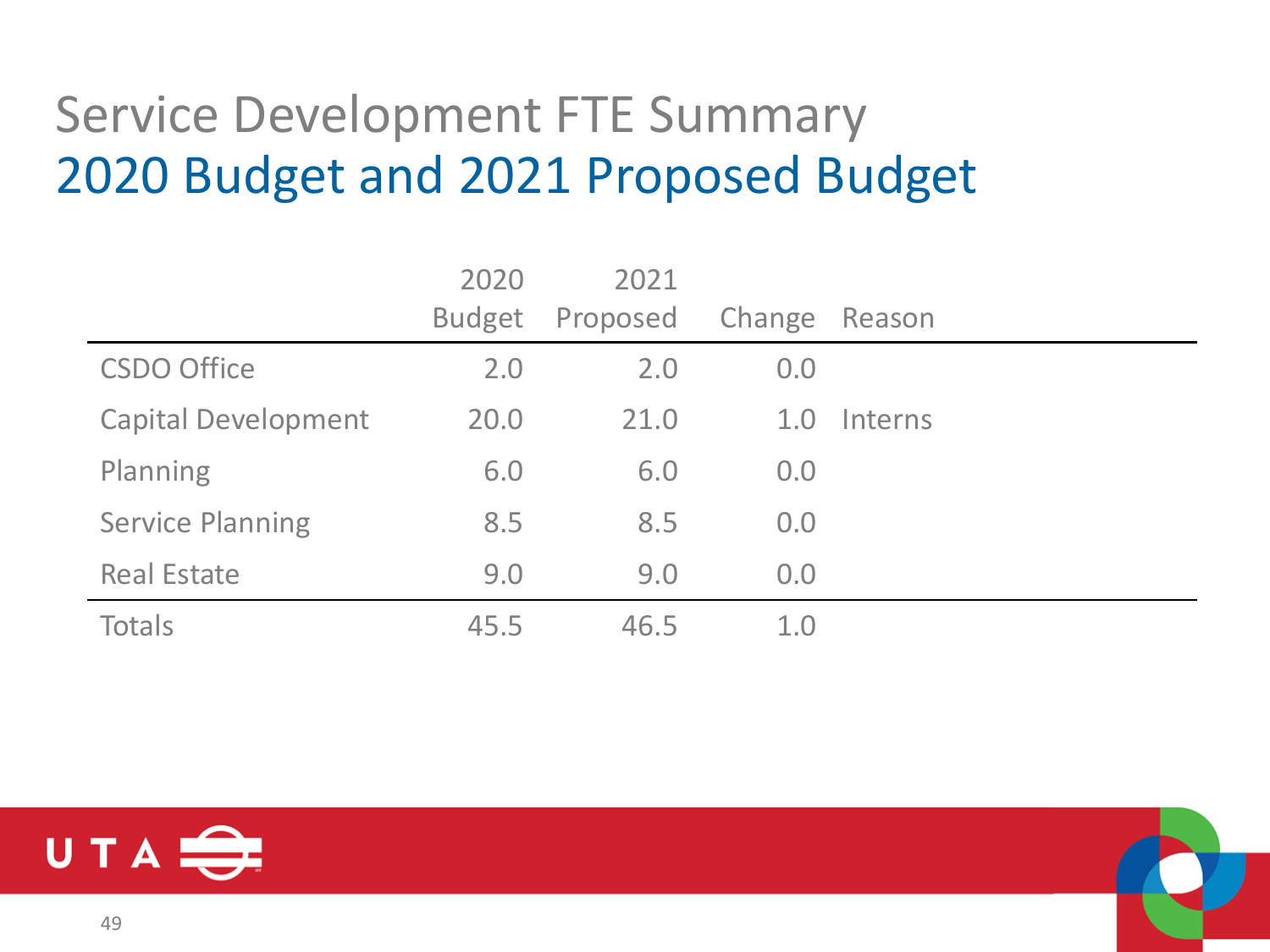# Service Development FTE Summary
## 2020 Budget and 2021 Proposed Budget

| | 2020 Budget | 2021 Proposed | Change | Reason |
|---|---|---|---|---|
| CSDO Office | 2.0 | 2.0 | 0.0 | |
| Capital Development | 20.0 | 21.0 | 1.0 | Interns |
| Planning | 6.0 | 6.0 | 0.0 | |
| Service Planning | 8.5 | 8.5 | 0.0 | |
| Real Estate | 9.0 | 9.0 | 0.0 | |
| Totals | 45.5 | 46.5 | 1.0 | |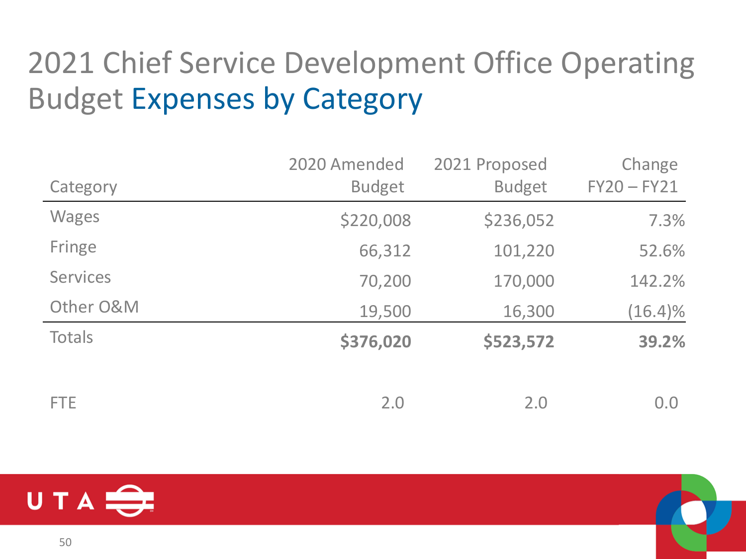# 2021 Chief Service Development Office Operating Budget Expenses by Category

| Category | 2020 Amended Budget | 2021 Proposed Budget | Change FY20 – FY21 |
|---|---|---|---|
| Wages | $220,008 | $236,052 | 7.3% |
| Fringe | 66,312 | 101,220 | 52.6% |
| Services | 70,200 | 170,000 | 142.2% |
| Other O&M | 19,500 | 16,300 | (16.4)% |
| Totals | **$376,020** | **$523,572** | **39.2%** |
| | | | |
| FTE | 2.0 | 2.0 | 0.0 |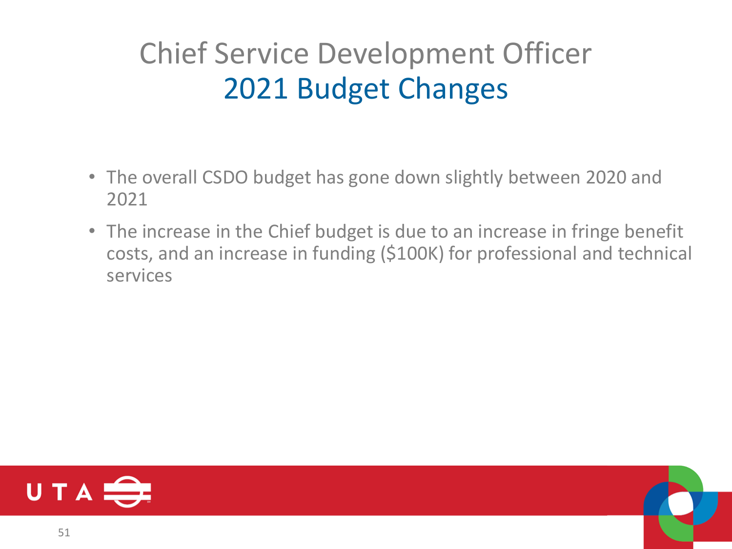# Chief Service Development Officer
## 2021 Budget Changes

- The overall CSDO budget has gone down slightly between 2020 and 2021
- The increase in the Chief budget is due to an increase in fringe benefit costs, and an increase in funding ($100K) for professional and technical services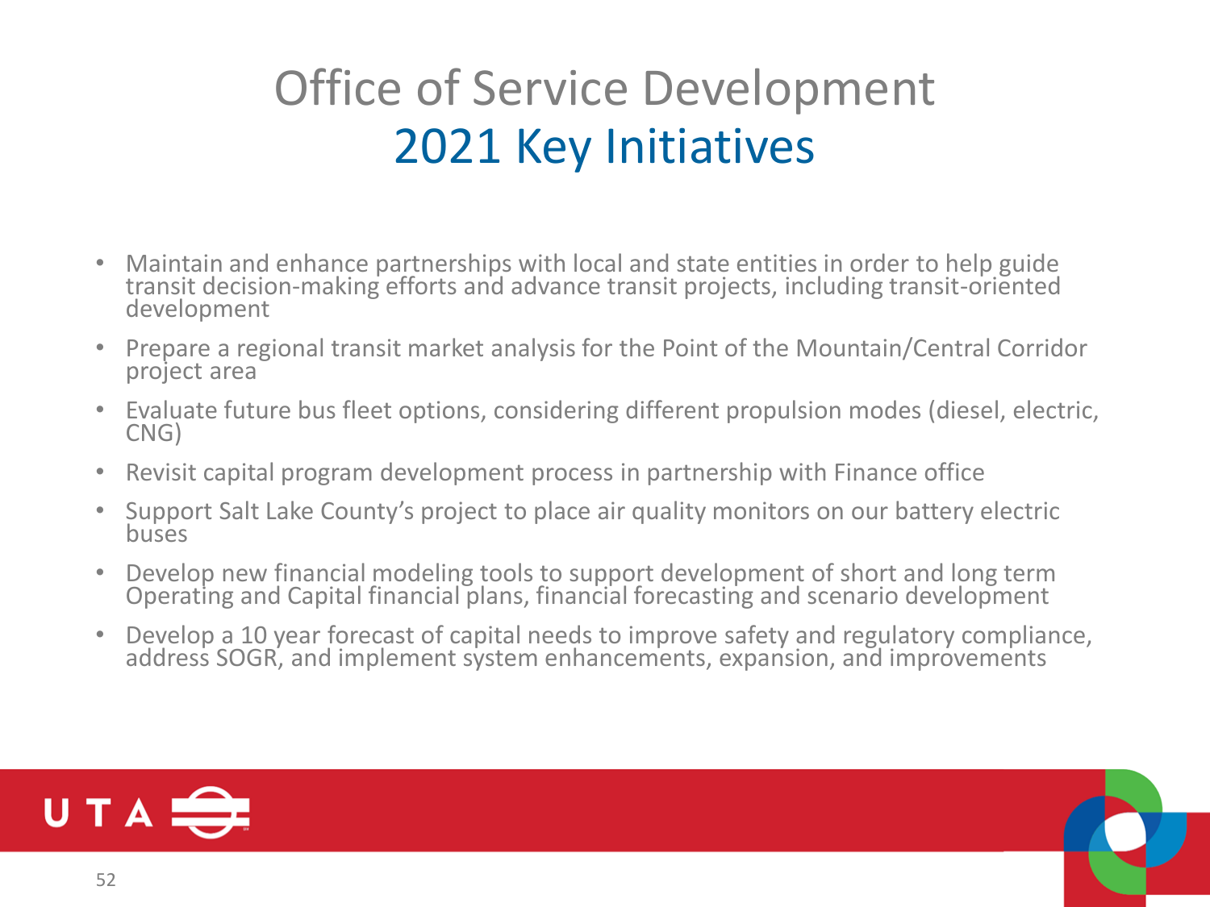# Office of Service Development
## 2021 Key Initiatives

- Maintain and enhance partnerships with local and state entities in order to help guide transit decision-making efforts and advance transit projects, including transit-oriented development
- Prepare a regional transit market analysis for the Point of the Mountain/Central Corridor project area
- Evaluate future bus fleet options, considering different propulsion modes (diesel, electric, CNG)
- Revisit capital program development process in partnership with Finance office
- Support Salt Lake County's project to place air quality monitors on our battery electric buses
- Develop new financial modeling tools to support development of short and long term Operating and Capital financial plans, financial forecasting and scenario development
- Develop a 10 year forecast of capital needs to improve safety and regulatory compliance, address SOGR, and implement system enhancements, expansion, and improvements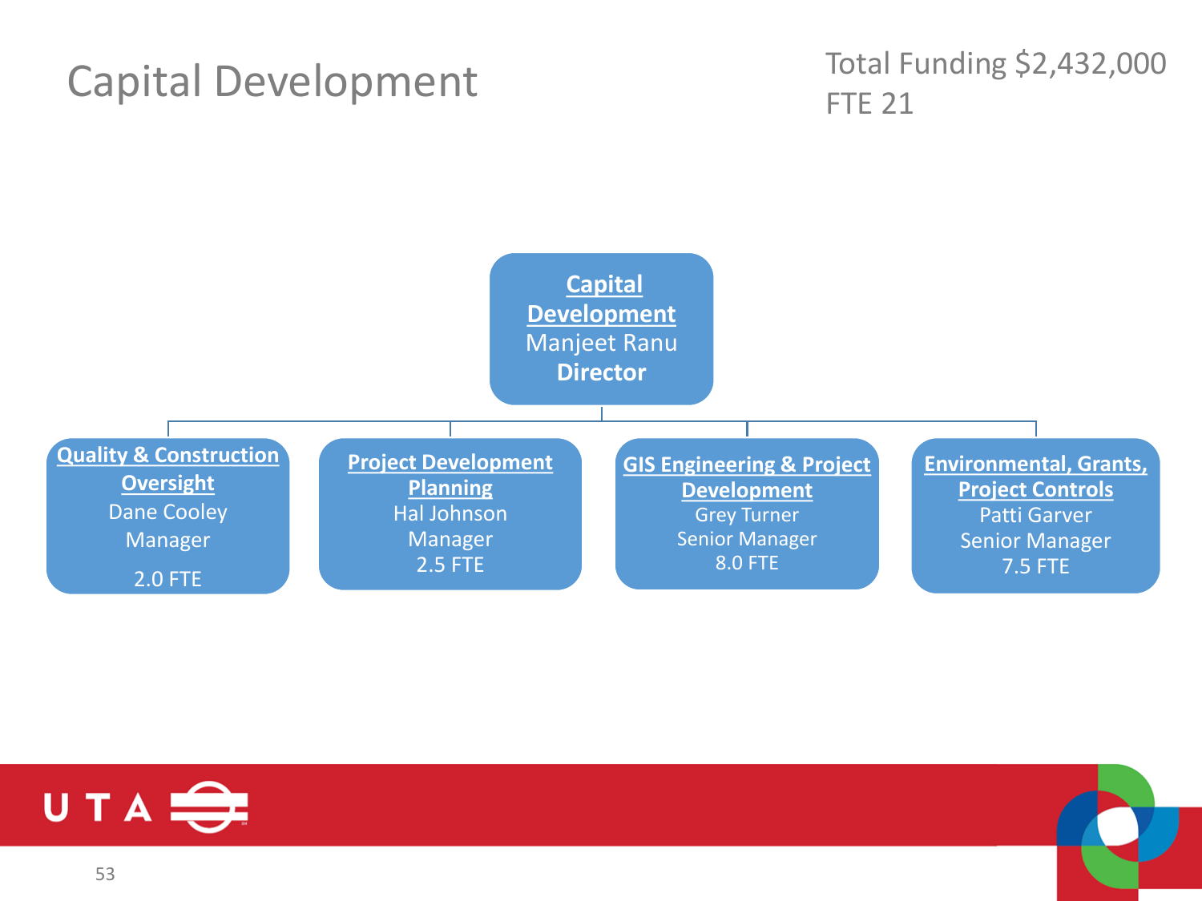# Capital Development

Total Funding $2,432,000
FTE 21

**Capital Development**
Manjeet Ranu
**Director**

- **Quality & Construction Oversight**
  Dane Cooley
  Manager
  2.0 FTE

- **Project Development Planning**
  Hal Johnson
  Manager
  2.5 FTE

- **GIS Engineering & Project Development**
  Grey Turner
  Senior Manager
  8.0 FTE

- **Environmental, Grants, Project Controls**
  Patti Garver
  Senior Manager
  7.5 FTE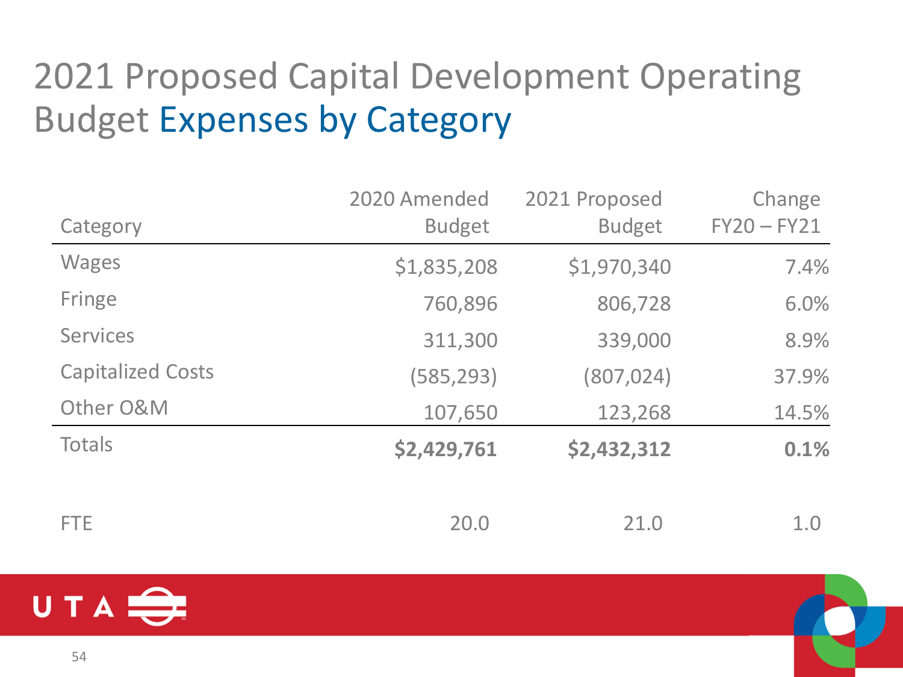# 2021 Proposed Capital Development Operating Budget Expenses by Category

| Category | 2020 Amended Budget | 2021 Proposed Budget | Change FY20 – FY21 |
|---|---|---|---|
| Wages | $1,835,208 | $1,970,340 | 7.4% |
| Fringe | 760,896 | 806,728 | 6.0% |
| Services | 311,300 | 339,000 | 8.9% |
| Capitalized Costs | (585,293) | (807,024) | 37.9% |
| Other O&M | 107,650 | 123,268 | 14.5% |
| Totals | **$2,429,761** | **$2,432,312** | **0.1%** |
| | | | |
| FTE | 20.0 | 21.0 | 1.0 |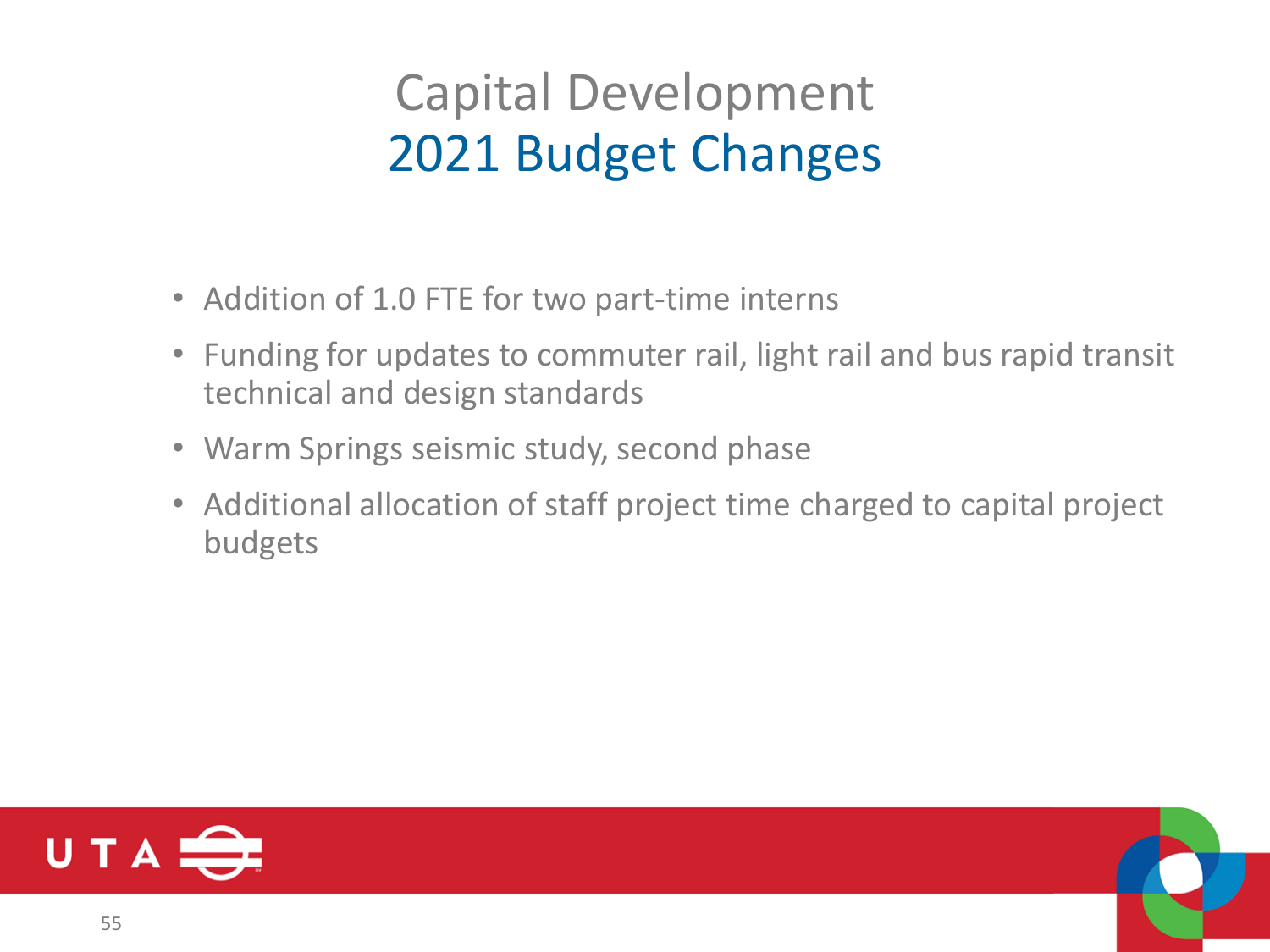# Capital Development

## 2021 Budget Changes

- Addition of 1.0 FTE for two part-time interns
- Funding for updates to commuter rail, light rail and bus rapid transit technical and design standards
- Warm Springs seismic study, second phase
- Additional allocation of staff project time charged to capital project budgets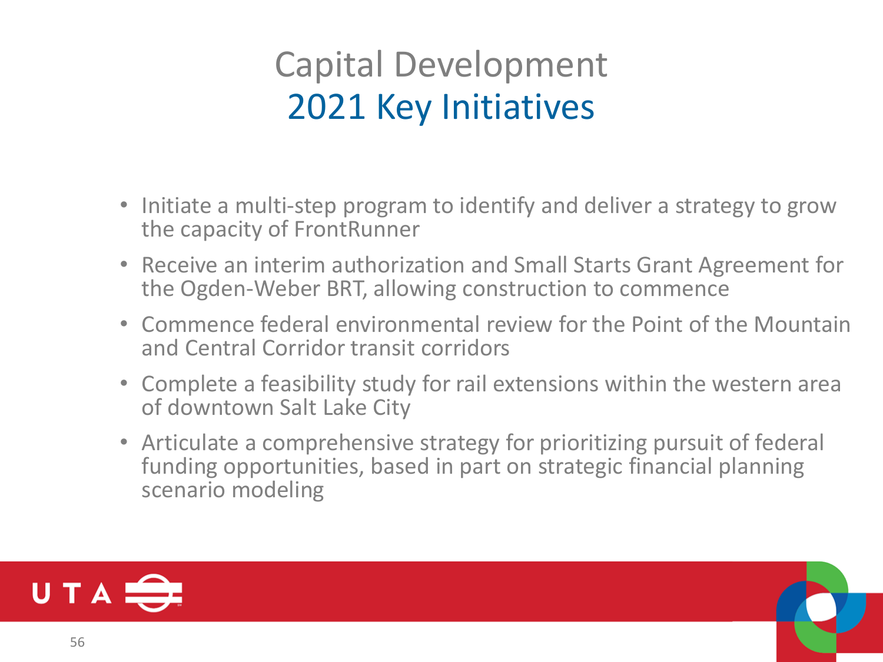# Capital Development
## 2021 Key Initiatives

- Initiate a multi-step program to identify and deliver a strategy to grow the capacity of FrontRunner
- Receive an interim authorization and Small Starts Grant Agreement for the Ogden-Weber BRT, allowing construction to commence
- Commence federal environmental review for the Point of the Mountain and Central Corridor transit corridors
- Complete a feasibility study for rail extensions within the western area of downtown Salt Lake City
- Articulate a comprehensive strategy for prioritizing pursuit of federal funding opportunities, based in part on strategic financial planning scenario modeling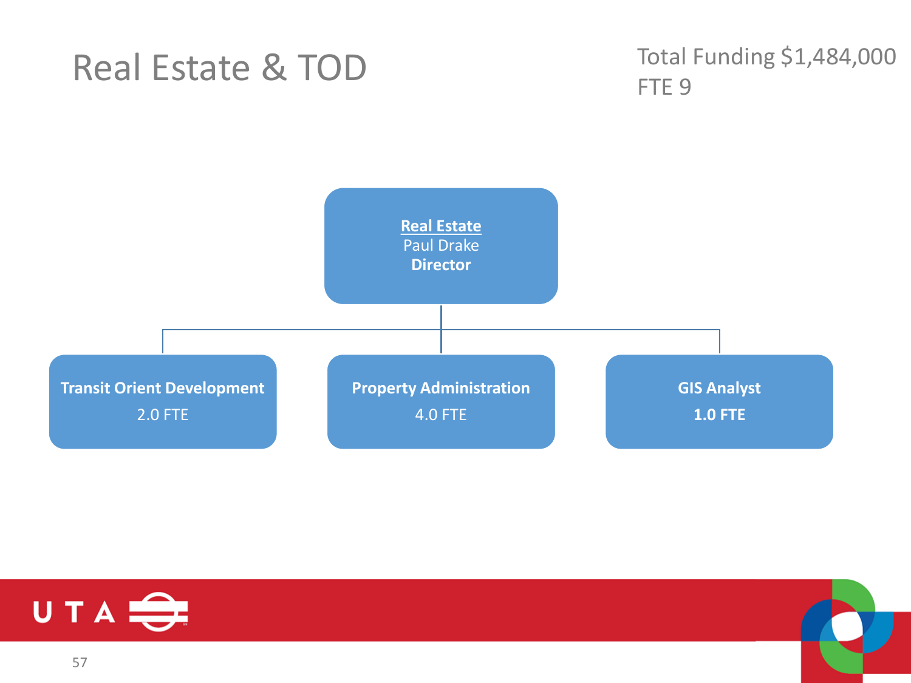# Real Estate & TOD

Total Funding $1,484,000
FTE 9

**Real Estate**
Paul Drake
**Director**

- **Transit Orient Development**
  2.0 FTE
- **Property Administration**
  4.0 FTE
- **GIS Analyst**
  **1.0 FTE**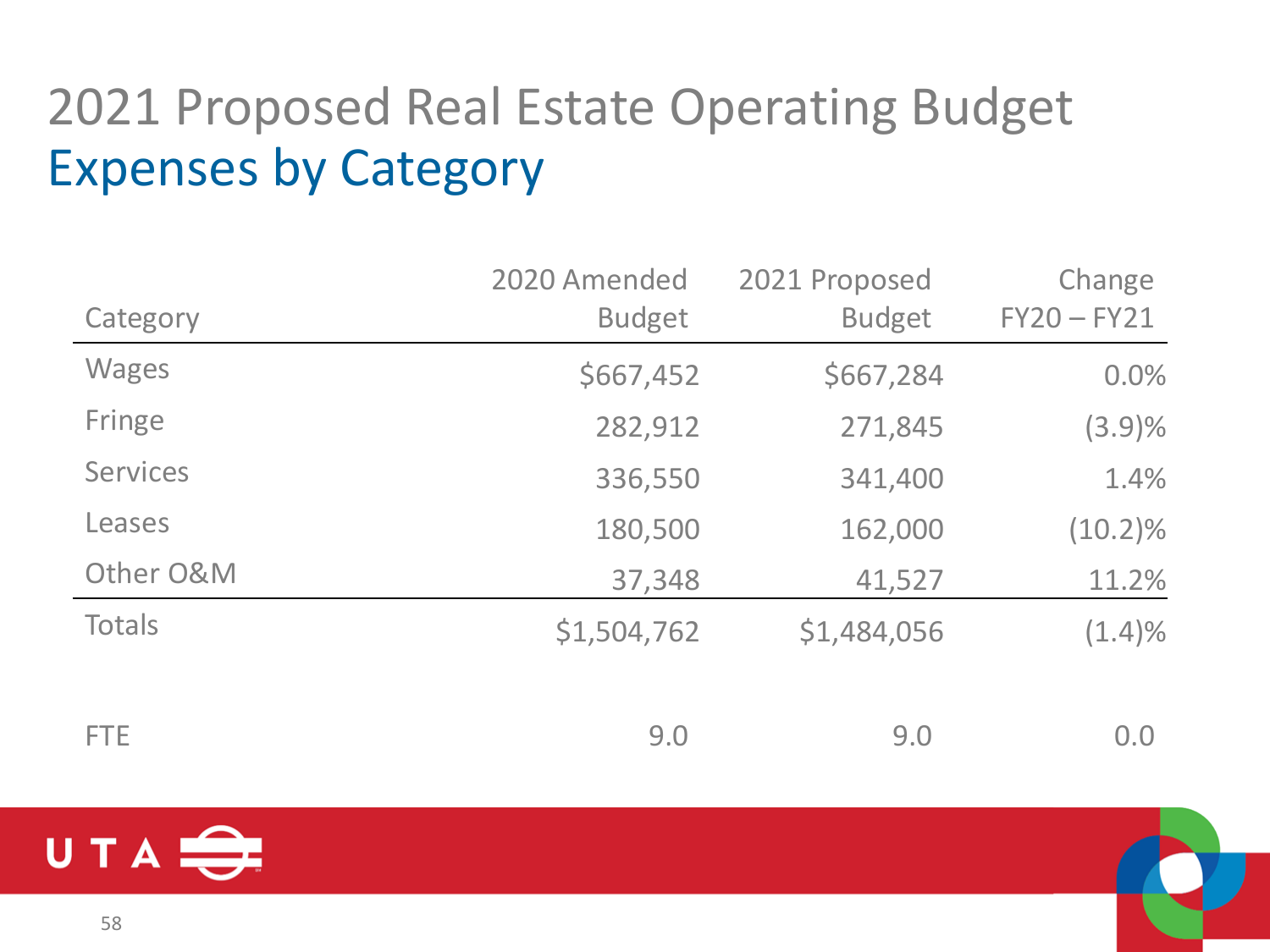# 2021 Proposed Real Estate Operating Budget
## Expenses by Category

| Category | 2020 Amended Budget | 2021 Proposed Budget | Change FY20 – FY21 |
|---|---|---|---|
| Wages | $667,452 | $667,284 | 0.0% |
| Fringe | 282,912 | 271,845 | (3.9)% |
| Services | 336,550 | 341,400 | 1.4% |
| Leases | 180,500 | 162,000 | (10.2)% |
| Other O&M | 37,348 | 41,527 | 11.2% |
| Totals | $1,504,762 | $1,484,056 | (1.4)% |
| | | | |
| FTE | 9.0 | 9.0 | 0.0 |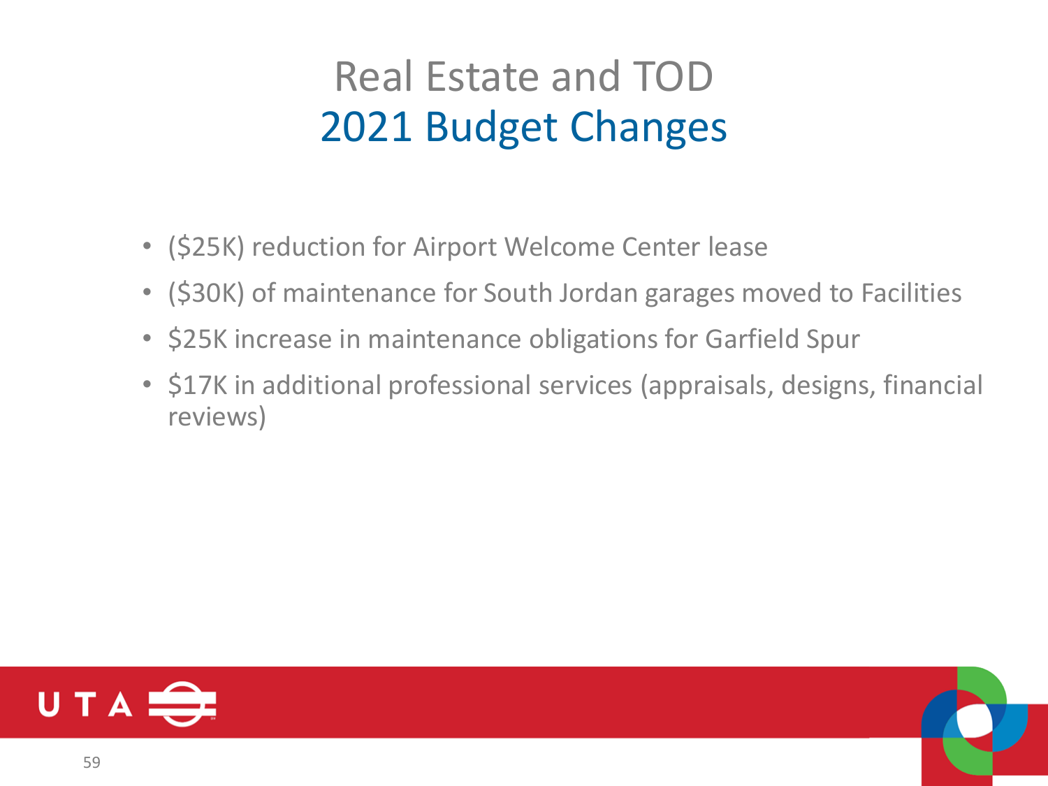# Real Estate and TOD
## 2021 Budget Changes

- ($25K) reduction for Airport Welcome Center lease
- ($30K) of maintenance for South Jordan garages moved to Facilities
- $25K increase in maintenance obligations for Garfield Spur
- $17K in additional professional services (appraisals, designs, financial reviews)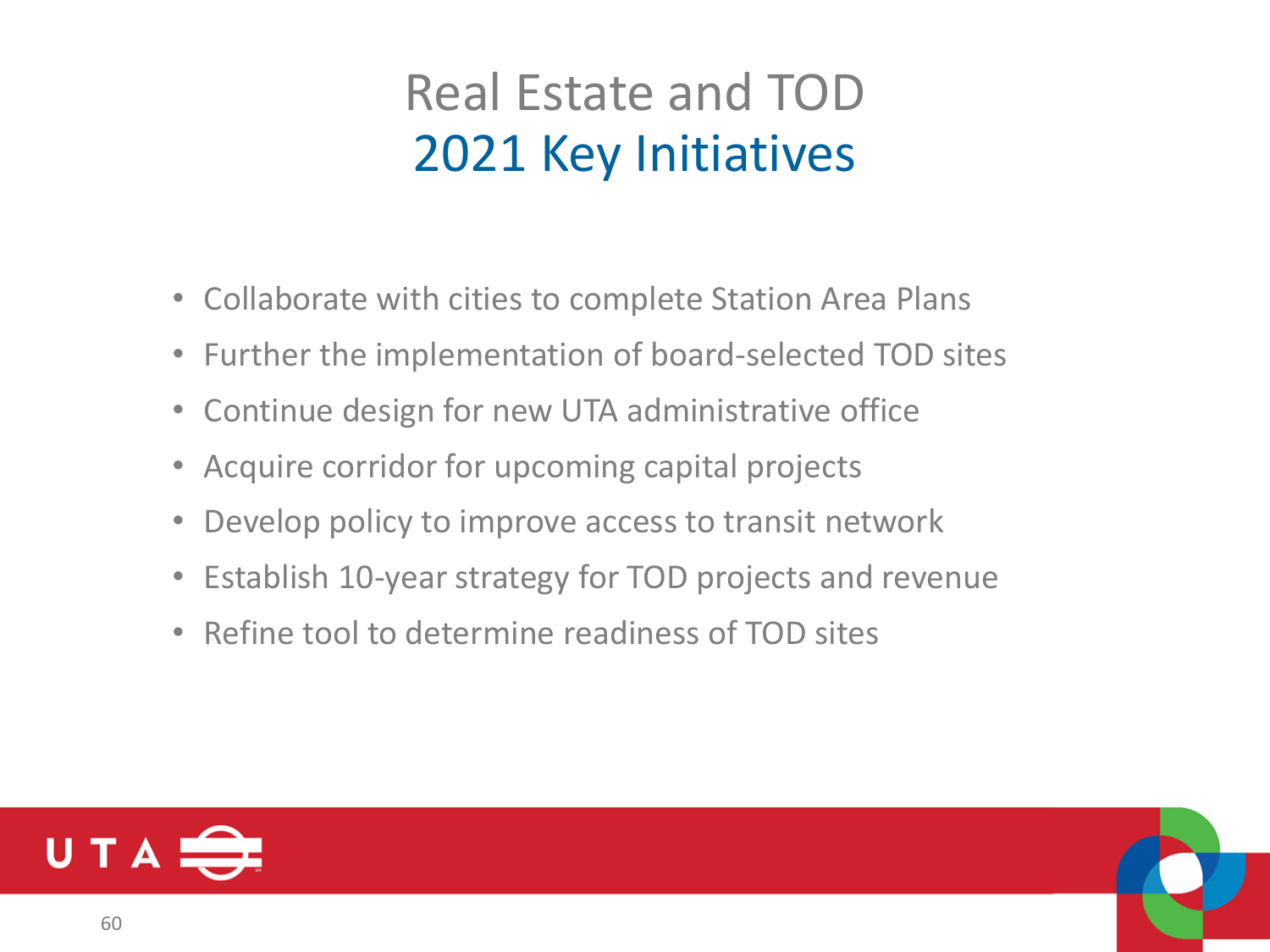# Real Estate and TOD
## 2021 Key Initiatives

- Collaborate with cities to complete Station Area Plans
- Further the implementation of board-selected TOD sites
- Continue design for new UTA administrative office
- Acquire corridor for upcoming capital projects
- Develop policy to improve access to transit network
- Establish 10-year strategy for TOD projects and revenue
- Refine tool to determine readiness of TOD sites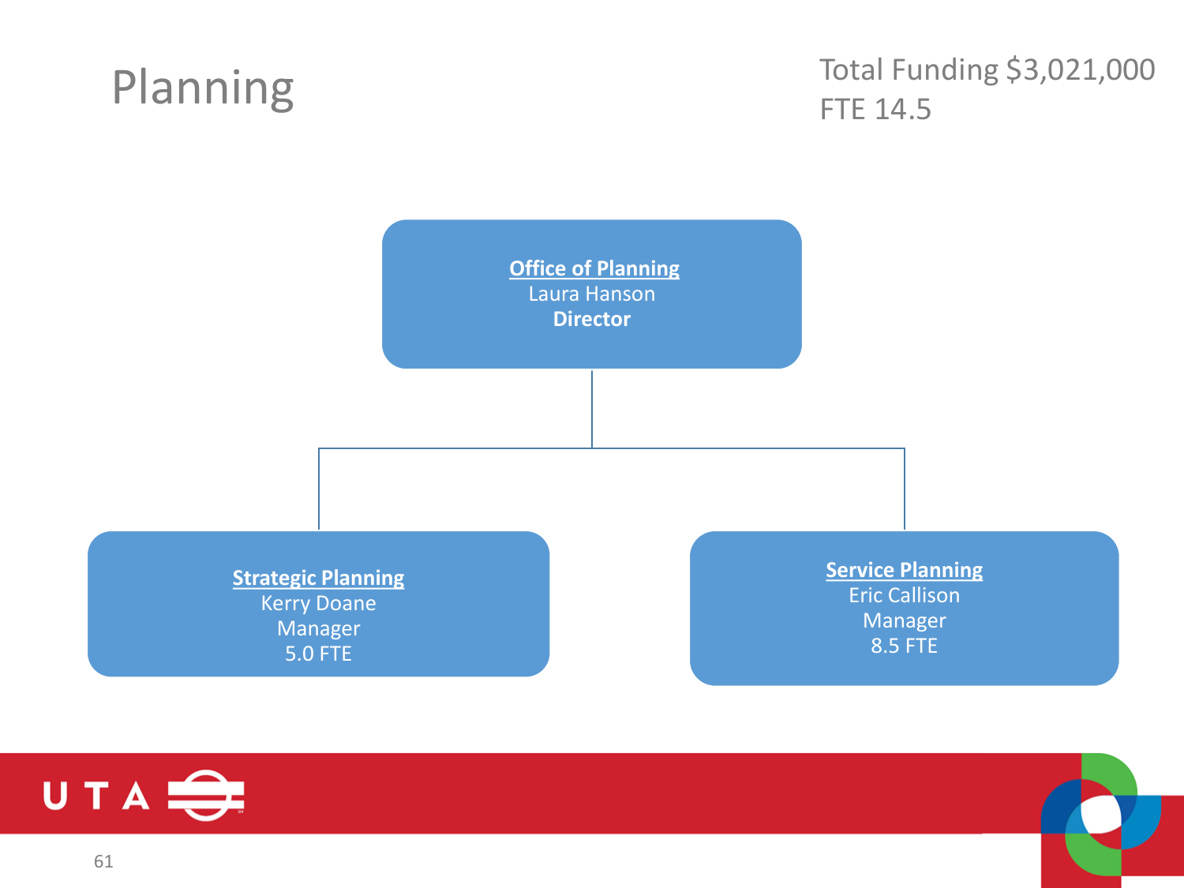# Planning

Total Funding $3,021,000
FTE 14.5

**Office of Planning**
Laura Hanson
**Director**

- **Strategic Planning**
  Kerry Doane
  Manager
  5.0 FTE

- **Service Planning**
  Eric Callison
  Manager
  8.5 FTE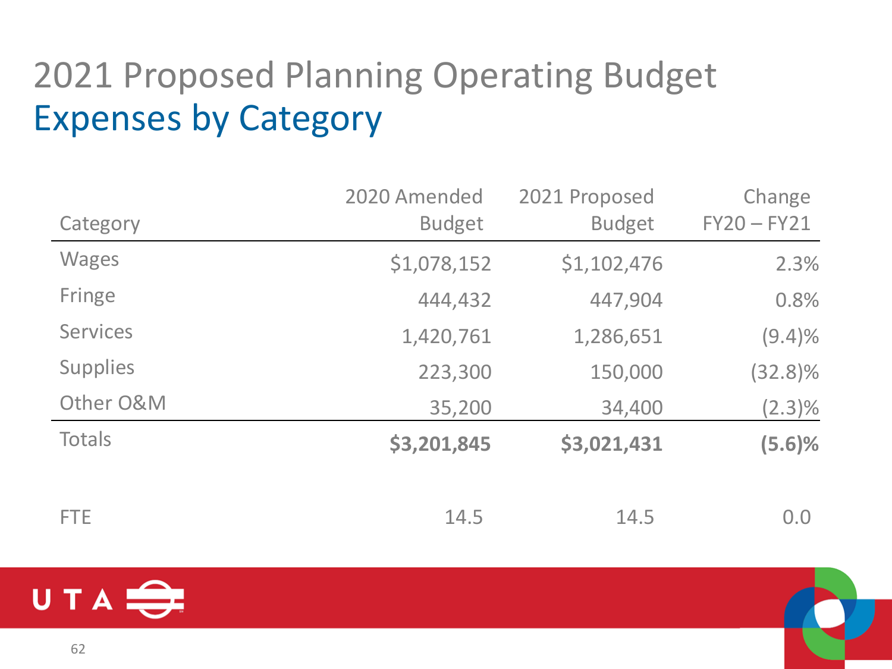# 2021 Proposed Planning Operating Budget

## Expenses by Category

| Category | 2020 Amended Budget | 2021 Proposed Budget | Change FY20 – FY21 |
|---|---|---|---|
| Wages | $1,078,152 | $1,102,476 | 2.3% |
| Fringe | 444,432 | 447,904 | 0.8% |
| Services | 1,420,761 | 1,286,651 | (9.4)% |
| Supplies | 223,300 | 150,000 | (32.8)% |
| Other O&M | 35,200 | 34,400 | (2.3)% |
| Totals | **$3,201,845** | **$3,021,431** | **(5.6)%** |
| | | | |
| FTE | 14.5 | 14.5 | 0.0 |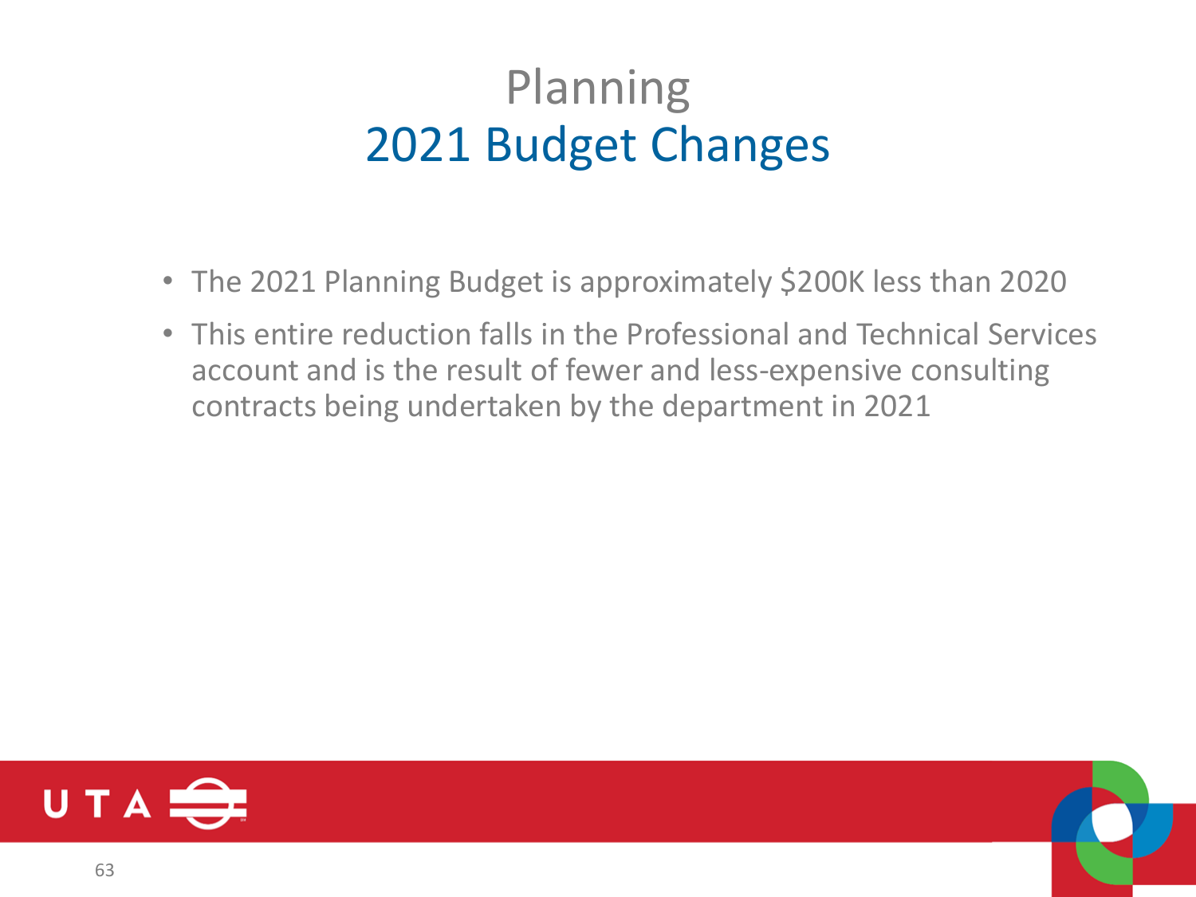# Planning

## 2021 Budget Changes

- The 2021 Planning Budget is approximately $200K less than 2020
- This entire reduction falls in the Professional and Technical Services account and is the result of fewer and less-expensive consulting contracts being undertaken by the department in 2021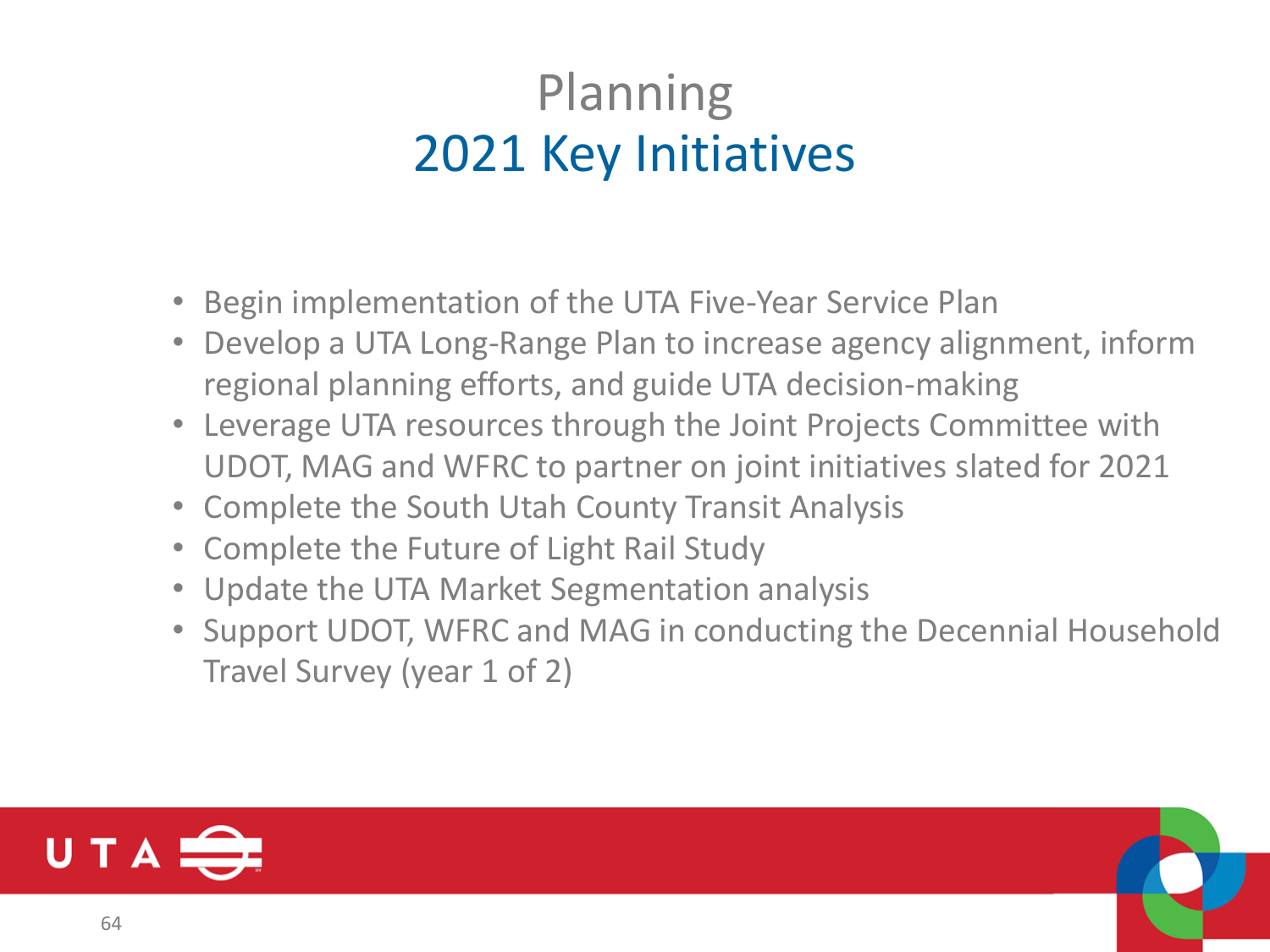# Planning
## 2021 Key Initiatives

- Begin implementation of the UTA Five-Year Service Plan
- Develop a UTA Long-Range Plan to increase agency alignment, inform regional planning efforts, and guide UTA decision-making
- Leverage UTA resources through the Joint Projects Committee with UDOT, MAG and WFRC to partner on joint initiatives slated for 2021
- Complete the South Utah County Transit Analysis
- Complete the Future of Light Rail Study
- Update the UTA Market Segmentation analysis
- Support UDOT, WFRC and MAG in conducting the Decennial Household Travel Survey (year 1 of 2)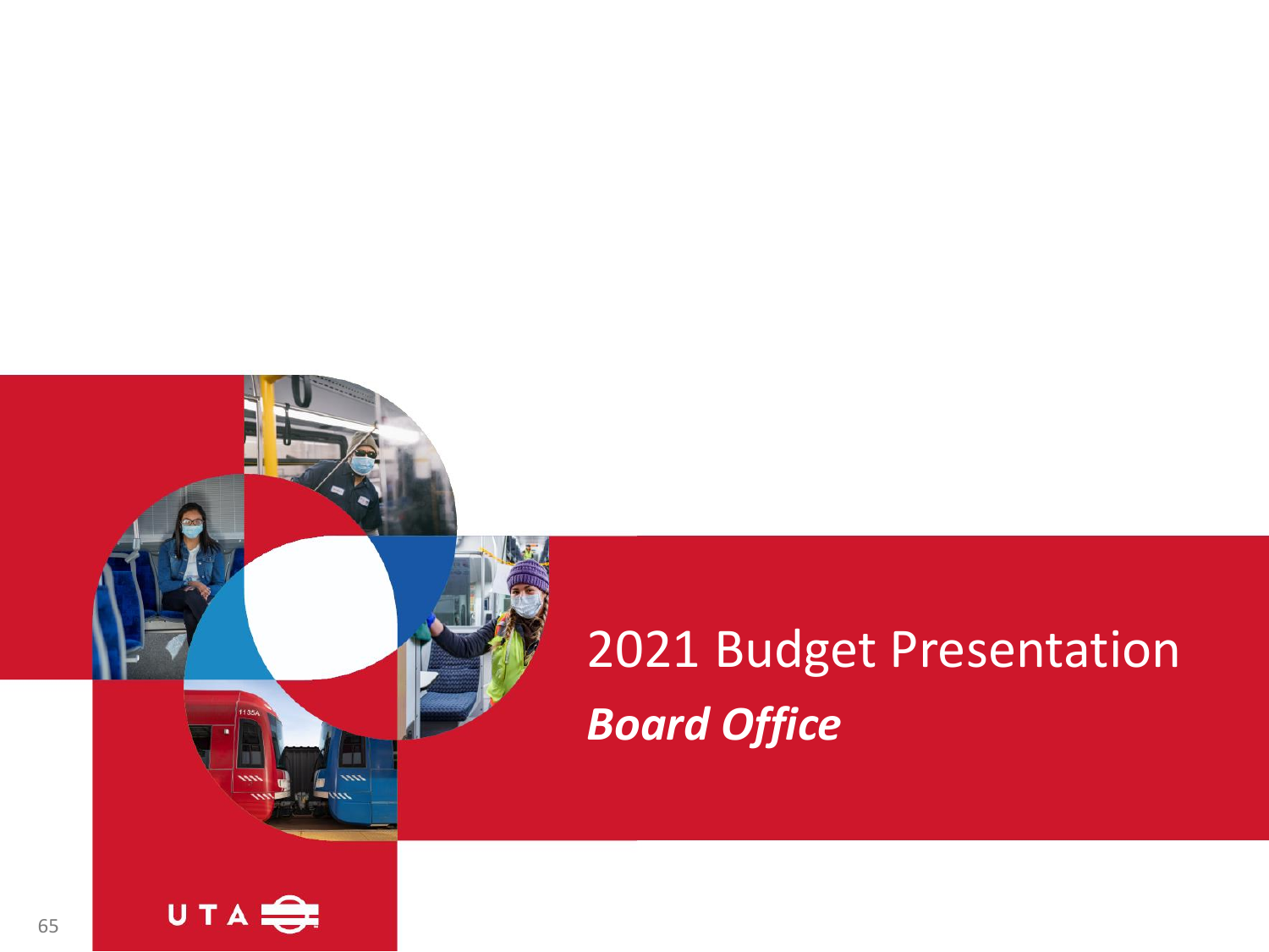# 2021 Budget Presentation

## ***Board Office***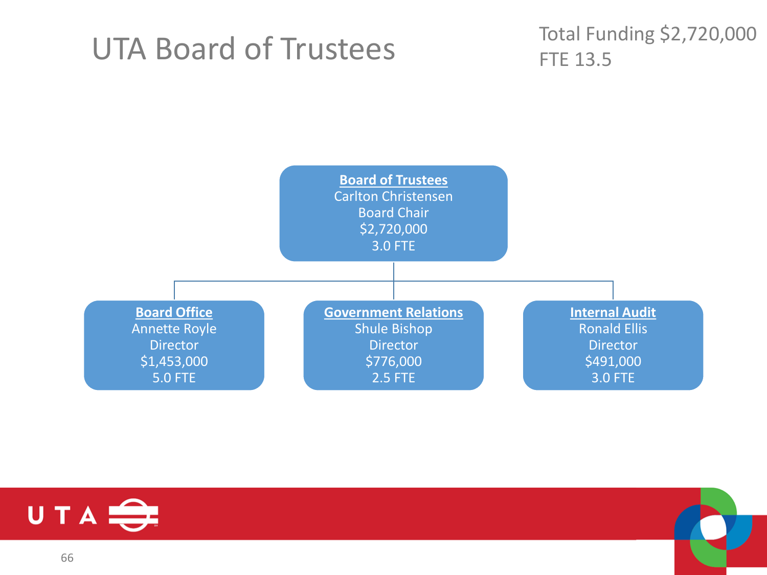# UTA Board of Trustees

Total Funding $2,720,000
FTE 13.5

**Board of Trustees**
Carlton Christensen
Board Chair
$2,720,000
3.0 FTE

**Board Office**
Annette Royle
Director
$1,453,000
5.0 FTE

**Government Relations**
Shule Bishop
Director
$776,000
2.5 FTE

**Internal Audit**
Ronald Ellis
Director
$491,000
3.0 FTE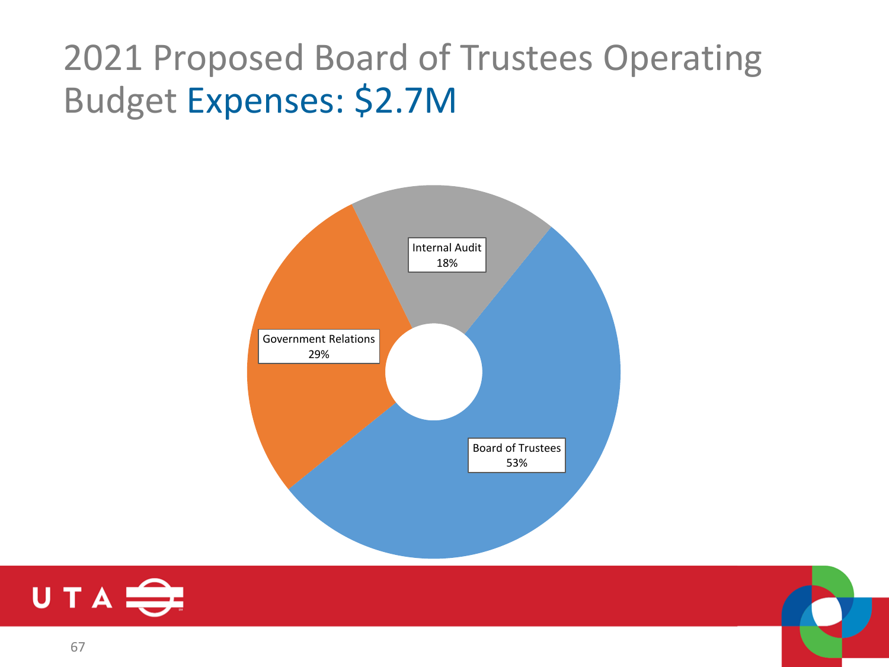# 2021 Proposed Board of Trustees Operating Budget Expenses: $2.7M

Internal Audit
18%

Government Relations
29%

Board of Trustees
53%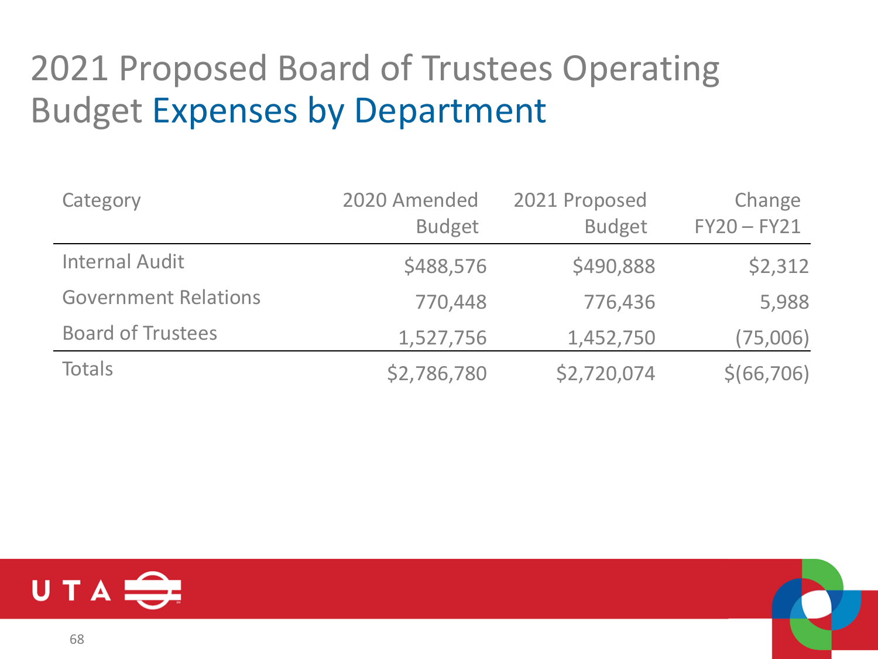# 2021 Proposed Board of Trustees Operating Budget Expenses by Department

| Category | 2020 Amended Budget | 2021 Proposed Budget | Change FY20 – FY21 |
|---|---|---|---|
| Internal Audit | $488,576 | $490,888 | $2,312 |
| Government Relations | 770,448 | 776,436 | 5,988 |
| Board of Trustees | 1,527,756 | 1,452,750 | (75,006) |
| Totals | $2,786,780 | $2,720,074 | $(66,706) |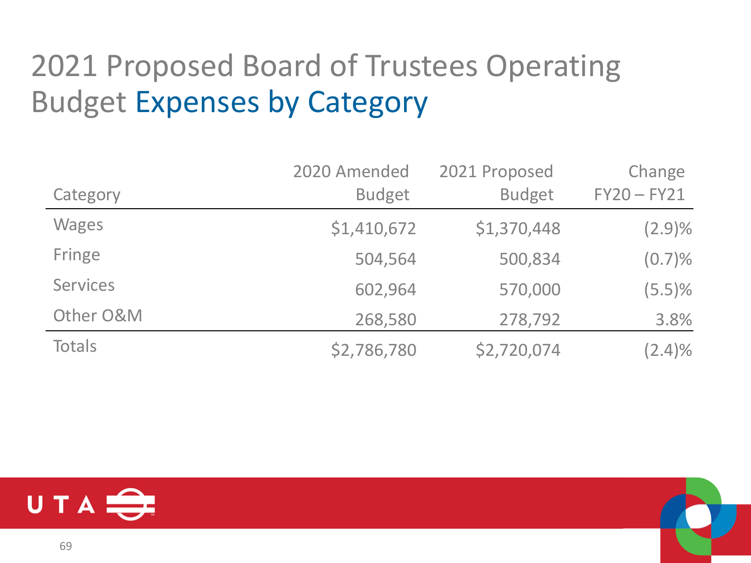# 2021 Proposed Board of Trustees Operating Budget Expenses by Category

| Category | 2020 Amended Budget | 2021 Proposed Budget | Change FY20 – FY21 |
|---|---|---|---|
| Wages | $1,410,672 | $1,370,448 | (2.9)% |
| Fringe | 504,564 | 500,834 | (0.7)% |
| Services | 602,964 | 570,000 | (5.5)% |
| Other O&M | 268,580 | 278,792 | 3.8% |
| Totals | $2,786,780 | $2,720,074 | (2.4)% |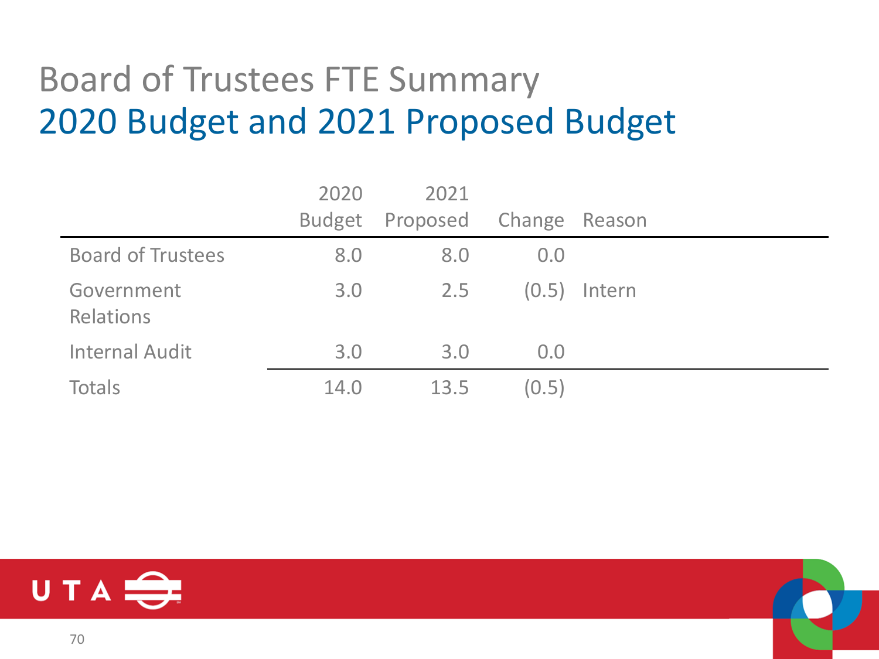# Board of Trustees FTE Summary
## 2020 Budget and 2021 Proposed Budget

| | 2020 Budget | 2021 Proposed | Change | Reason |
|---|---|---|---|---|
| Board of Trustees | 8.0 | 8.0 | 0.0 | |
| Government Relations | 3.0 | 2.5 | (0.5) | Intern |
| Internal Audit | 3.0 | 3.0 | 0.0 | |
| Totals | 14.0 | 13.5 | (0.5) | |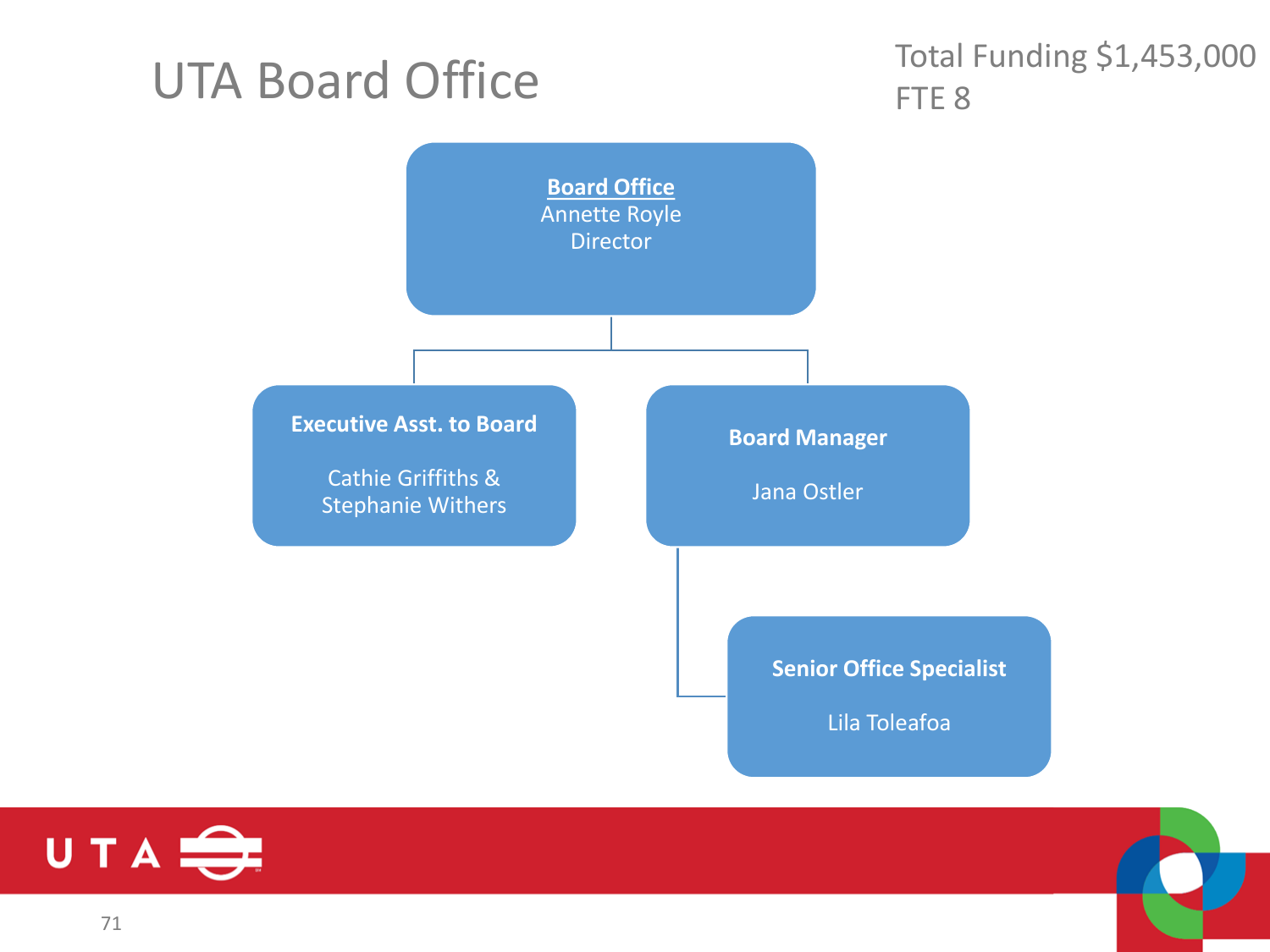# UTA Board Office

Total Funding $1,453,000
FTE 8

**Board Office**
Annette Royle
Director

- **Executive Asst. to Board**
  Cathie Griffiths & Stephanie Withers
- **Board Manager**
  Jana Ostler
  - **Senior Office Specialist**
    Lila Toleafoa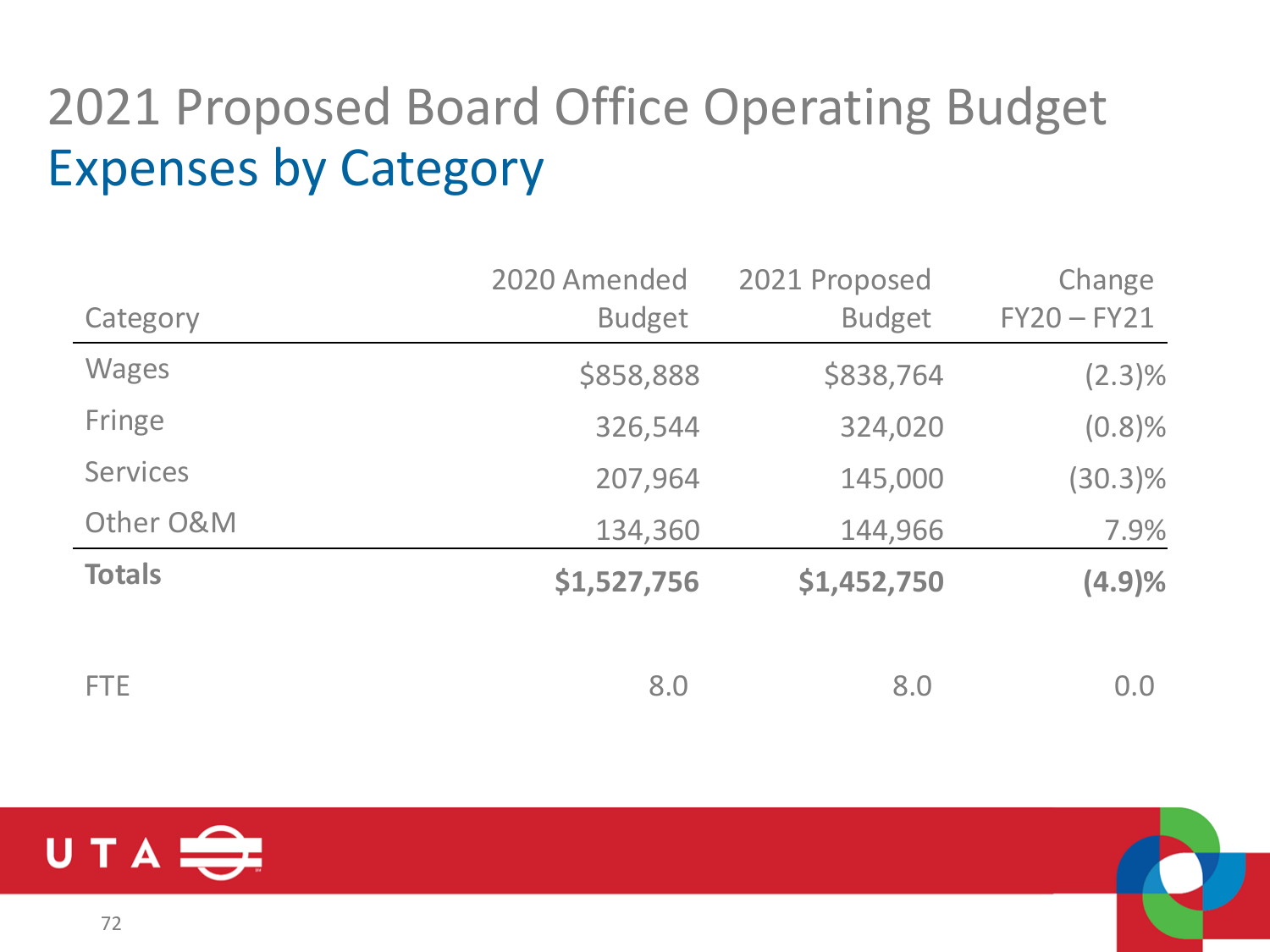# 2021 Proposed Board Office Operating Budget

## Expenses by Category

| Category | 2020 Amended Budget | 2021 Proposed Budget | Change FY20 – FY21 |
|---|---|---|---|
| Wages | $858,888 | $838,764 | (2.3)% |
| Fringe | 326,544 | 324,020 | (0.8)% |
| Services | 207,964 | 145,000 | (30.3)% |
| Other O&M | 134,360 | 144,966 | 7.9% |
| **Totals** | **$1,527,756** | **$1,452,750** | **(4.9)%** |
| | | | |
| FTE | 8.0 | 8.0 | 0.0 |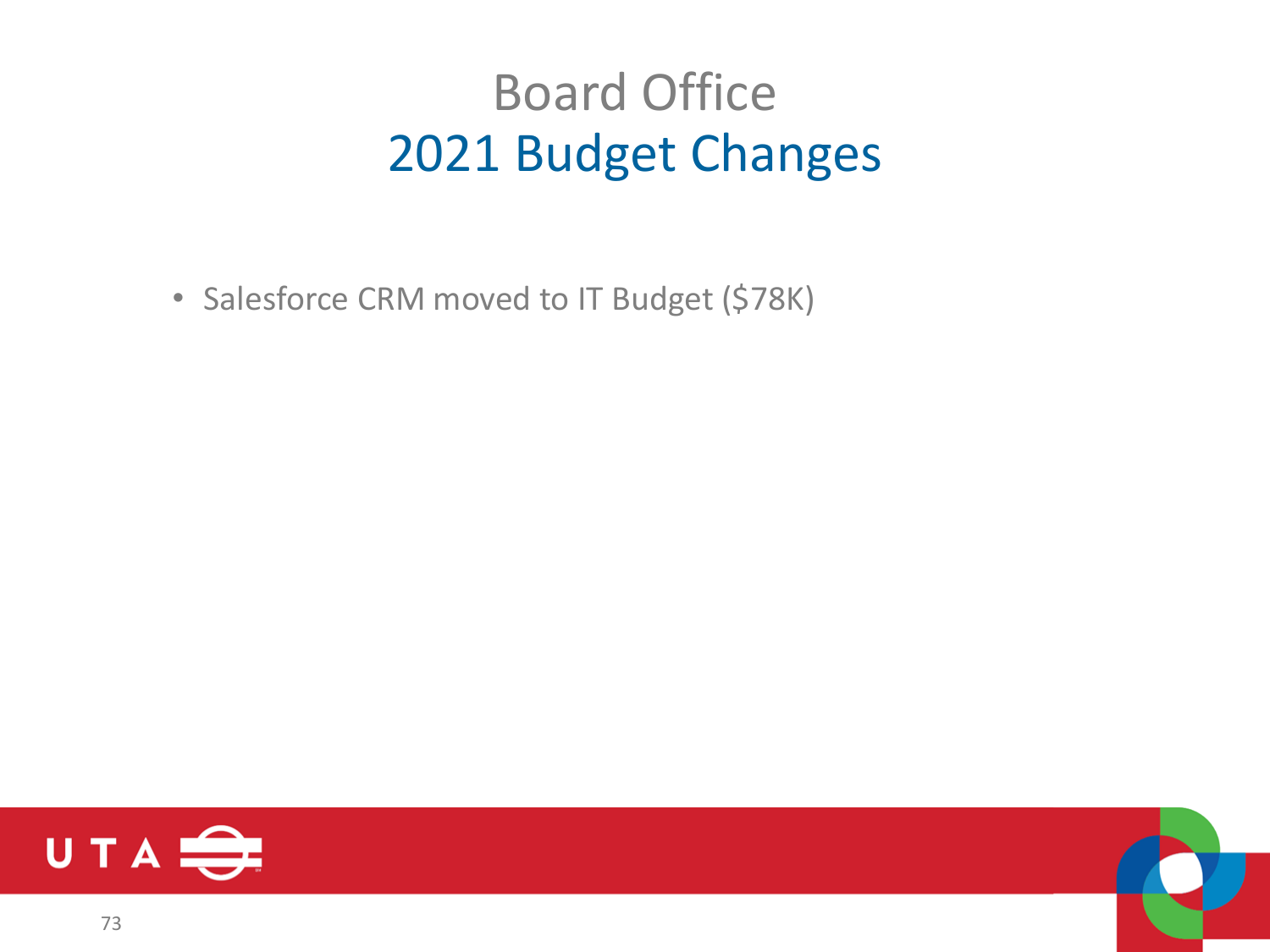# Board Office
## 2021 Budget Changes

- Salesforce CRM moved to IT Budget ($78K)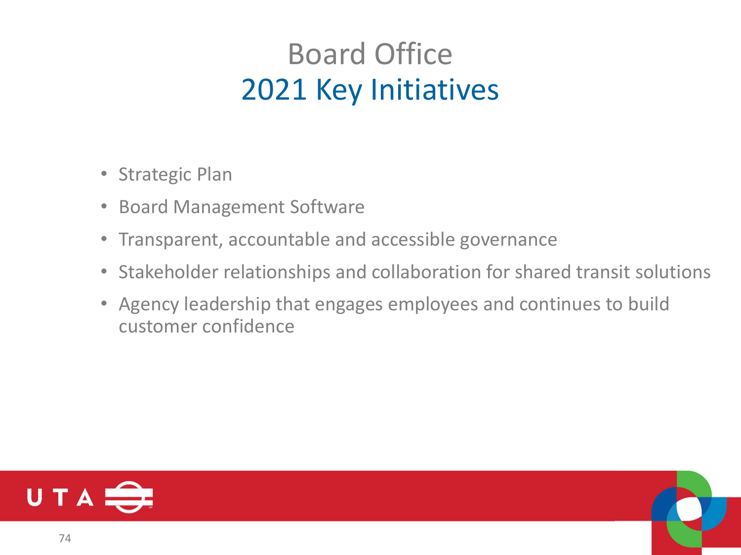# Board Office
## 2021 Key Initiatives

- Strategic Plan
- Board Management Software
- Transparent, accountable and accessible governance
- Stakeholder relationships and collaboration for shared transit solutions
- Agency leadership that engages employees and continues to build customer confidence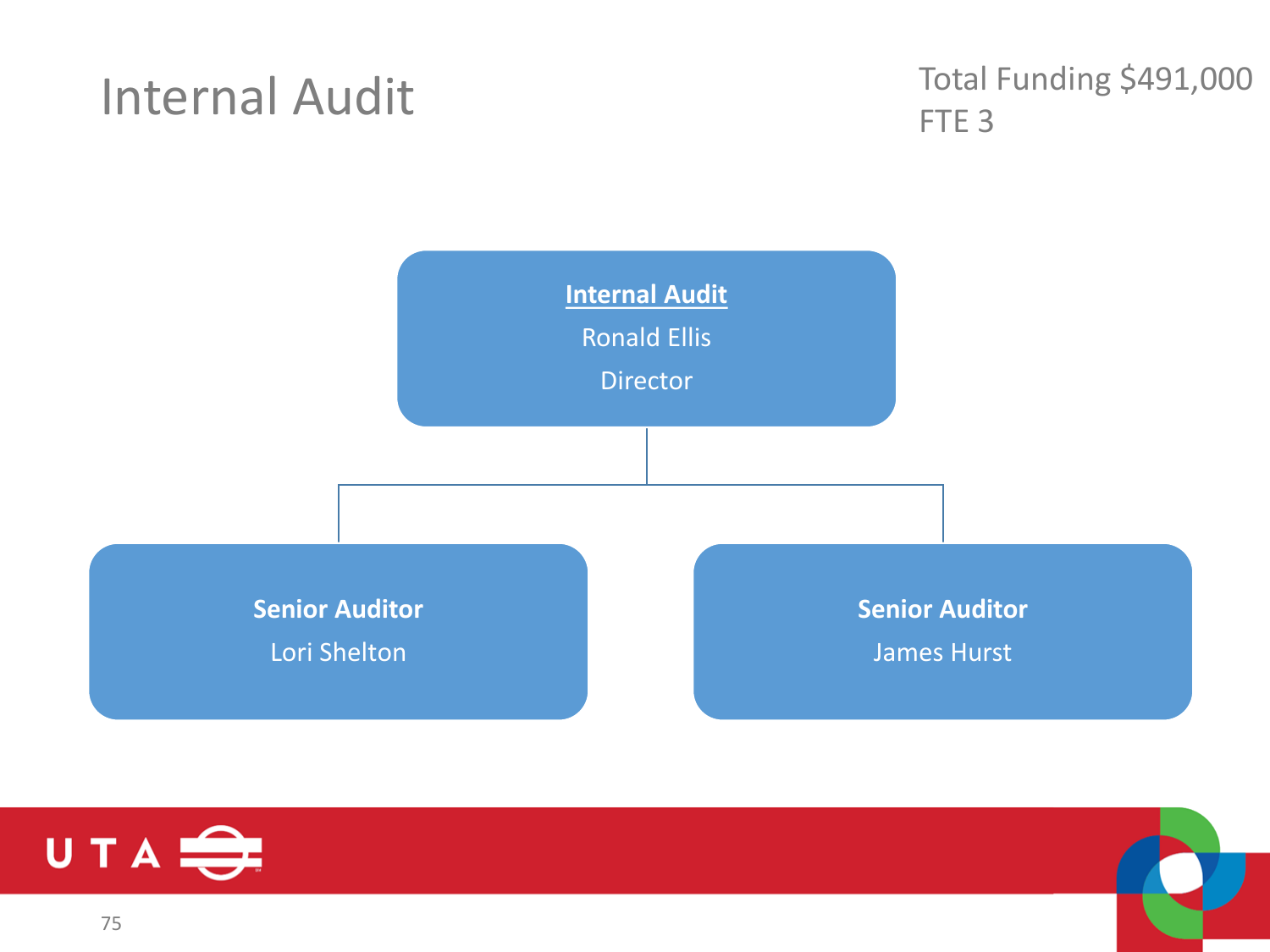# Internal Audit

Total Funding $491,000
FTE 3

**Internal Audit**
Ronald Ellis
Director

- **Senior Auditor**
  Lori Shelton
- **Senior Auditor**
  James Hurst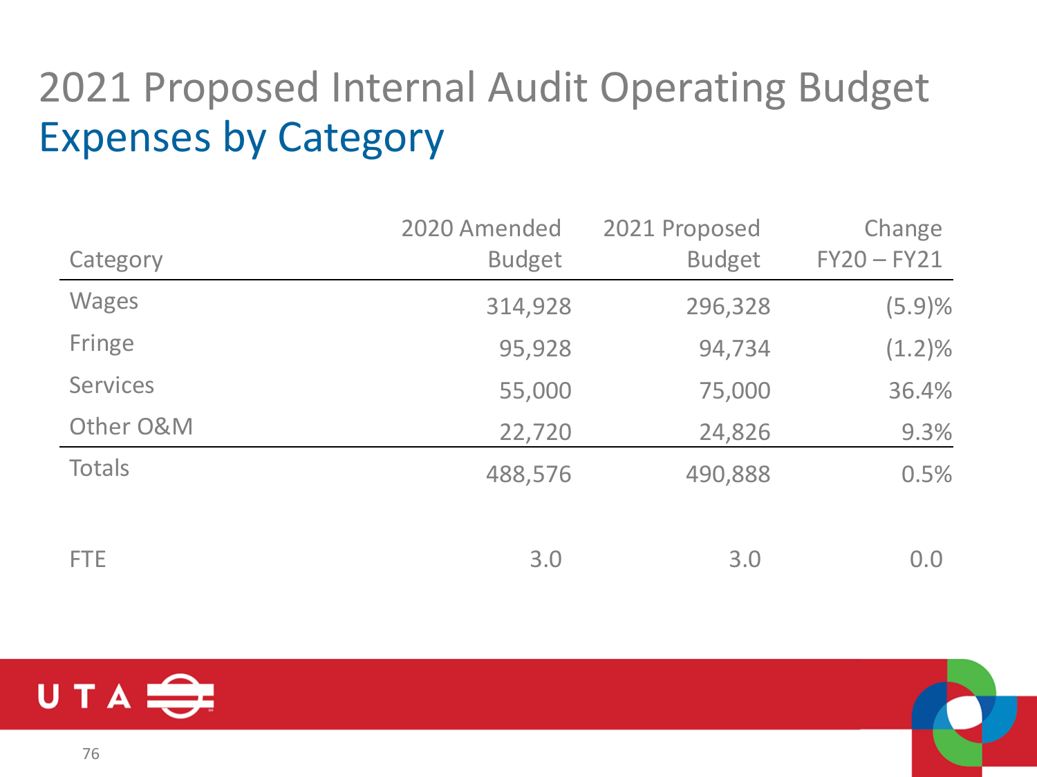# 2021 Proposed Internal Audit Operating Budget

## Expenses by Category

| Category | 2020 Amended Budget | 2021 Proposed Budget | Change FY20 – FY21 |
|---|---|---|---|
| Wages | 314,928 | 296,328 | (5.9)% |
| Fringe | 95,928 | 94,734 | (1.2)% |
| Services | 55,000 | 75,000 | 36.4% |
| Other O&M | 22,720 | 24,826 | 9.3% |
| Totals | 488,576 | 490,888 | 0.5% |
| | | | |
| FTE | 3.0 | 3.0 | 0.0 |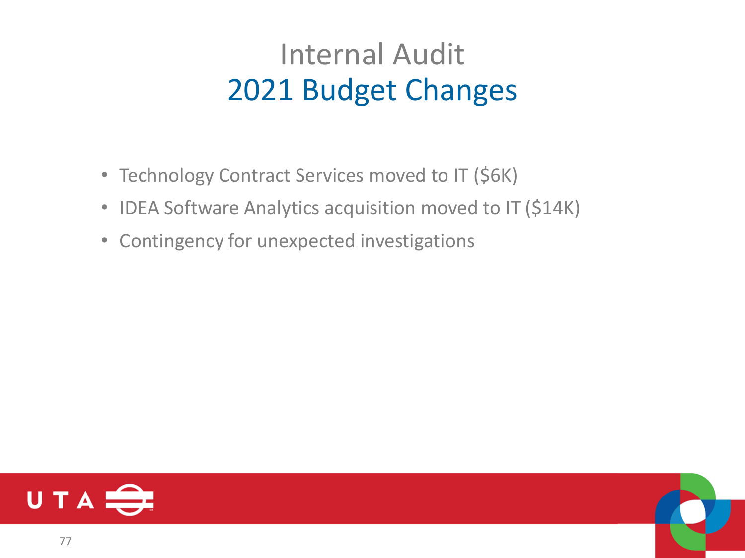# Internal Audit
## 2021 Budget Changes

- Technology Contract Services moved to IT ($6K)
- IDEA Software Analytics acquisition moved to IT ($14K)
- Contingency for unexpected investigations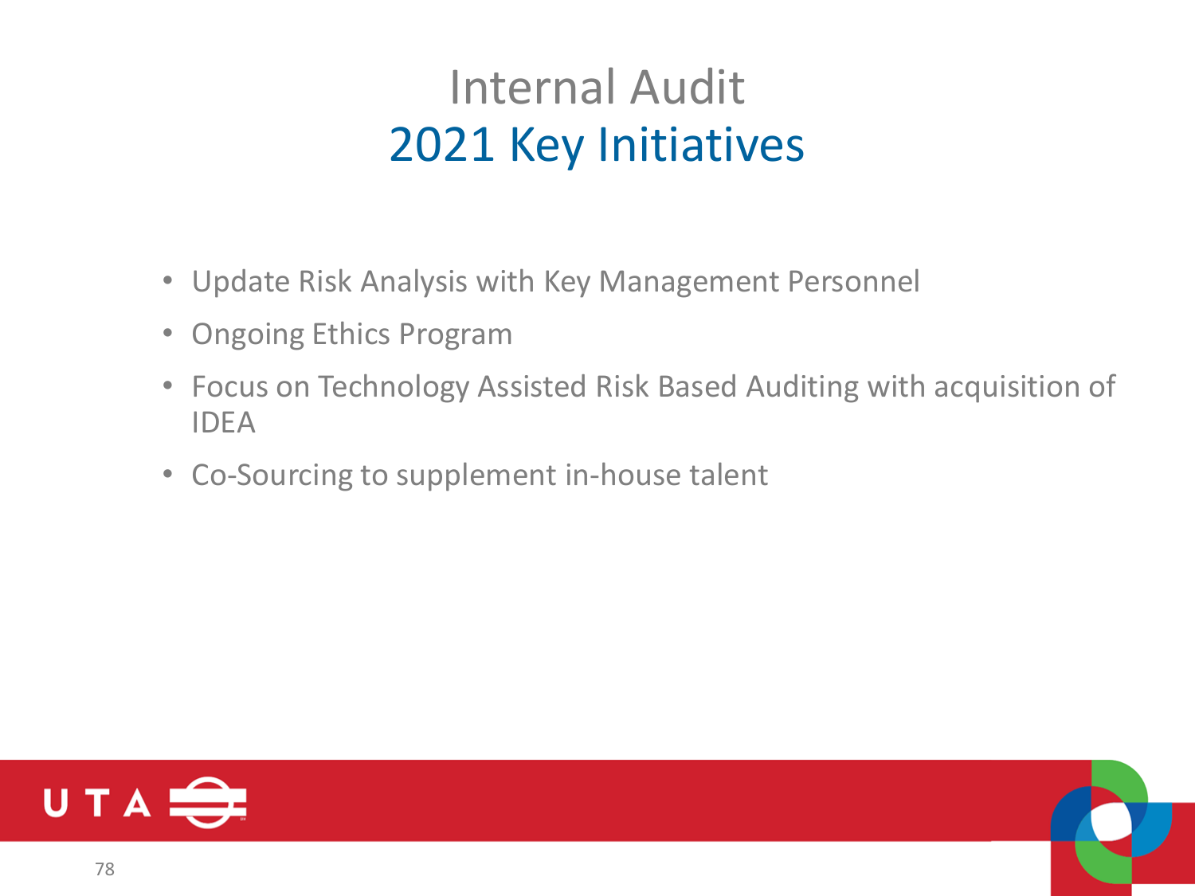# Internal Audit
## 2021 Key Initiatives

- Update Risk Analysis with Key Management Personnel
- Ongoing Ethics Program
- Focus on Technology Assisted Risk Based Auditing with acquisition of IDEA
- Co-Sourcing to supplement in-house talent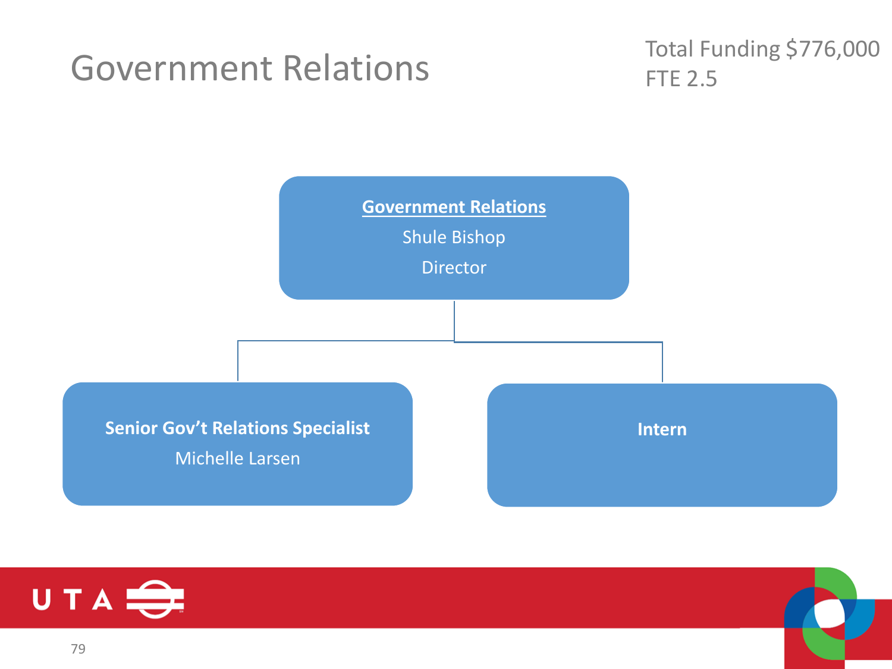# Government Relations

Total Funding $776,000
FTE 2.5

**Government Relations**
Shule Bishop
Director

**Senior Gov't Relations Specialist**
Michelle Larsen

**Intern**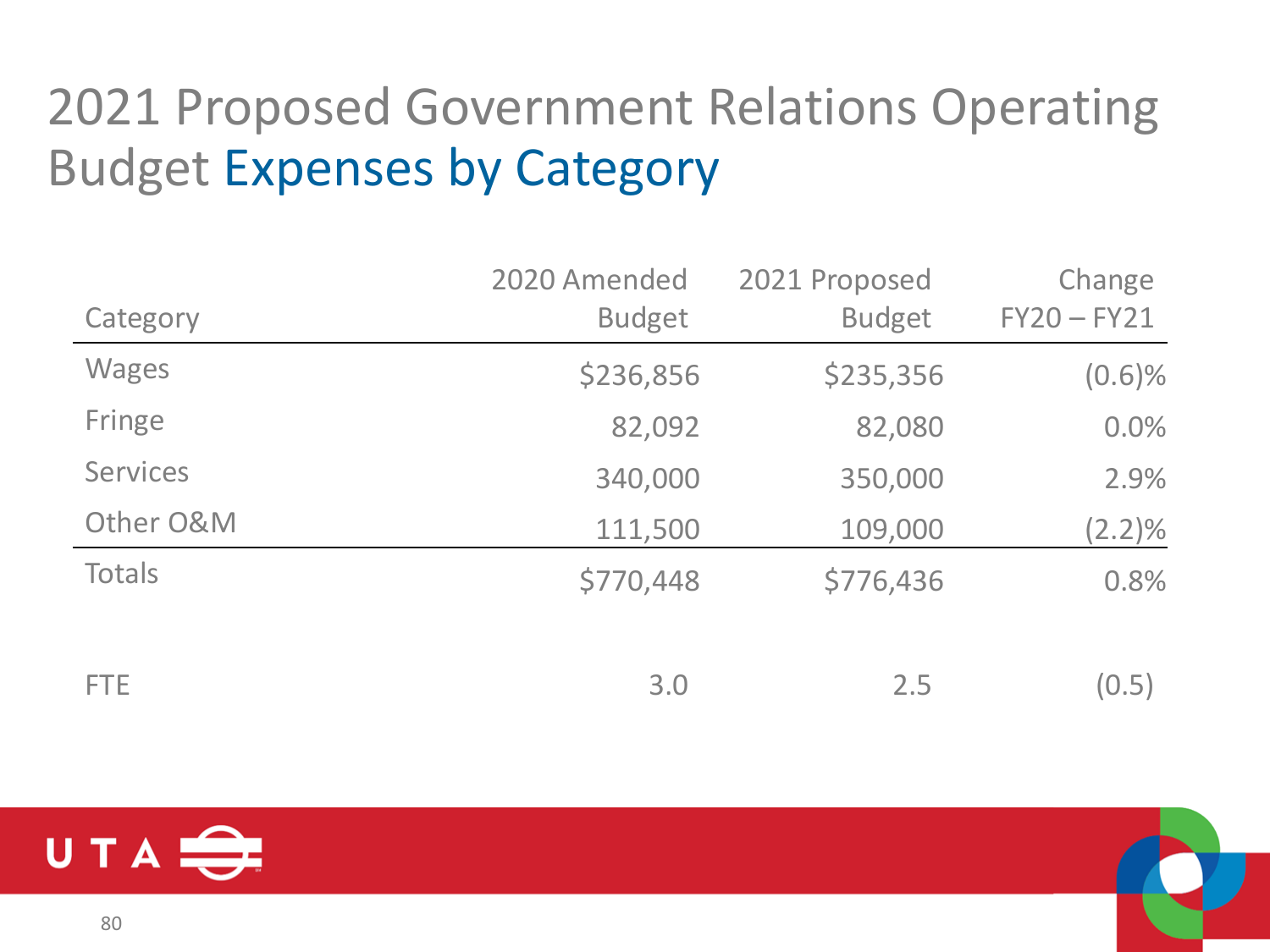# 2021 Proposed Government Relations Operating Budget Expenses by Category

| Category | 2020 Amended Budget | 2021 Proposed Budget | Change FY20 – FY21 |
|---|---|---|---|
| Wages | $236,856 | $235,356 | (0.6)% |
| Fringe | 82,092 | 82,080 | 0.0% |
| Services | 340,000 | 350,000 | 2.9% |
| Other O&M | 111,500 | 109,000 | (2.2)% |
| Totals | $770,448 | $776,436 | 0.8% |
| | | | |
| FTE | 3.0 | 2.5 | (0.5) |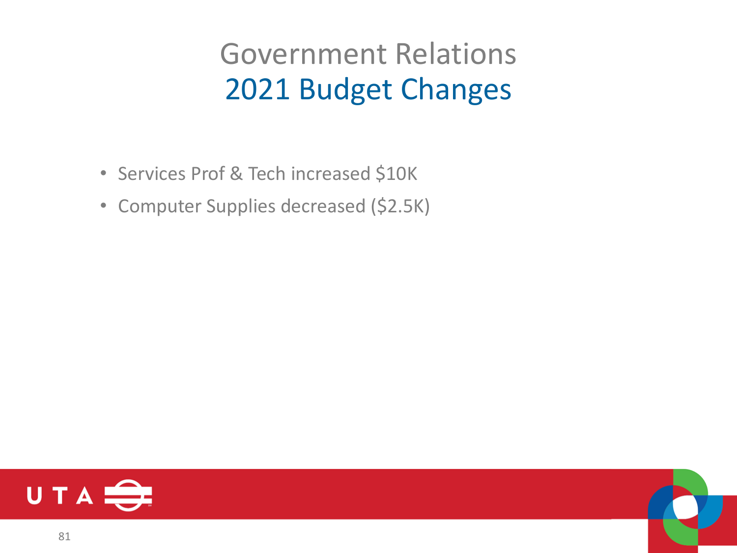# Government Relations
## 2021 Budget Changes

- Services Prof & Tech increased $10K
- Computer Supplies decreased ($2.5K)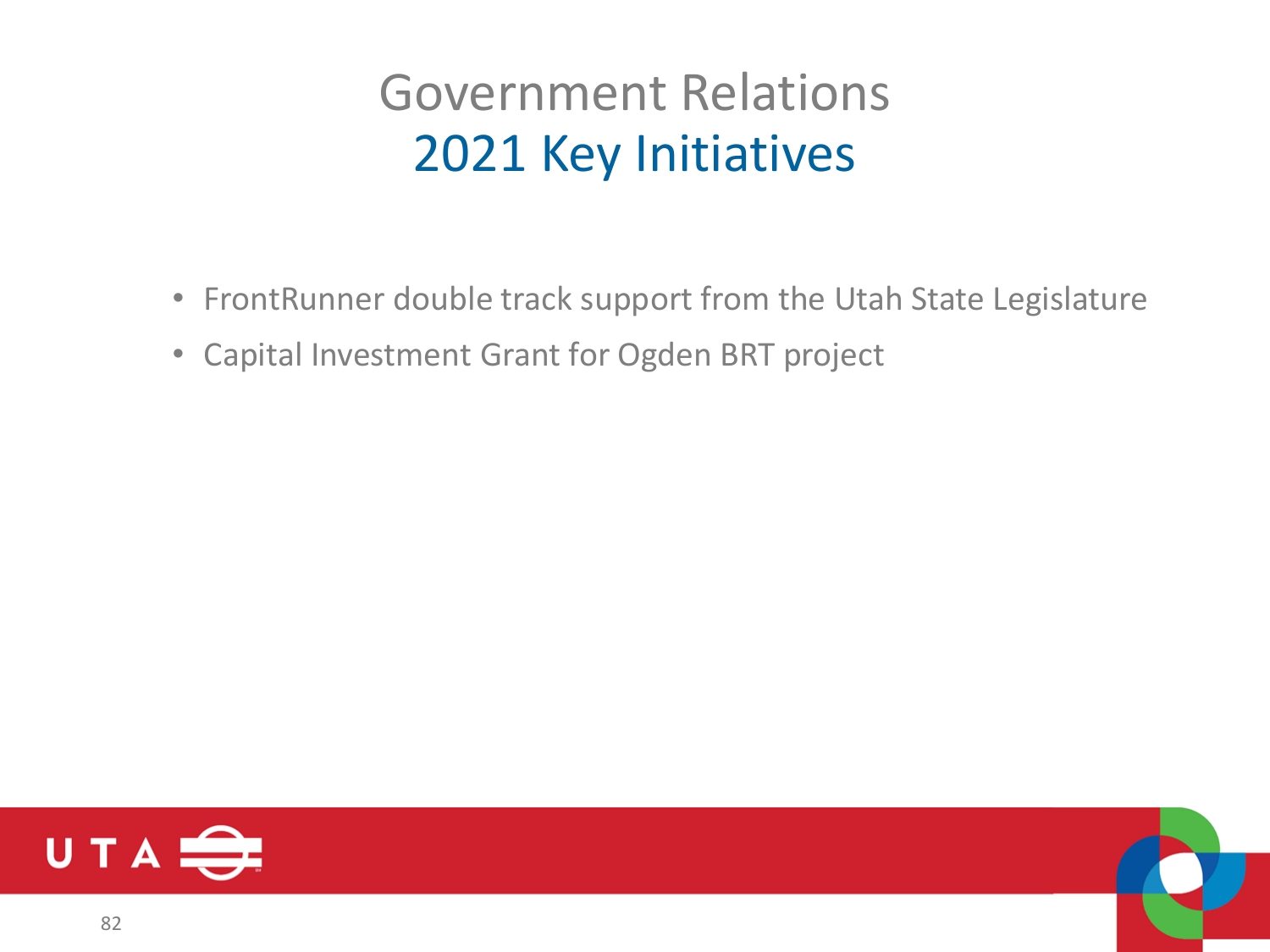# Government Relations
## 2021 Key Initiatives

- FrontRunner double track support from the Utah State Legislature
- Capital Investment Grant for Ogden BRT project